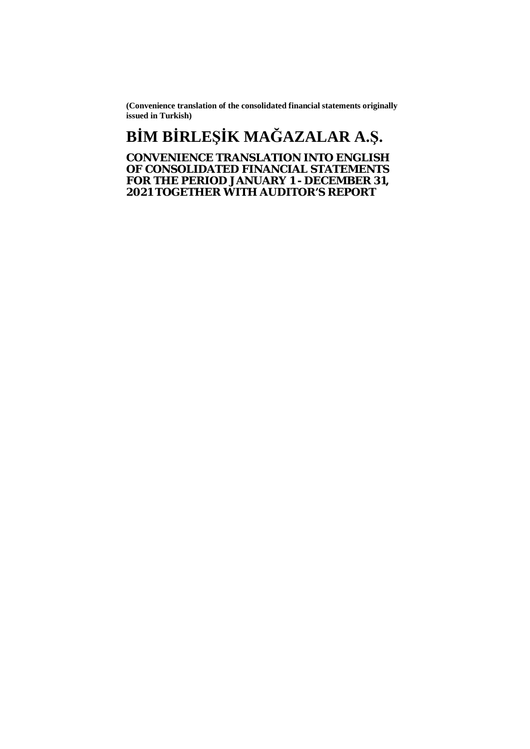**(Convenience translation of the consolidated financial statements originally issued in Turkish)**

# BİM BİRLEŞİK MAĞAZALAR A.Ş.

## CONVENIENCE TRANSLATION INTO ENGLISH OF CONSOLIDATED FINANCIAL STATEMENTS FOR THE PERIOD JANUARY 1 - DECEMBER 31, 2021 TOGETHER WITH AUDITOR'S REPORT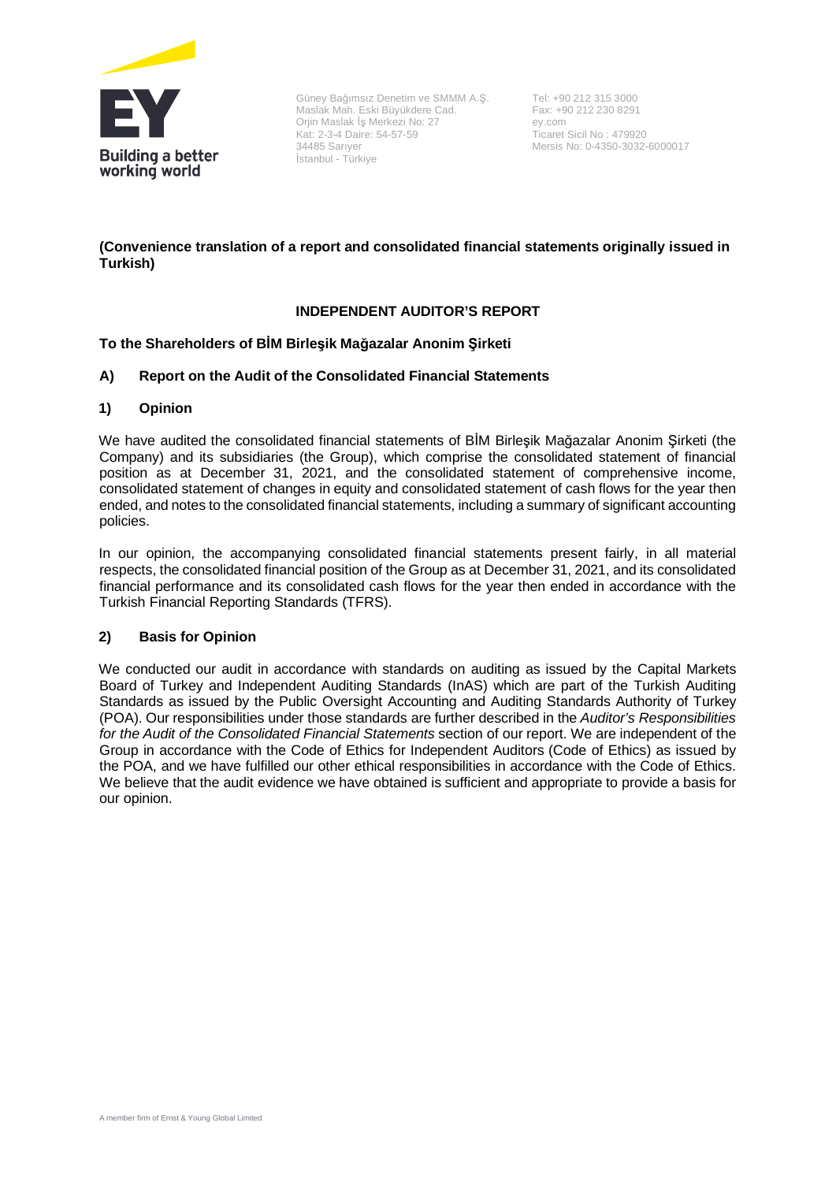Güney Bağımsız Denetim ve SMMM A.Ş.
Maslak Mah. Eski Büyükdere Cad.
Orjin Maslak İş Merkezi No: 27
Kat: 2-3-4 Daire: 54-57-59
34485 Sarıyer
İstanbul - Türkiye

Tel: +90 212 315 3000
Fax: +90 212 230 8291
ey.com
Ticaret Sicil No : 479920
Mersis No: 0-4350-3032-6000017

**(Convenience translation of a report and consolidated financial statements originally issued in Turkish)**

# INDEPENDENT AUDITOR'S REPORT

**To the Shareholders of BİM Birleşik Mağazalar Anonim Şirketi**

## A) Report on the Audit of the Consolidated Financial Statements

### 1) Opinion

We have audited the consolidated financial statements of BİM Birleşik Mağazalar Anonim Şirketi (the Company) and its subsidiaries (the Group), which comprise the consolidated statement of financial position as at December 31, 2021, and the consolidated statement of comprehensive income, consolidated statement of changes in equity and consolidated statement of cash flows for the year then ended, and notes to the consolidated financial statements, including a summary of significant accounting policies.

In our opinion, the accompanying consolidated financial statements present fairly, in all material respects, the consolidated financial position of the Group as at December 31, 2021, and its consolidated financial performance and its consolidated cash flows for the year then ended in accordance with the Turkish Financial Reporting Standards (TFRS).

### 2) Basis for Opinion

We conducted our audit in accordance with standards on auditing as issued by the Capital Markets Board of Turkey and Independent Auditing Standards (InAS) which are part of the Turkish Auditing Standards as issued by the Public Oversight Accounting and Auditing Standards Authority of Turkey (POA). Our responsibilities under those standards are further described in the *Auditor's Responsibilities for the Audit of the Consolidated Financial Statements* section of our report. We are independent of the Group in accordance with the Code of Ethics for Independent Auditors (Code of Ethics) as issued by the POA, and we have fulfilled our other ethical responsibilities in accordance with the Code of Ethics. We believe that the audit evidence we have obtained is sufficient and appropriate to provide a basis for our opinion.

A member firm of Ernst & Young Global Limited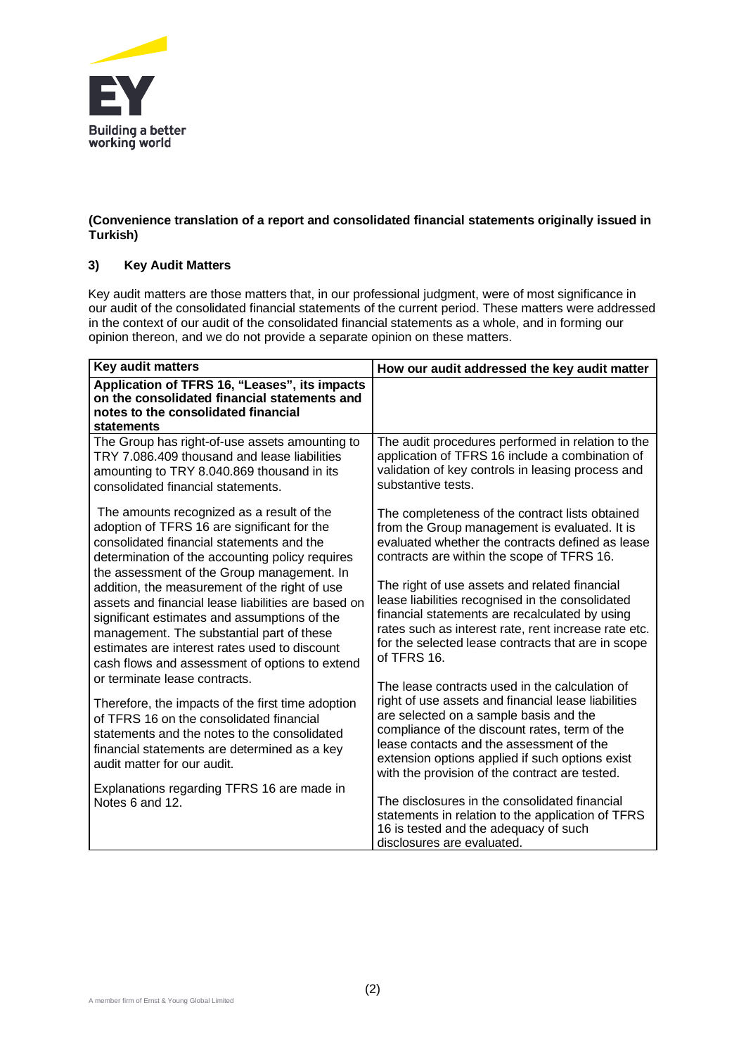**(Convenience translation of a report and consolidated financial statements originally issued in Turkish)**

### 3) Key Audit Matters

Key audit matters are those matters that, in our professional judgment, were of most significance in our audit of the consolidated financial statements of the current period. These matters were addressed in the context of our audit of the consolidated financial statements as a whole, and in forming our opinion thereon, and we do not provide a separate opinion on these matters.

| Key audit matters | How our audit addressed the key audit matter |
|---|---|
| **Application of TFRS 16, "Leases", its impacts on the consolidated financial statements and notes to the consolidated financial statements** | |
| The Group has right-of-use assets amounting to TRY 7.086.409 thousand and lease liabilities amounting to TRY 8.040.869 thousand in its consolidated financial statements.<br><br>The amounts recognized as a result of the adoption of TFRS 16 are significant for the consolidated financial statements and the determination of the accounting policy requires the assessment of the Group management. In addition, the measurement of the right of use assets and financial lease liabilities are based on significant estimates and assumptions of the management. The substantial part of these estimates are interest rates used to discount cash flows and assessment of options to extend or terminate lease contracts.<br><br>Therefore, the impacts of the first time adoption of TFRS 16 on the consolidated financial statements and the notes to the consolidated financial statements are determined as a key audit matter for our audit.<br><br>Explanations regarding TFRS 16 are made in Notes 6 and 12. | The audit procedures performed in relation to the application of TFRS 16 include a combination of validation of key controls in leasing process and substantive tests.<br><br>The completeness of the contract lists obtained from the Group management is evaluated. It is evaluated whether the contracts defined as lease contracts are within the scope of TFRS 16.<br><br>The right of use assets and related financial lease liabilities recognised in the consolidated financial statements are recalculated by using rates such as interest rate, rent increase rate etc. for the selected lease contracts that are in scope of TFRS 16.<br><br>The lease contracts used in the calculation of right of use assets and financial lease liabilities are selected on a sample basis and the compliance of the discount rates, term of the lease contacts and the assessment of the extension options applied if such options exist with the provision of the contract are tested.<br><br>The disclosures in the consolidated financial statements in relation to the application of TFRS 16 is tested and the adequacy of such disclosures are evaluated. |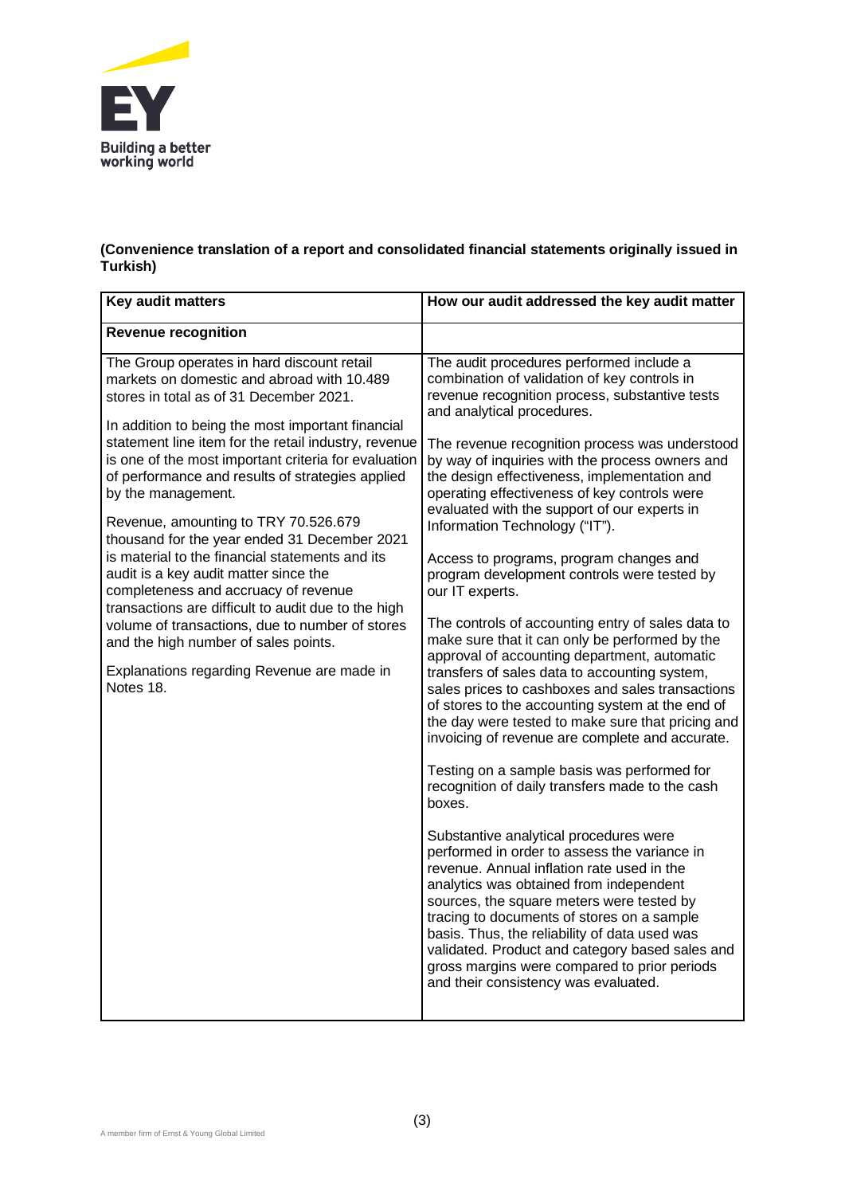**(Convenience translation of a report and consolidated financial statements originally issued in Turkish)**

| Key audit matters | How our audit addressed the key audit matter |
|---|---|
| **Revenue recognition** | |
| The Group operates in hard discount retail markets on domestic and abroad with 10.489 stores in total as of 31 December 2021.<br><br>In addition to being the most important financial statement line item for the retail industry, revenue is one of the most important criteria for evaluation of performance and results of strategies applied by the management.<br><br>Revenue, amounting to TRY 70.526.679 thousand for the year ended 31 December 2021 is material to the financial statements and its audit is a key audit matter since the completeness and accruacy of revenue transactions are difficult to audit due to the high volume of transactions, due to number of stores and the high number of sales points.<br><br>Explanations regarding Revenue are made in Notes 18. | The audit procedures performed include a combination of validation of key controls in revenue recognition process, substantive tests and analytical procedures.<br><br>The revenue recognition process was understood by way of inquiries with the process owners and the design effectiveness, implementation and operating effectiveness of key controls were evaluated with the support of our experts in Information Technology ("IT").<br><br>Access to programs, program changes and program development controls were tested by our IT experts.<br><br>The controls of accounting entry of sales data to make sure that it can only be performed by the approval of accounting department, automatic transfers of sales data to accounting system, sales prices to cashboxes and sales transactions of stores to the accounting system at the end of the day were tested to make sure that pricing and invoicing of revenue are complete and accurate.<br><br>Testing on a sample basis was performed for recognition of daily transfers made to the cash boxes.<br><br>Substantive analytical procedures were performed in order to assess the variance in revenue. Annual inflation rate used in the analytics was obtained from independent sources, the square meters were tested by tracing to documents of stores on a sample basis. Thus, the reliability of data used was validated. Product and category based sales and gross margins were compared to prior periods and their consistency was evaluated. |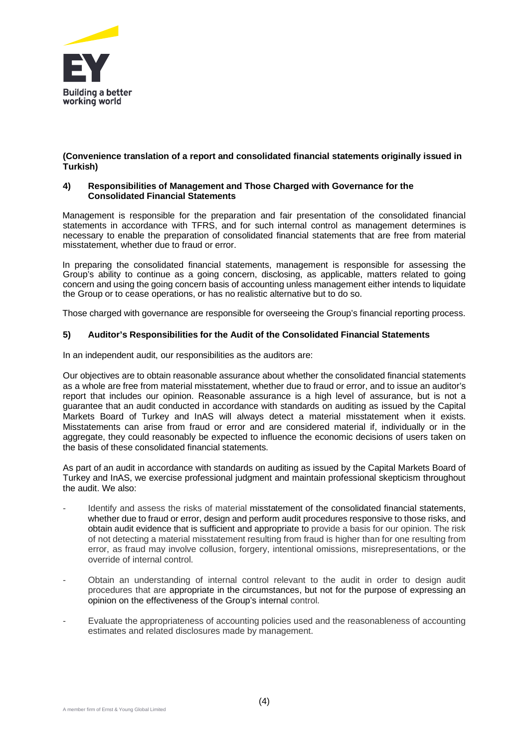**(Convenience translation of a report and consolidated financial statements originally issued in Turkish)**

## 4) Responsibilities of Management and Those Charged with Governance for the Consolidated Financial Statements

Management is responsible for the preparation and fair presentation of the consolidated financial statements in accordance with TFRS, and for such internal control as management determines is necessary to enable the preparation of consolidated financial statements that are free from material misstatement, whether due to fraud or error.

In preparing the consolidated financial statements, management is responsible for assessing the Group's ability to continue as a going concern, disclosing, as applicable, matters related to going concern and using the going concern basis of accounting unless management either intends to liquidate the Group or to cease operations, or has no realistic alternative but to do so.

Those charged with governance are responsible for overseeing the Group's financial reporting process.

## 5) Auditor's Responsibilities for the Audit of the Consolidated Financial Statements

In an independent audit, our responsibilities as the auditors are:

Our objectives are to obtain reasonable assurance about whether the consolidated financial statements as a whole are free from material misstatement, whether due to fraud or error, and to issue an auditor's report that includes our opinion. Reasonable assurance is a high level of assurance, but is not a guarantee that an audit conducted in accordance with standards on auditing as issued by the Capital Markets Board of Turkey and InAS will always detect a material misstatement when it exists. Misstatements can arise from fraud or error and are considered material if, individually or in the aggregate, they could reasonably be expected to influence the economic decisions of users taken on the basis of these consolidated financial statements.

As part of an audit in accordance with standards on auditing as issued by the Capital Markets Board of Turkey and InAS, we exercise professional judgment and maintain professional skepticism throughout the audit. We also:

- Identify and assess the risks of material misstatement of the consolidated financial statements, whether due to fraud or error, design and perform audit procedures responsive to those risks, and obtain audit evidence that is sufficient and appropriate to provide a basis for our opinion. The risk of not detecting a material misstatement resulting from fraud is higher than for one resulting from error, as fraud may involve collusion, forgery, intentional omissions, misrepresentations, or the override of internal control.

- Obtain an understanding of internal control relevant to the audit in order to design audit procedures that are appropriate in the circumstances, but not for the purpose of expressing an opinion on the effectiveness of the Group's internal control.

- Evaluate the appropriateness of accounting policies used and the reasonableness of accounting estimates and related disclosures made by management.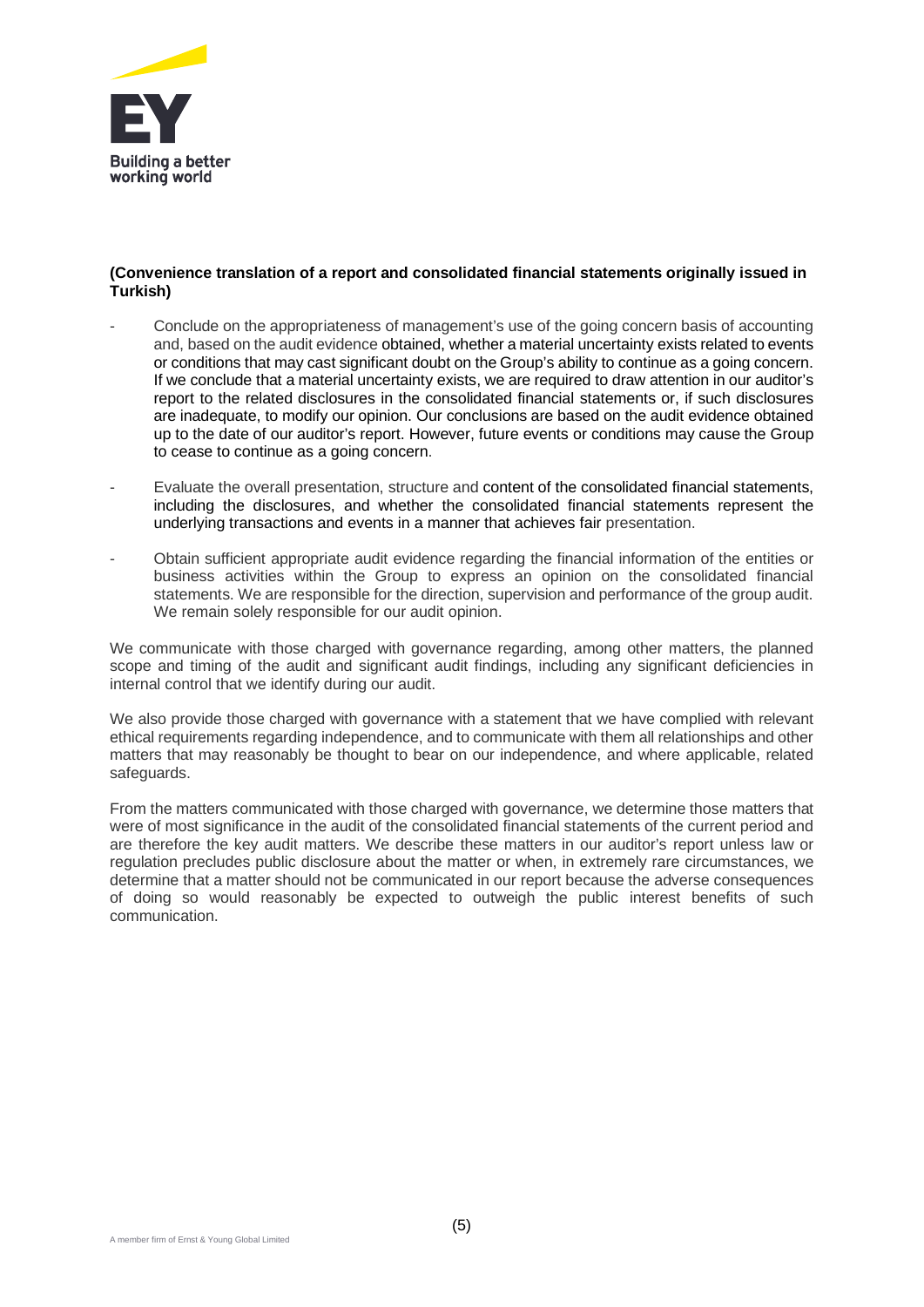**(Convenience translation of a report and consolidated financial statements originally issued in Turkish)**

- Conclude on the appropriateness of management's use of the going concern basis of accounting and, based on the audit evidence obtained, whether a material uncertainty exists related to events or conditions that may cast significant doubt on the Group's ability to continue as a going concern. If we conclude that a material uncertainty exists, we are required to draw attention in our auditor's report to the related disclosures in the consolidated financial statements or, if such disclosures are inadequate, to modify our opinion. Our conclusions are based on the audit evidence obtained up to the date of our auditor's report. However, future events or conditions may cause the Group to cease to continue as a going concern.

- Evaluate the overall presentation, structure and content of the consolidated financial statements, including the disclosures, and whether the consolidated financial statements represent the underlying transactions and events in a manner that achieves fair presentation.

- Obtain sufficient appropriate audit evidence regarding the financial information of the entities or business activities within the Group to express an opinion on the consolidated financial statements. We are responsible for the direction, supervision and performance of the group audit. We remain solely responsible for our audit opinion.

We communicate with those charged with governance regarding, among other matters, the planned scope and timing of the audit and significant audit findings, including any significant deficiencies in internal control that we identify during our audit.

We also provide those charged with governance with a statement that we have complied with relevant ethical requirements regarding independence, and to communicate with them all relationships and other matters that may reasonably be thought to bear on our independence, and where applicable, related safeguards.

From the matters communicated with those charged with governance, we determine those matters that were of most significance in the audit of the consolidated financial statements of the current period and are therefore the key audit matters. We describe these matters in our auditor's report unless law or regulation precludes public disclosure about the matter or when, in extremely rare circumstances, we determine that a matter should not be communicated in our report because the adverse consequences of doing so would reasonably be expected to outweigh the public interest benefits of such communication.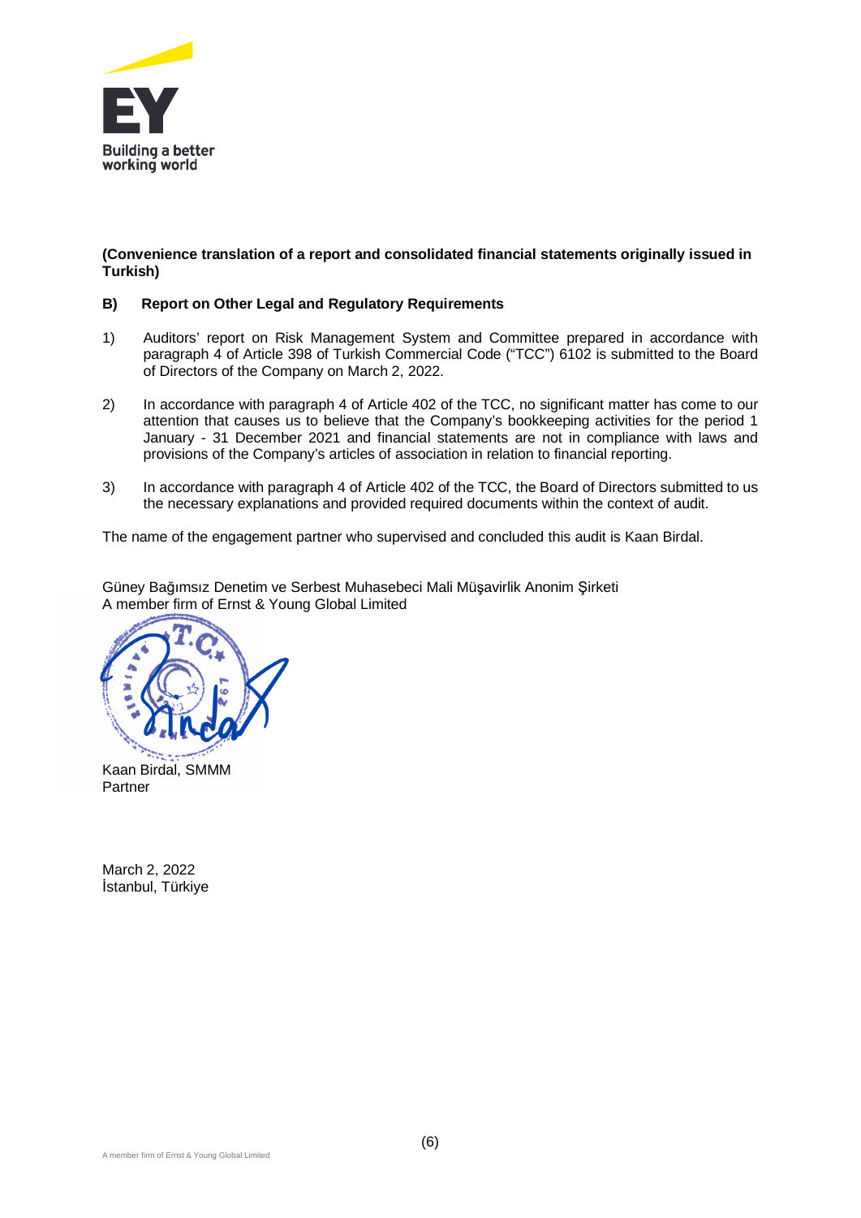**(Convenience translation of a report and consolidated financial statements originally issued in Turkish)**

**B) Report on Other Legal and Regulatory Requirements**

1) Auditors' report on Risk Management System and Committee prepared in accordance with paragraph 4 of Article 398 of Turkish Commercial Code ("TCC") 6102 is submitted to the Board of Directors of the Company on March 2, 2022.

2) In accordance with paragraph 4 of Article 402 of the TCC, no significant matter has come to our attention that causes us to believe that the Company's bookkeeping activities for the period 1 January - 31 December 2021 and financial statements are not in compliance with laws and provisions of the Company's articles of association in relation to financial reporting.

3) In accordance with paragraph 4 of Article 402 of the TCC, the Board of Directors submitted to us the necessary explanations and provided required documents within the context of audit.

The name of the engagement partner who supervised and concluded this audit is Kaan Birdal.

Güney Bağımsız Denetim ve Serbest Muhasebeci Mali Müşavirlik Anonim Şirketi
A member firm of Ernst & Young Global Limited

Kaan Birdal, SMMM
Partner

March 2, 2022
İstanbul, Türkiye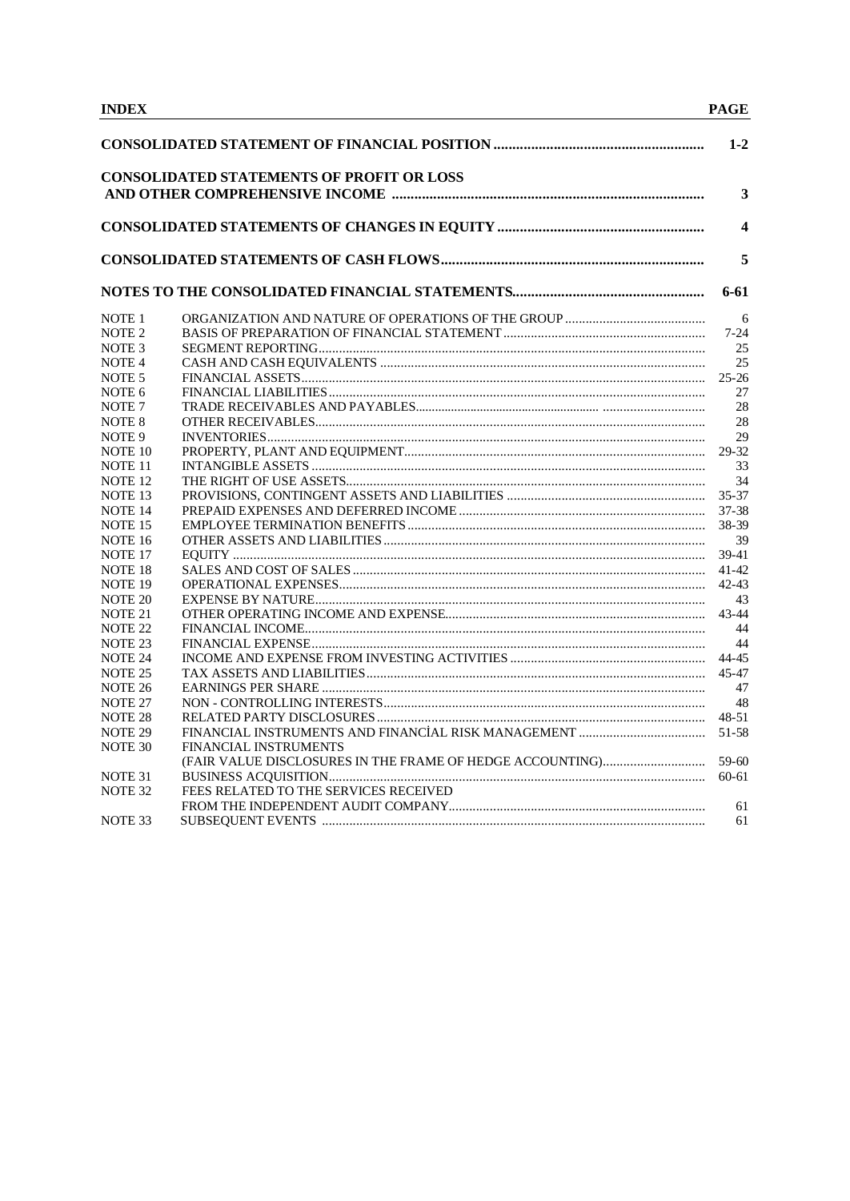| INDEX | | PAGE |
|---|---|---|
| **CONSOLIDATED STATEMENT OF FINANCIAL POSITION** | | **1-2** |
| **CONSOLIDATED STATEMENTS OF PROFIT OR LOSS AND OTHER COMPREHENSIVE INCOME** | | **3** |
| **CONSOLIDATED STATEMENTS OF CHANGES IN EQUITY** | | **4** |
| **CONSOLIDATED STATEMENTS OF CASH FLOWS** | | **5** |
| **NOTES TO THE CONSOLIDATED FINANCIAL STATEMENTS** | | **6-61** |
| NOTE 1 | ORGANIZATION AND NATURE OF OPERATIONS OF THE GROUP | 6 |
| NOTE 2 | BASIS OF PREPARATION OF FINANCIAL STATEMENT | 7-24 |
| NOTE 3 | SEGMENT REPORTING | 25 |
| NOTE 4 | CASH AND CASH EQUIVALENTS | 25 |
| NOTE 5 | FINANCIAL ASSETS | 25-26 |
| NOTE 6 | FINANCIAL LIABILITIES | 27 |
| NOTE 7 | TRADE RECEIVABLES AND PAYABLES | 28 |
| NOTE 8 | OTHER RECEIVABLES | 28 |
| NOTE 9 | INVENTORIES | 29 |
| NOTE 10 | PROPERTY, PLANT AND EQUIPMENT | 29-32 |
| NOTE 11 | INTANGIBLE ASSETS | 33 |
| NOTE 12 | THE RIGHT OF USE ASSETS | 34 |
| NOTE 13 | PROVISIONS, CONTINGENT ASSETS AND LIABILITIES | 35-37 |
| NOTE 14 | PREPAID EXPENSES AND DEFERRED INCOME | 37-38 |
| NOTE 15 | EMPLOYEE TERMINATION BENEFITS | 38-39 |
| NOTE 16 | OTHER ASSETS AND LIABILITIES | 39 |
| NOTE 17 | EQUITY | 39-41 |
| NOTE 18 | SALES AND COST OF SALES | 41-42 |
| NOTE 19 | OPERATIONAL EXPENSES | 42-43 |
| NOTE 20 | EXPENSE BY NATURE | 43 |
| NOTE 21 | OTHER OPERATING INCOME AND EXPENSE | 43-44 |
| NOTE 22 | FINANCIAL INCOME | 44 |
| NOTE 23 | FINANCIAL EXPENSE | 44 |
| NOTE 24 | INCOME AND EXPENSE FROM INVESTING ACTIVITIES | 44-45 |
| NOTE 25 | TAX ASSETS AND LIABILITIES | 45-47 |
| NOTE 26 | EARNINGS PER SHARE | 47 |
| NOTE 27 | NON - CONTROLLING INTERESTS | 48 |
| NOTE 28 | RELATED PARTY DISCLOSURES | 48-51 |
| NOTE 29 | FINANCIAL INSTRUMENTS AND FINANCİAL RISK MANAGEMENT | 51-58 |
| NOTE 30 | FINANCIAL INSTRUMENTS (FAIR VALUE DISCLOSURES IN THE FRAME OF HEDGE ACCOUNTING) | 59-60 |
| NOTE 31 | BUSINESS ACQUISITION | 60-61 |
| NOTE 32 | FEES RELATED TO THE SERVICES RECEIVED FROM THE INDEPENDENT AUDIT COMPANY | 61 |
| NOTE 33 | SUBSEQUENT EVENTS | 61 |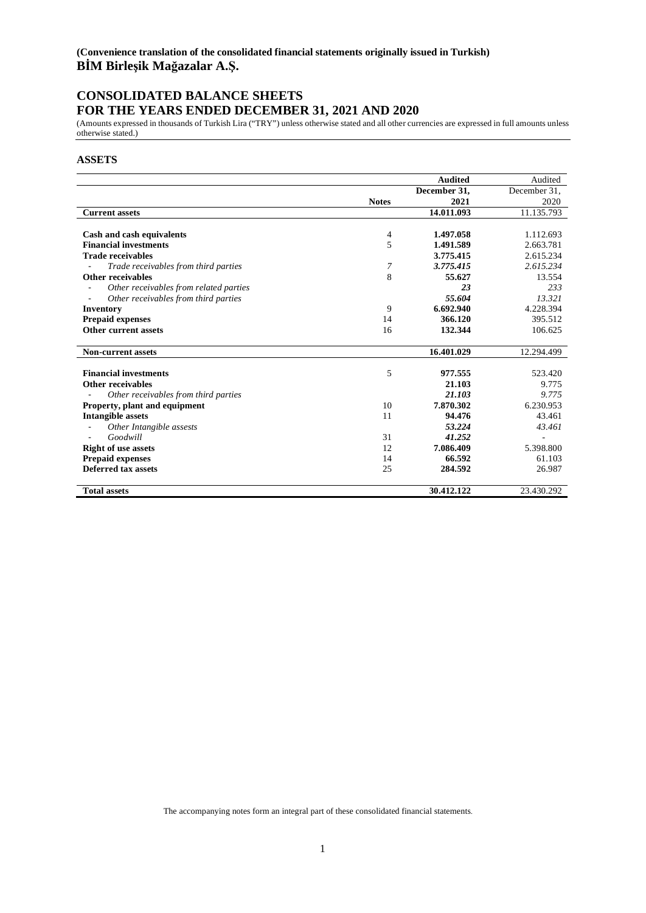**(Convenience translation of the consolidated financial statements originally issued in Turkish)**
**BİM Birleşik Mağazalar A.Ş.**

# CONSOLIDATED BALANCE SHEETS
# FOR THE YEARS ENDED DECEMBER 31, 2021 AND 2020

(Amounts expressed in thousands of Turkish Lira ("TRY") unless otherwise stated and all other currencies are expressed in full amounts unless otherwise stated.)

## ASSETS

| | Notes | **Audited December 31, 2021** | Audited December 31, 2020 |
|---|---|---|---|
| **Current assets** | | **14.011.093** | 11.135.793 |
| | | | |
| **Cash and cash equivalents** | 4 | **1.497.058** | 1.112.693 |
| **Financial investments** | 5 | **1.491.589** | 2.663.781 |
| **Trade receivables** | | **3.775.415** | 2.615.234 |
| - *Trade receivables from third parties* | *7* | ***3.775.415*** | *2.615.234* |
| **Other receivables** | 8 | **55.627** | 13.554 |
| - *Other receivables from related parties* | | ***23*** | *233* |
| - *Other receivables from third parties* | | ***55.604*** | *13.321* |
| **Inventory** | 9 | **6.692.940** | 4.228.394 |
| **Prepaid expenses** | 14 | **366.120** | 395.512 |
| **Other current assets** | 16 | **132.344** | 106.625 |
| | | | |
| **Non-current assets** | | **16.401.029** | 12.294.499 |
| | | | |
| **Financial investments** | 5 | **977.555** | 523.420 |
| **Other receivables** | | **21.103** | 9.775 |
| - *Other receivables from third parties* | | ***21.103*** | *9.775* |
| **Property, plant and equipment** | 10 | **7.870.302** | 6.230.953 |
| **Intangible assets** | 11 | **94.476** | 43.461 |
| - *Other Intangible assests* | | ***53.224*** | *43.461* |
| - *Goodwill* | 31 | ***41.252*** | - |
| **Right of use assets** | 12 | **7.086.409** | 5.398.800 |
| **Prepaid expenses** | 14 | **66.592** | 61.103 |
| **Deferred tax assets** | 25 | **284.592** | 26.987 |
| | | | |
| **Total assets** | | **30.412.122** | 23.430.292 |

The accompanying notes form an integral part of these consolidated financial statements.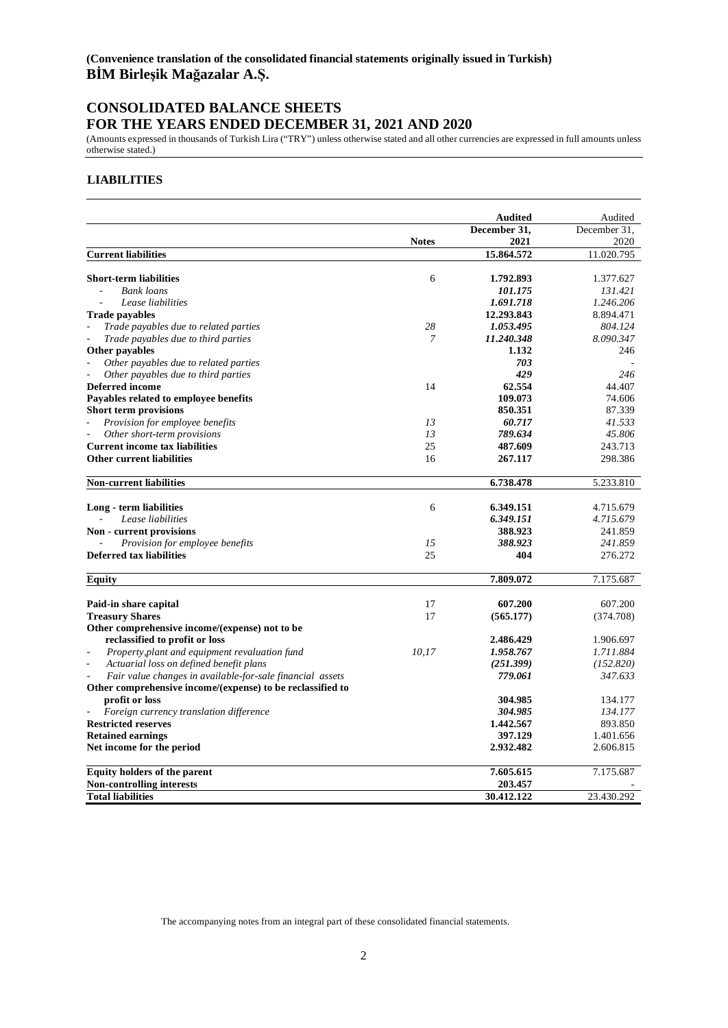**(Convenience translation of the consolidated financial statements originally issued in Turkish)**
**BİM Birleşik Mağazalar A.Ş.**

# CONSOLIDATED BALANCE SHEETS
# FOR THE YEARS ENDED DECEMBER 31, 2021 AND 2020

(Amounts expressed in thousands of Turkish Lira ("TRY") unless otherwise stated and all other currencies are expressed in full amounts unless otherwise stated.)

## LIABILITIES

| | Notes | Audited December 31, 2021 | Audited December 31, 2020 |
|---|---|---|---|
| **Current liabilities** | | **15.864.572** | 11.020.795 |
| | | | |
| **Short-term liabilities** | 6 | **1.792.893** | 1.377.627 |
| - *Bank loans* | | ***101.175*** | *131.421* |
| - *Lease liabilities* | | ***1.691.718*** | *1.246.206* |
| **Trade payables** | | **12.293.843** | 8.894.471 |
| - *Trade payables due to related parties* | *28* | ***1.053.495*** | *804.124* |
| - *Trade payables due to third parties* | *7* | ***11.240.348*** | *8.090.347* |
| **Other payables** | | **1.132** | 246 |
| - *Other payables due to related parties* | | ***703*** | - |
| - *Other payables due to third parties* | | ***429*** | *246* |
| **Deferred income** | 14 | **62.554** | 44.407 |
| **Payables related to employee benefits** | | **109.073** | 74.606 |
| **Short term provisions** | | **850.351** | 87.339 |
| - *Provision for employee benefits* | *13* | ***60.717*** | *41.533* |
| - *Other short-term provisions* | *13* | ***789.634*** | *45.806* |
| **Current income tax liabilities** | 25 | **487.609** | 243.713 |
| **Other current liabilities** | 16 | **267.117** | 298.386 |
| | | | |
| **Non-current liabilities** | | **6.738.478** | 5.233.810 |
| | | | |
| **Long - term liabilities** | 6 | **6.349.151** | 4.715.679 |
| - *Lease liabilities* | | ***6.349.151*** | *4.715.679* |
| **Non - current provisions** | | **388.923** | 241.859 |
| - *Provision for employee benefits* | *15* | ***388.923*** | *241.859* |
| **Deferred tax liabilities** | 25 | **404** | 276.272 |
| | | | |
| **Equity** | | **7.809.072** | 7.175.687 |
| | | | |
| **Paid-in share capital** | 17 | **607.200** | 607.200 |
| **Treasury Shares** | 17 | **(565.177)** | (374.708) |
| **Other comprehensive income/(expense) not to be reclassified to profit or loss** | | **2.486.429** | 1.906.697 |
| - *Property,plant and equipment revaluation fund* | *10,17* | ***1.958.767*** | *1.711.884* |
| - *Actuarial loss on defined benefit plans* | | ***(251.399)*** | *(152.820)* |
| - *Fair value changes in available-for-sale financial assets* | | ***779.061*** | *347.633* |
| **Other comprehensive income/(expense) to be reclassified to profit or loss** | | **304.985** | 134.177 |
| - *Foreign currency translation difference* | | ***304.985*** | *134.177* |
| **Restricted reserves** | | **1.442.567** | 893.850 |
| **Retained earnings** | | **397.129** | 1.401.656 |
| **Net income for the period** | | **2.932.482** | 2.606.815 |
| | | | |
| **Equity holders of the parent** | | **7.605.615** | 7.175.687 |
| **Non-controlling interests** | | **203.457** | - |
| **Total liabilities** | | **30.412.122** | 23.430.292 |

The accompanying notes from an integral part of these consolidated financial statements.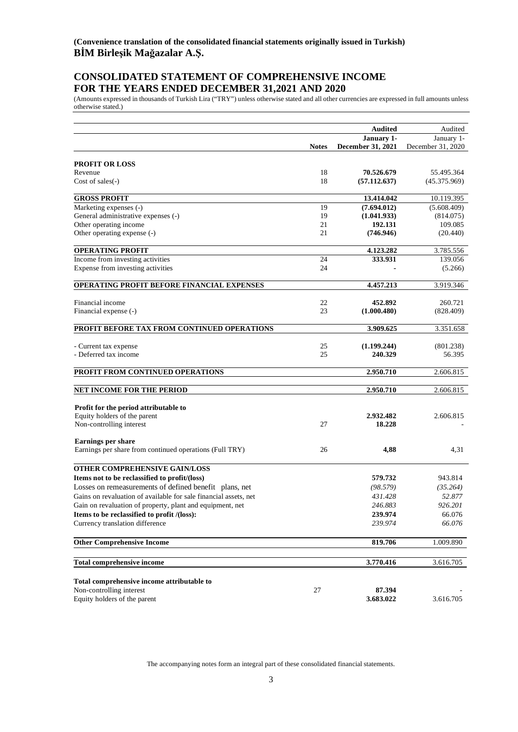**(Convenience translation of the consolidated financial statements originally issued in Turkish)**
**BİM Birleşik Mağazalar A.Ş.**

## CONSOLIDATED STATEMENT OF COMPREHENSIVE INCOME FOR THE YEARS ENDED DECEMBER 31,2021 AND 2020

(Amounts expressed in thousands of Turkish Lira ("TRY") unless otherwise stated and all other currencies are expressed in full amounts unless otherwise stated.)

| | Notes | **Audited January 1- December 31, 2021** | Audited January 1- December 31, 2020 |
|---|---|---|---|
| **PROFIT OR LOSS** | | | |
| Revenue | 18 | **70.526.679** | 55.495.364 |
| Cost of sales(-) | 18 | **(57.112.637)** | (45.375.969) |
| **GROSS PROFIT** | | **13.414.042** | 10.119.395 |
| Marketing expenses (-) | 19 | **(7.694.012)** | (5.608.409) |
| General administrative expenses (-) | 19 | **(1.041.933)** | (814.075) |
| Other operating income | 21 | **192.131** | 109.085 |
| Other operating expense (-) | 21 | **(746.946)** | (20.440) |
| **OPERATING PROFIT** | | **4.123.282** | 3.785.556 |
| Income from investing activities | 24 | **333.931** | 139.056 |
| Expense from investing activities | 24 | - | (5.266) |
| **OPERATING PROFIT BEFORE FINANCIAL EXPENSES** | | **4.457.213** | 3.919.346 |
| Financial income | 22 | **452.892** | 260.721 |
| Financial expense (-) | 23 | **(1.000.480)** | (828.409) |
| **PROFIT BEFORE TAX FROM CONTINUED OPERATIONS** | | **3.909.625** | 3.351.658 |
| - Current tax expense | 25 | **(1.199.244)** | (801.238) |
| - Deferred tax income | 25 | **240.329** | 56.395 |
| **PROFIT FROM CONTINUED OPERATIONS** | | **2.950.710** | 2.606.815 |
| **NET INCOME FOR THE PERIOD** | | **2.950.710** | 2.606.815 |
| **Profit for the period attributable to** | | | |
| Equity holders of the parent | | **2.932.482** | 2.606.815 |
| Non-controlling interest | 27 | **18.228** | - |
| **Earnings per share** | | | |
| Earnings per share from continued operations (Full TRY) | 26 | **4,88** | 4,31 |
| **OTHER COMPREHENSIVE GAIN/LOSS** | | | |
| **Items not to be reclassified to profit/(loss)** | | **579.732** | 943.814 |
| Losses on remeasurements of defined benefit plans, net | | *(98.579)* | *(35.264)* |
| Gains on revaluation of available for sale financial assets, net | | *431.428* | *52.877* |
| Gain on revaluation of property, plant and equipment, net | | *246.883* | *926.201* |
| **Items to be reclassified to profit /(loss):** | | **239.974** | 66.076 |
| Currency translation difference | | *239.974* | *66.076* |
| **Other Comprehensive Income** | | **819.706** | 1.009.890 |
| **Total comprehensive income** | | **3.770.416** | 3.616.705 |
| **Total comprehensive income attributable to** | | | |
| Non-controlling interest | 27 | **87.394** | - |
| Equity holders of the parent | | **3.683.022** | 3.616.705 |

The accompanying notes form an integral part of these consolidated financial statements.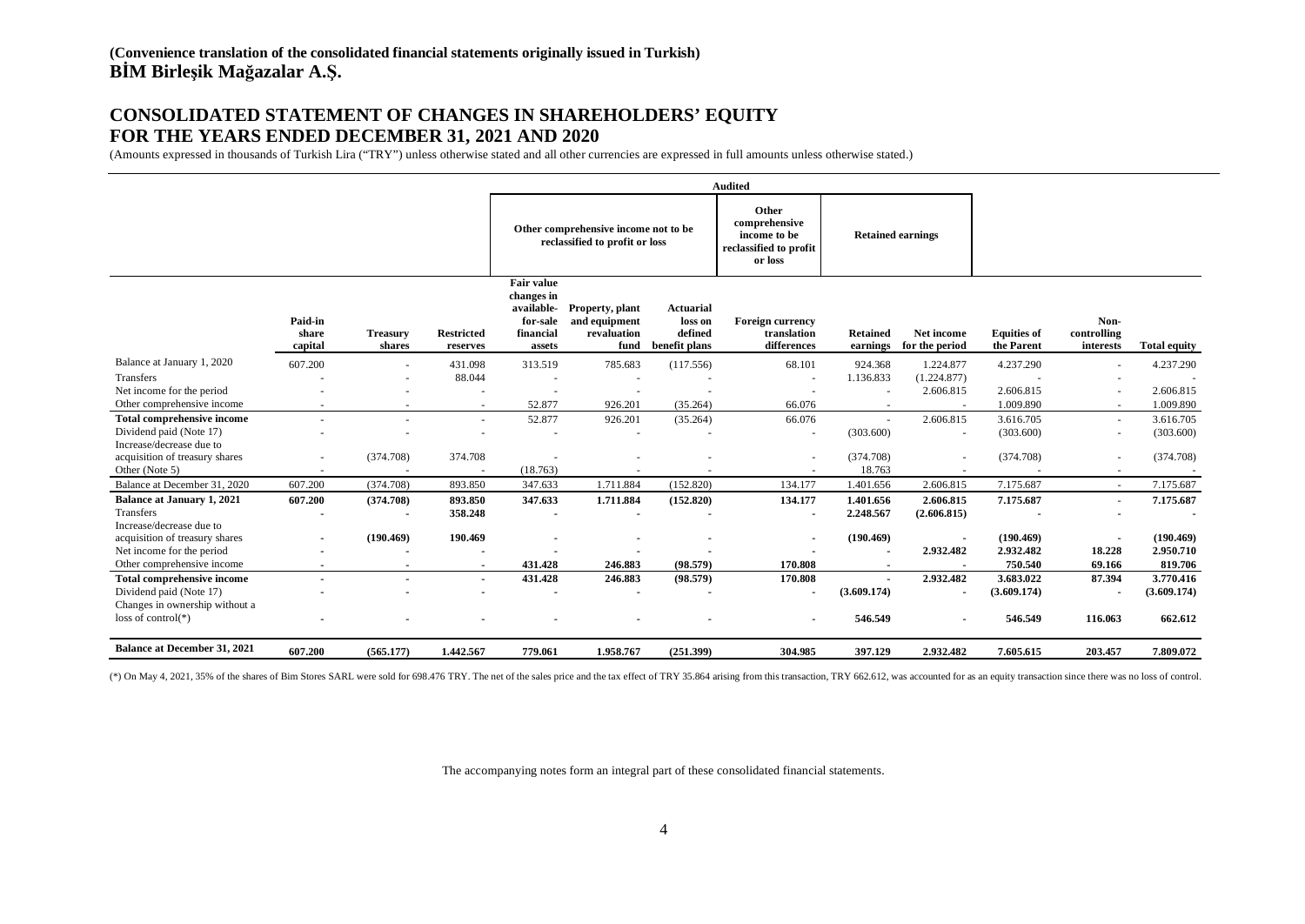**(Convenience translation of the consolidated financial statements originally issued in Turkish)**
**BİM Birleşik Mağazalar A.Ş.**

## CONSOLIDATED STATEMENT OF CHANGES IN SHAREHOLDERS' EQUITY FOR THE YEARS ENDED DECEMBER 31, 2021 AND 2020

(Amounts expressed in thousands of Turkish Lira ("TRY") unless otherwise stated and all other currencies are expressed in full amounts unless otherwise stated.)

| | Audited | | | | | | | | | | | |
|---|---|---|---|---|---|---|---|---|---|---|---|---|
| | | | | Other comprehensive income not to be reclassified to profit or loss | | | Other comprehensive income to be reclassified to profit or loss | Retained earnings | | | | |
| | Paid-in share capital | Treasury shares | Restricted reserves | Fair value changes in available-for-sale financial assets | Property, plant and equipment revaluation fund | Actuarial loss on defined benefit plans | Foreign currency translation differences | Retained earnings | Net income for the period | Equities of the Parent | Non-controlling interests | Total equity |
| Balance at January 1, 2020 | 607.200 | - | 431.098 | 313.519 | 785.683 | (117.556) | 68.101 | 924.368 | 1.224.877 | 4.237.290 | - | 4.237.290 |
| Transfers | - | - | 88.044 | - | - | - | - | 1.136.833 | (1.224.877) | - | - | - |
| Net income for the period | - | - | - | - | - | - | - | - | 2.606.815 | 2.606.815 | - | 2.606.815 |
| Other comprehensive income | - | - | - | 52.877 | 926.201 | (35.264) | 66.076 | - | - | 1.009.890 | - | 1.009.890 |
| Total comprehensive income | - | - | - | 52.877 | 926.201 | (35.264) | 66.076 | - | 2.606.815 | 3.616.705 | - | 3.616.705 |
| Dividend paid (Note 17) | - | - | - | - | - | - | - | (303.600) | - | (303.600) | - | (303.600) |
| Increase/decrease due to acquisition of treasury shares | - | (374.708) | 374.708 | - | - | - | - | (374.708) | - | (374.708) | - | (374.708) |
| Other (Note 5) | - | - | - | (18.763) | - | - | - | 18.763 | - | - | - | - |
| Balance at December 31, 2020 | 607.200 | (374.708) | 893.850 | 347.633 | 1.711.884 | (152.820) | 134.177 | 1.401.656 | 2.606.815 | 7.175.687 | - | 7.175.687 |
| **Balance at January 1, 2021** | **607.200** | **(374.708)** | **893.850** | **347.633** | **1.711.884** | **(152.820)** | **134.177** | **1.401.656** | **2.606.815** | **7.175.687** | **-** | **7.175.687** |
| Transfers | - | - | **358.248** | - | - | - | - | **2.248.567** | **(2.606.815)** | - | - | - |
| Increase/decrease due to acquisition of treasury shares | - | **(190.469)** | **190.469** | - | - | - | - | **(190.469)** | - | **(190.469)** | - | **(190.469)** |
| Net income for the period | - | - | - | - | - | - | - | - | **2.932.482** | **2.932.482** | **18.228** | **2.950.710** |
| Other comprehensive income | - | - | - | **431.428** | **246.883** | **(98.579)** | **170.808** | - | - | **750.540** | **69.166** | **819.706** |
| **Total comprehensive income** | - | - | - | **431.428** | **246.883** | **(98.579)** | **170.808** | - | **2.932.482** | **3.683.022** | **87.394** | **3.770.416** |
| Dividend paid (Note 17) | - | - | - | - | - | - | - | **(3.609.174)** | - | **(3.609.174)** | - | **(3.609.174)** |
| Changes in ownership without a loss of control(*) | - | - | - | - | - | - | - | **546.549** | - | **546.549** | **116.063** | **662.612** |
| **Balance at December 31, 2021** | **607.200** | **(565.177)** | **1.442.567** | **779.061** | **1.958.767** | **(251.399)** | **304.985** | **397.129** | **2.932.482** | **7.605.615** | **203.457** | **7.809.072** |

(*) On May 4, 2021, 35% of the shares of Bim Stores SARL were sold for 698.476 TRY. The net of the sales price and the tax effect of TRY 35.864 arising from this transaction, TRY 662.612, was accounted for as an equity transaction since there was no loss of control.

The accompanying notes form an integral part of these consolidated financial statements.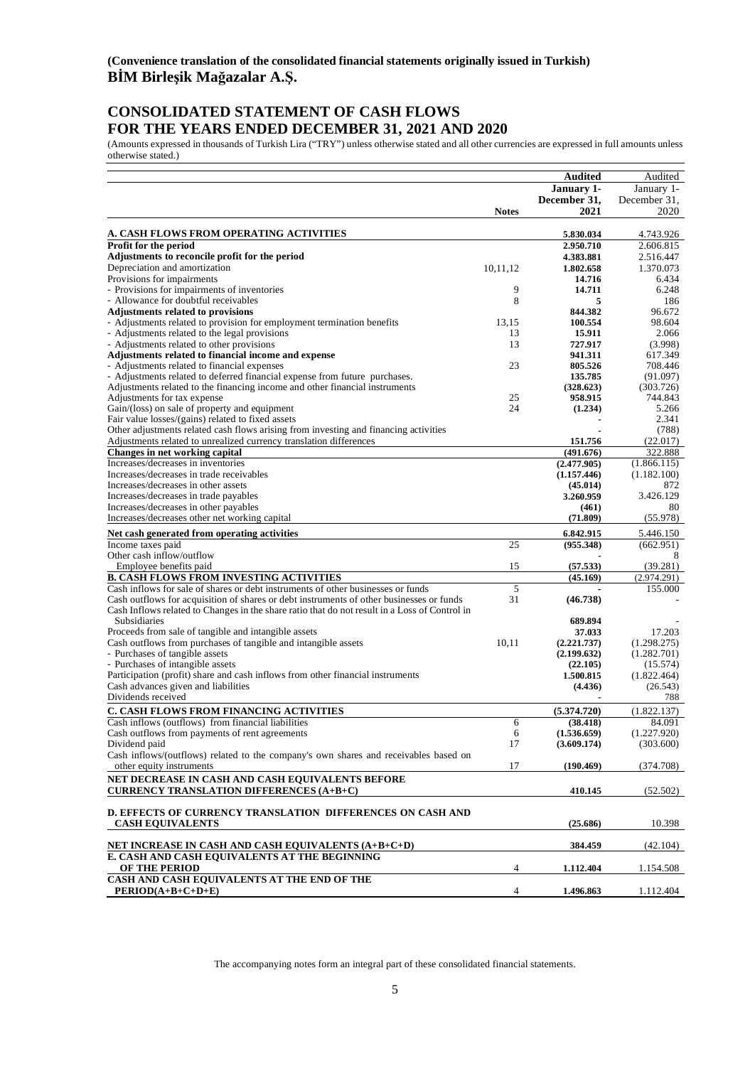**(Convenience translation of the consolidated financial statements originally issued in Turkish)**
**BİM Birleşik Mağazalar A.Ş.**

# CONSOLIDATED STATEMENT OF CASH FLOWS FOR THE YEARS ENDED DECEMBER 31, 2021 AND 2020

(Amounts expressed in thousands of Turkish Lira ("TRY") unless otherwise stated and all other currencies are expressed in full amounts unless otherwise stated.)

| | Notes | **Audited January 1- December 31, 2021** | Audited January 1- December 31, 2020 |
|---|---|---|---|
| **A. CASH FLOWS FROM OPERATING ACTIVITIES** | | **5.830.034** | 4.743.926 |
| **Profit for the period** | | **2.950.710** | 2.606.815 |
| **Adjustments to reconcile profit for the period** | | **4.383.881** | 2.516.447 |
| Depreciation and amortization | 10,11,12 | **1.802.658** | 1.370.073 |
| Provisions for impairments | | **14.716** | 6.434 |
| - Provisions for impairments of inventories | 9 | **14.711** | 6.248 |
| - Allowance for doubtful receivables | 8 | **5** | 186 |
| **Adjustments related to provisions** | | **844.382** | 96.672 |
| - Adjustments related to provision for employment termination benefits | 13,15 | **100.554** | 98.604 |
| - Adjustments related to the legal provisions | 13 | **15.911** | 2.066 |
| - Adjustments related to other provisions | 13 | **727.917** | (3.998) |
| **Adjustments related to financial income and expense** | | **941.311** | 617.349 |
| - Adjustments related to financial expenses | 23 | **805.526** | 708.446 |
| - Adjustments related to deferred financial expense from future purchases. | | **135.785** | (91.097) |
| Adjustments related to the financing income and other financial instruments | | **(328.623)** | (303.726) |
| Adjustments for tax expense | 25 | **958.915** | 744.843 |
| Gain/(loss) on sale of property and equipment | 24 | **(1.234)** | 5.266 |
| Fair value losses/(gains) related to fixed assets | | - | 2.341 |
| Other adjustments related cash flows arising from investing and financing activities | | - | (788) |
| Adjustments related to unrealized currency translation differences | | **151.756** | (22.017) |
| **Changes in net working capital** | | **(491.676)** | 322.888 |
| Increases/decreases in inventories | | **(2.477.905)** | (1.866.115) |
| Increases/decreases in trade receivables | | **(1.157.446)** | (1.182.100) |
| Increases/decreases in other assets | | **(45.014)** | 872 |
| Increases/decreases in trade payables | | **3.260.959** | 3.426.129 |
| Increases/decreases in other payables | | **(461)** | 80 |
| Increases/decreases other net working capital | | **(71.809)** | (55.978) |
| **Net cash generated from operating activities** | | **6.842.915** | 5.446.150 |
| Income taxes paid | 25 | **(955.348)** | (662.951) |
| Other cash inflow/outflow | | - | 8 |
| Employee benefits paid | 15 | **(57.533)** | (39.281) |
| **B. CASH FLOWS FROM INVESTING ACTIVITIES** | | **(45.169)** | (2.974.291) |
| Cash inflows for sale of shares or debt instruments of other businesses or funds | 5 | - | 155.000 |
| Cash outflows for acquisition of shares or debt instruments of other businesses or funds | 31 | **(46.738)** | - |
| Cash Inflows related to Changes in the share ratio that do not result in a Loss of Control in Subsidiaries | | **689.894** | - |
| Proceeds from sale of tangible and intangible assets | | **37.033** | 17.203 |
| Cash outflows from purchases of tangible and intangible assets | 10,11 | **(2.221.737)** | (1.298.275) |
| - Purchases of tangible assets | | **(2.199.632)** | (1.282.701) |
| - Purchases of intangible assets | | **(22.105)** | (15.574) |
| Participation (profit) share and cash inflows from other financial instruments | | **1.500.815** | (1.822.464) |
| Cash advances given and liabilities | | **(4.436)** | (26.543) |
| Dividends received | | - | 788 |
| **C. CASH FLOWS FROM FINANCING ACTIVITIES** | | **(5.374.720)** | (1.822.137) |
| Cash inflows (outflows) from financial liabilities | 6 | **(38.418)** | 84.091 |
| Cash outflows from payments of rent agreements | 6 | **(1.536.659)** | (1.227.920) |
| Dividend paid | 17 | **(3.609.174)** | (303.600) |
| Cash inflows/(outflows) related to the company's own shares and receivables based on other equity instruments | 17 | **(190.469)** | (374.708) |
| **NET DECREASE IN CASH AND CASH EQUIVALENTS BEFORE CURRENCY TRANSLATION DIFFERENCES (A+B+C)** | | **410.145** | (52.502) |
| **D. EFFECTS OF CURRENCY TRANSLATION DIFFERENCES ON CASH AND CASH EQUIVALENTS** | | **(25.686)** | 10.398 |
| **NET INCREASE IN CASH AND CASH EQUIVALENTS (A+B+C+D)** | | **384.459** | (42.104) |
| **E. CASH AND CASH EQUIVALENTS AT THE BEGINNING OF THE PERIOD** | 4 | **1.112.404** | 1.154.508 |
| **CASH AND CASH EQUIVALENTS AT THE END OF THE PERIOD(A+B+C+D+E)** | 4 | **1.496.863** | 1.112.404 |

The accompanying notes form an integral part of these consolidated financial statements.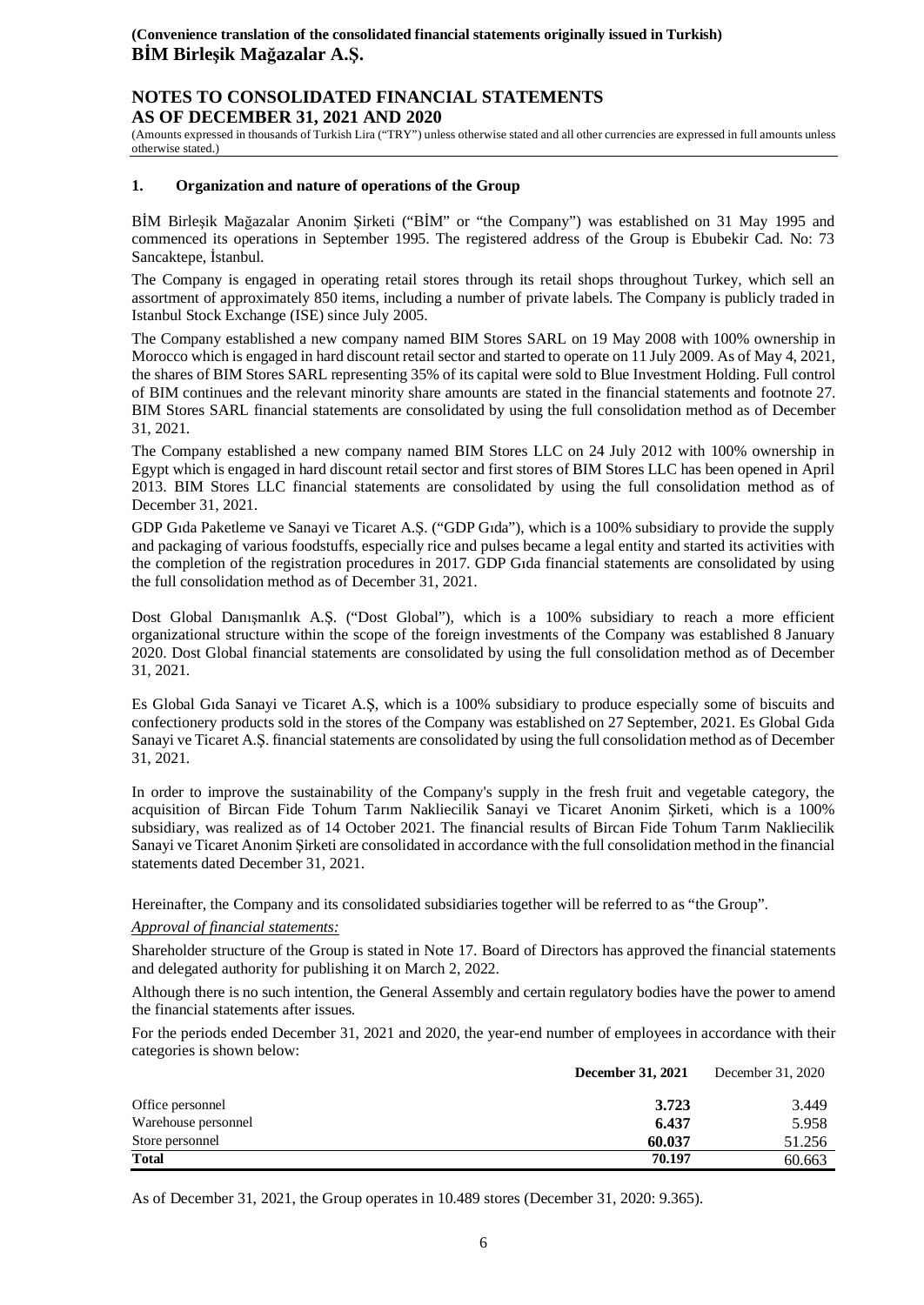**(Convenience translation of the consolidated financial statements originally issued in Turkish)**
**BİM Birleşik Mağazalar A.Ş.**

## NOTES TO CONSOLIDATED FINANCIAL STATEMENTS AS OF DECEMBER 31, 2021 AND 2020

(Amounts expressed in thousands of Turkish Lira ("TRY") unless otherwise stated and all other currencies are expressed in full amounts unless otherwise stated.)

### 1. Organization and nature of operations of the Group

BİM Birleşik Mağazalar Anonim Şirketi ("BİM" or "the Company") was established on 31 May 1995 and commenced its operations in September 1995. The registered address of the Group is Ebubekir Cad. No: 73 Sancaktepe, İstanbul.

The Company is engaged in operating retail stores through its retail shops throughout Turkey, which sell an assortment of approximately 850 items, including a number of private labels. The Company is publicly traded in Istanbul Stock Exchange (ISE) since July 2005.

The Company established a new company named BIM Stores SARL on 19 May 2008 with 100% ownership in Morocco which is engaged in hard discount retail sector and started to operate on 11 July 2009. As of May 4, 2021, the shares of BIM Stores SARL representing 35% of its capital were sold to Blue Investment Holding. Full control of BIM continues and the relevant minority share amounts are stated in the financial statements and footnote 27. BIM Stores SARL financial statements are consolidated by using the full consolidation method as of December 31, 2021.

The Company established a new company named BIM Stores LLC on 24 July 2012 with 100% ownership in Egypt which is engaged in hard discount retail sector and first stores of BIM Stores LLC has been opened in April 2013. BIM Stores LLC financial statements are consolidated by using the full consolidation method as of December 31, 2021.

GDP Gıda Paketleme ve Sanayi ve Ticaret A.Ş. ("GDP Gıda"), which is a 100% subsidiary to provide the supply and packaging of various foodstuffs, especially rice and pulses became a legal entity and started its activities with the completion of the registration procedures in 2017. GDP Gıda financial statements are consolidated by using the full consolidation method as of December 31, 2021.

Dost Global Danışmanlık A.Ş. ("Dost Global"), which is a 100% subsidiary to reach a more efficient organizational structure within the scope of the foreign investments of the Company was established 8 January 2020. Dost Global financial statements are consolidated by using the full consolidation method as of December 31, 2021.

Es Global Gıda Sanayi ve Ticaret A.Ş, which is a 100% subsidiary to produce especially some of biscuits and confectionery products sold in the stores of the Company was established on 27 September, 2021. Es Global Gıda Sanayi ve Ticaret A.Ş. financial statements are consolidated by using the full consolidation method as of December 31, 2021.

In order to improve the sustainability of the Company's supply in the fresh fruit and vegetable category, the acquisition of Bircan Fide Tohum Tarım Nakliecilik Sanayi ve Ticaret Anonim Şirketi, which is a 100% subsidiary, was realized as of 14 October 2021. The financial results of Bircan Fide Tohum Tarım Nakliecilik Sanayi ve Ticaret Anonim Şirketi are consolidated in accordance with the full consolidation method in the financial statements dated December 31, 2021.

Hereinafter, the Company and its consolidated subsidiaries together will be referred to as "the Group".

*Approval of financial statements:*

Shareholder structure of the Group is stated in Note 17. Board of Directors has approved the financial statements and delegated authority for publishing it on March 2, 2022.

Although there is no such intention, the General Assembly and certain regulatory bodies have the power to amend the financial statements after issues.

For the periods ended December 31, 2021 and 2020, the year-end number of employees in accordance with their categories is shown below:

| | **December 31, 2021** | December 31, 2020 |
|---|---|---|
| Office personnel | **3.723** | 3.449 |
| Warehouse personnel | **6.437** | 5.958 |
| Store personnel | **60.037** | 51.256 |
| **Total** | **70.197** | 60.663 |

As of December 31, 2021, the Group operates in 10.489 stores (December 31, 2020: 9.365).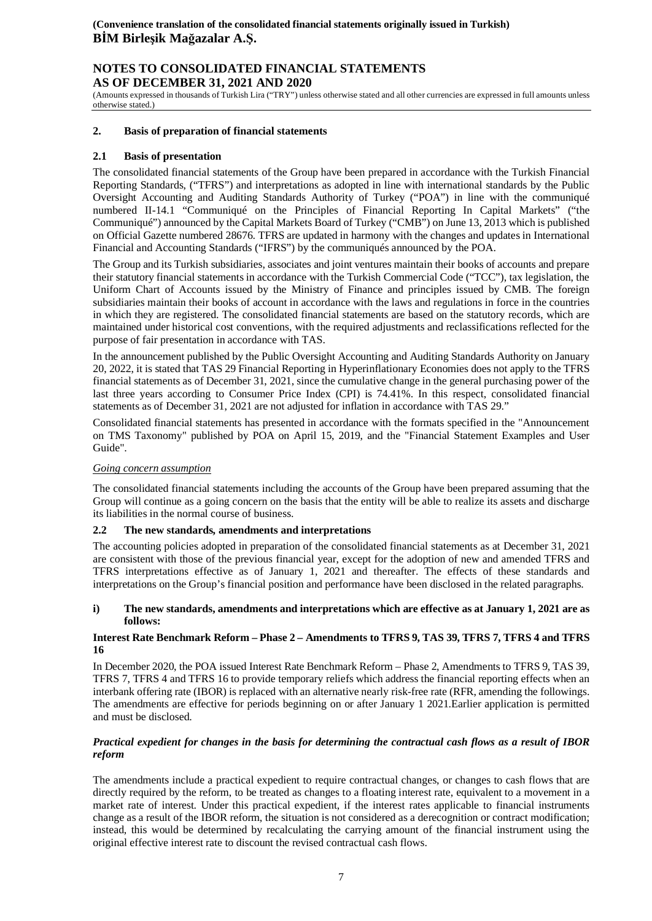## 2. Basis of preparation of financial statements

### 2.1 Basis of presentation

The consolidated financial statements of the Group have been prepared in accordance with the Turkish Financial Reporting Standards, ("TFRS") and interpretations as adopted in line with international standards by the Public Oversight Accounting and Auditing Standards Authority of Turkey ("POA") in line with the communiqué numbered II-14.1 "Communiqué on the Principles of Financial Reporting In Capital Markets" ("the Communiqué") announced by the Capital Markets Board of Turkey ("CMB") on June 13, 2013 which is published on Official Gazette numbered 28676. TFRS are updated in harmony with the changes and updates in International Financial and Accounting Standards ("IFRS") by the communiqués announced by the POA.

The Group and its Turkish subsidiaries, associates and joint ventures maintain their books of accounts and prepare their statutory financial statements in accordance with the Turkish Commercial Code ("TCC"), tax legislation, the Uniform Chart of Accounts issued by the Ministry of Finance and principles issued by CMB. The foreign subsidiaries maintain their books of account in accordance with the laws and regulations in force in the countries in which they are registered. The consolidated financial statements are based on the statutory records, which are maintained under historical cost conventions, with the required adjustments and reclassifications reflected for the purpose of fair presentation in accordance with TAS.

In the announcement published by the Public Oversight Accounting and Auditing Standards Authority on January 20, 2022, it is stated that TAS 29 Financial Reporting in Hyperinflationary Economies does not apply to the TFRS financial statements as of December 31, 2021, since the cumulative change in the general purchasing power of the last three years according to Consumer Price Index (CPI) is 74.41%. In this respect, consolidated financial statements as of December 31, 2021 are not adjusted for inflation in accordance with TAS 29."

Consolidated financial statements has presented in accordance with the formats specified in the "Announcement on TMS Taxonomy" published by POA on April 15, 2019, and the "Financial Statement Examples and User Guide".

*Going concern assumption*

The consolidated financial statements including the accounts of the Group have been prepared assuming that the Group will continue as a going concern on the basis that the entity will be able to realize its assets and discharge its liabilities in the normal course of business.

### 2.2 The new standards, amendments and interpretations

The accounting policies adopted in preparation of the consolidated financial statements as at December 31, 2021 are consistent with those of the previous financial year, except for the adoption of new and amended TFRS and TFRS interpretations effective as of January 1, 2021 and thereafter. The effects of these standards and interpretations on the Group's financial position and performance have been disclosed in the related paragraphs.

**i) The new standards, amendments and interpretations which are effective as at January 1, 2021 are as follows:**

**Interest Rate Benchmark Reform – Phase 2 – Amendments to TFRS 9, TAS 39, TFRS 7, TFRS 4 and TFRS 16**

In December 2020, the POA issued Interest Rate Benchmark Reform – Phase 2, Amendments to TFRS 9, TAS 39, TFRS 7, TFRS 4 and TFRS 16 to provide temporary reliefs which address the financial reporting effects when an interbank offering rate (IBOR) is replaced with an alternative nearly risk-free rate (RFR, amending the followings. The amendments are effective for periods beginning on or after January 1 2021.Earlier application is permitted and must be disclosed.

***Practical expedient for changes in the basis for determining the contractual cash flows as a result of IBOR reform***

The amendments include a practical expedient to require contractual changes, or changes to cash flows that are directly required by the reform, to be treated as changes to a floating interest rate, equivalent to a movement in a market rate of interest. Under this practical expedient, if the interest rates applicable to financial instruments change as a result of the IBOR reform, the situation is not considered as a derecognition or contract modification; instead, this would be determined by recalculating the carrying amount of the financial instrument using the original effective interest rate to discount the revised contractual cash flows.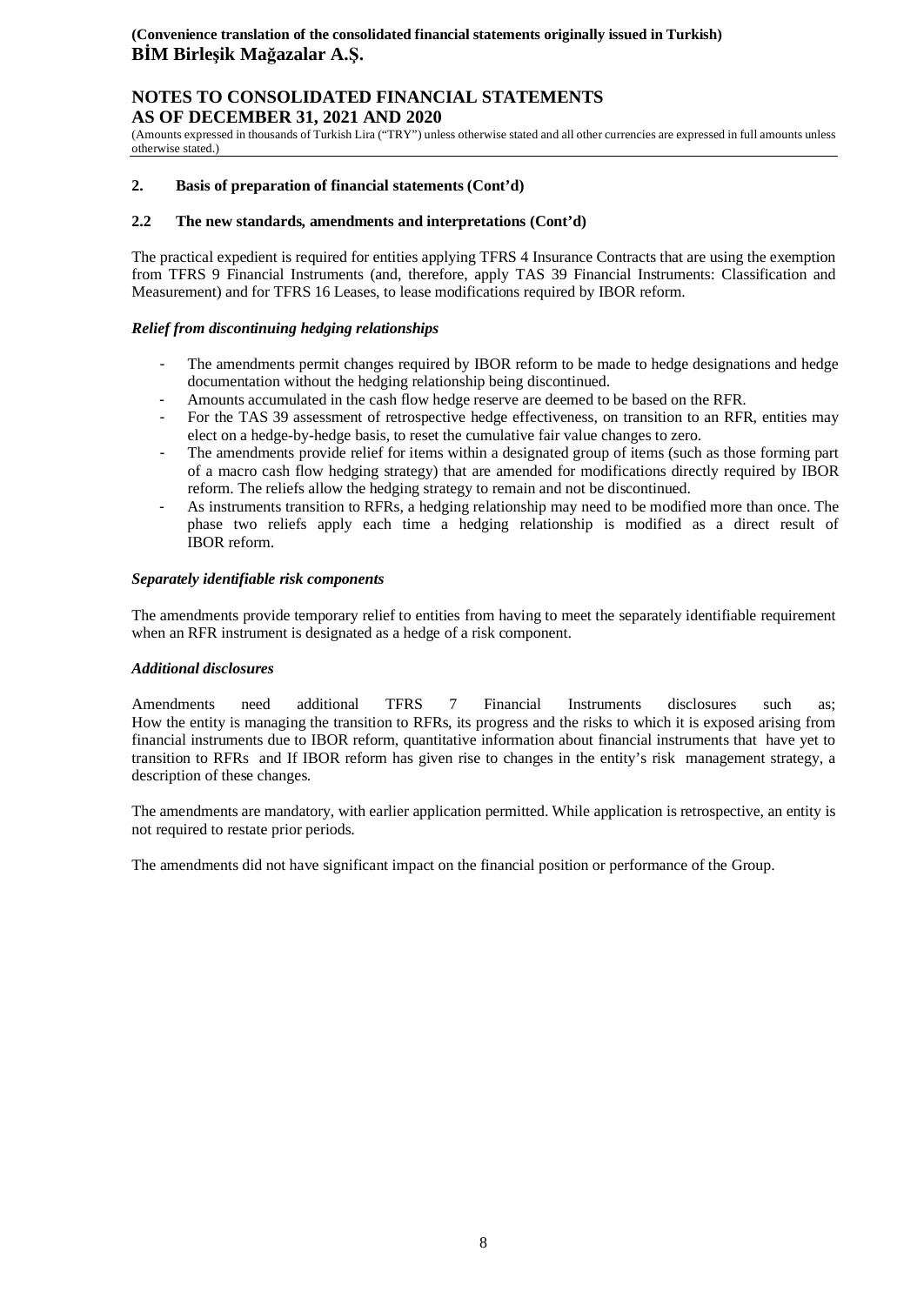## 2. Basis of preparation of financial statements (Cont'd)

### 2.2 The new standards, amendments and interpretations (Cont'd)

The practical expedient is required for entities applying TFRS 4 Insurance Contracts that are using the exemption from TFRS 9 Financial Instruments (and, therefore, apply TAS 39 Financial Instruments: Classification and Measurement) and for TFRS 16 Leases, to lease modifications required by IBOR reform.

***Relief from discontinuing hedging relationships***

- The amendments permit changes required by IBOR reform to be made to hedge designations and hedge documentation without the hedging relationship being discontinued.
- Amounts accumulated in the cash flow hedge reserve are deemed to be based on the RFR.
- For the TAS 39 assessment of retrospective hedge effectiveness, on transition to an RFR, entities may elect on a hedge-by-hedge basis, to reset the cumulative fair value changes to zero.
- The amendments provide relief for items within a designated group of items (such as those forming part of a macro cash flow hedging strategy) that are amended for modifications directly required by IBOR reform. The reliefs allow the hedging strategy to remain and not be discontinued.
- As instruments transition to RFRs, a hedging relationship may need to be modified more than once. The phase two reliefs apply each time a hedging relationship is modified as a direct result of IBOR reform.

***Separately identifiable risk components***

The amendments provide temporary relief to entities from having to meet the separately identifiable requirement when an RFR instrument is designated as a hedge of a risk component.

***Additional disclosures***

Amendments need additional TFRS 7 Financial Instruments disclosures such as; How the entity is managing the transition to RFRs, its progress and the risks to which it is exposed arising from financial instruments due to IBOR reform, quantitative information about financial instruments that have yet to transition to RFRs and If IBOR reform has given rise to changes in the entity's risk management strategy, a description of these changes.

The amendments are mandatory, with earlier application permitted. While application is retrospective, an entity is not required to restate prior periods.

The amendments did not have significant impact on the financial position or performance of the Group.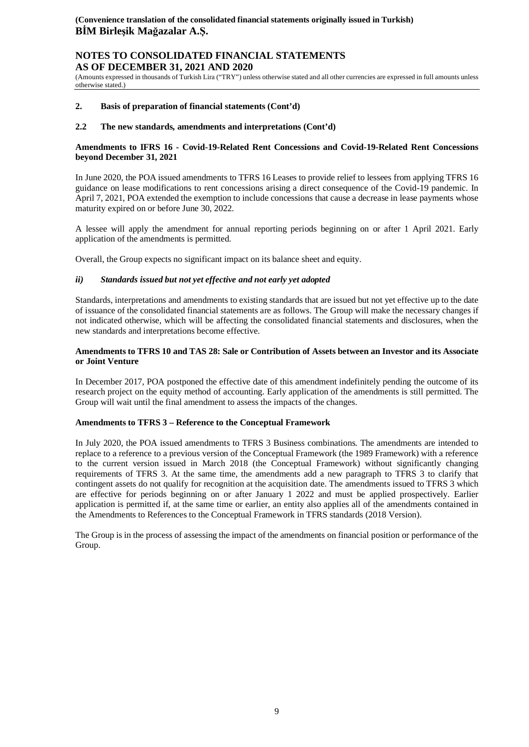## 2. Basis of preparation of financial statements (Cont'd)

### 2.2 The new standards, amendments and interpretations (Cont'd)

**Amendments to IFRS 16 - Covid-19-Related Rent Concessions and Covid-19-Related Rent Concessions beyond December 31, 2021**

In June 2020, the POA issued amendments to TFRS 16 Leases to provide relief to lessees from applying TFRS 16 guidance on lease modifications to rent concessions arising a direct consequence of the Covid-19 pandemic. In April 7, 2021, POA extended the exemption to include concessions that cause a decrease in lease payments whose maturity expired on or before June 30, 2022.

A lessee will apply the amendment for annual reporting periods beginning on or after 1 April 2021. Early application of the amendments is permitted.

Overall, the Group expects no significant impact on its balance sheet and equity.

***ii) Standards issued but not yet effective and not early yet adopted***

Standards, interpretations and amendments to existing standards that are issued but not yet effective up to the date of issuance of the consolidated financial statements are as follows. The Group will make the necessary changes if not indicated otherwise, which will be affecting the consolidated financial statements and disclosures, when the new standards and interpretations become effective.

**Amendments to TFRS 10 and TAS 28: Sale or Contribution of Assets between an Investor and its Associate or Joint Venture**

In December 2017, POA postponed the effective date of this amendment indefinitely pending the outcome of its research project on the equity method of accounting. Early application of the amendments is still permitted. The Group will wait until the final amendment to assess the impacts of the changes.

**Amendments to TFRS 3 – Reference to the Conceptual Framework**

In July 2020, the POA issued amendments to TFRS 3 Business combinations. The amendments are intended to replace to a reference to a previous version of the Conceptual Framework (the 1989 Framework) with a reference to the current version issued in March 2018 (the Conceptual Framework) without significantly changing requirements of TFRS 3. At the same time, the amendments add a new paragraph to TFRS 3 to clarify that contingent assets do not qualify for recognition at the acquisition date. The amendments issued to TFRS 3 which are effective for periods beginning on or after January 1 2022 and must be applied prospectively. Earlier application is permitted if, at the same time or earlier, an entity also applies all of the amendments contained in the Amendments to References to the Conceptual Framework in TFRS standards (2018 Version).

The Group is in the process of assessing the impact of the amendments on financial position or performance of the Group.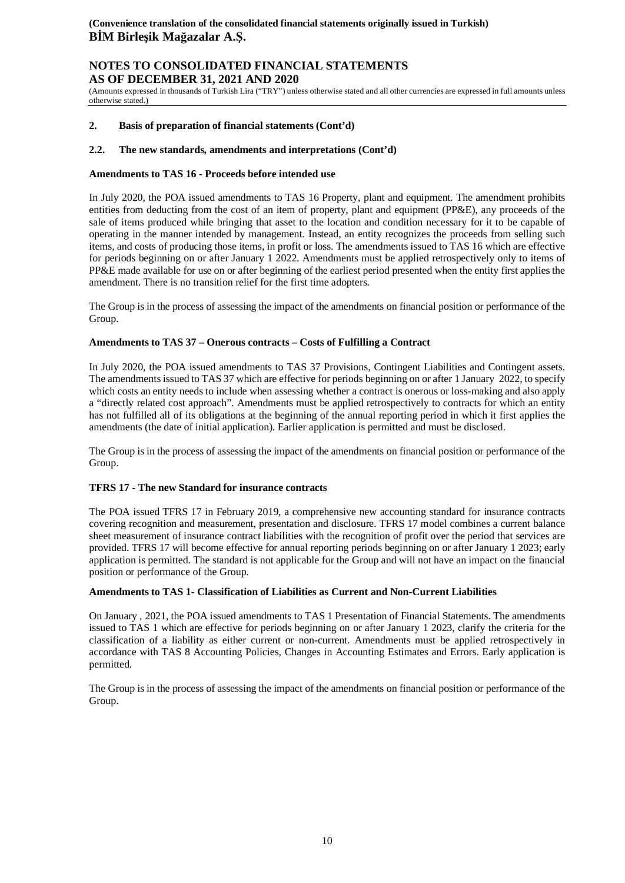## 2. Basis of preparation of financial statements (Cont'd)

### 2.2. The new standards, amendments and interpretations (Cont'd)

**Amendments to TAS 16 - Proceeds before intended use**

In July 2020, the POA issued amendments to TAS 16 Property, plant and equipment. The amendment prohibits entities from deducting from the cost of an item of property, plant and equipment (PP&E), any proceeds of the sale of items produced while bringing that asset to the location and condition necessary for it to be capable of operating in the manner intended by management. Instead, an entity recognizes the proceeds from selling such items, and costs of producing those items, in profit or loss. The amendments issued to TAS 16 which are effective for periods beginning on or after January 1 2022. Amendments must be applied retrospectively only to items of PP&E made available for use on or after beginning of the earliest period presented when the entity first applies the amendment. There is no transition relief for the first time adopters.

The Group is in the process of assessing the impact of the amendments on financial position or performance of the Group.

**Amendments to TAS 37 – Onerous contracts – Costs of Fulfilling a Contract**

In July 2020, the POA issued amendments to TAS 37 Provisions, Contingent Liabilities and Contingent assets. The amendments issued to TAS 37 which are effective for periods beginning on or after 1 January 2022, to specify which costs an entity needs to include when assessing whether a contract is onerous or loss-making and also apply a "directly related cost approach". Amendments must be applied retrospectively to contracts for which an entity has not fulfilled all of its obligations at the beginning of the annual reporting period in which it first applies the amendments (the date of initial application). Earlier application is permitted and must be disclosed.

The Group is in the process of assessing the impact of the amendments on financial position or performance of the Group.

**TFRS 17 - The new Standard for insurance contracts**

The POA issued TFRS 17 in February 2019, a comprehensive new accounting standard for insurance contracts covering recognition and measurement, presentation and disclosure. TFRS 17 model combines a current balance sheet measurement of insurance contract liabilities with the recognition of profit over the period that services are provided. TFRS 17 will become effective for annual reporting periods beginning on or after January 1 2023; early application is permitted. The standard is not applicable for the Group and will not have an impact on the financial position or performance of the Group.

**Amendments to TAS 1- Classification of Liabilities as Current and Non-Current Liabilities**

On January , 2021, the POA issued amendments to TAS 1 Presentation of Financial Statements. The amendments issued to TAS 1 which are effective for periods beginning on or after January 1 2023, clarify the criteria for the classification of a liability as either current or non-current. Amendments must be applied retrospectively in accordance with TAS 8 Accounting Policies, Changes in Accounting Estimates and Errors. Early application is permitted.

The Group is in the process of assessing the impact of the amendments on financial position or performance of the Group.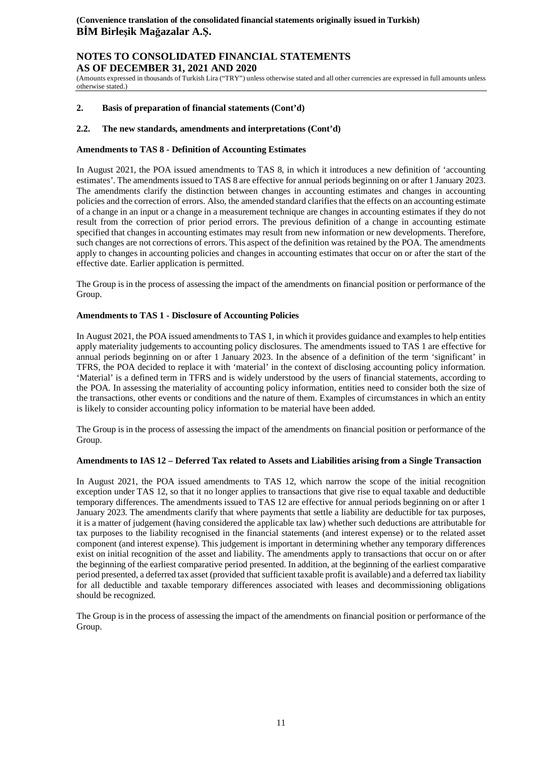## 2. Basis of preparation of financial statements (Cont'd)

### 2.2. The new standards, amendments and interpretations (Cont'd)

**Amendments to TAS 8 - Definition of Accounting Estimates**

In August 2021, the POA issued amendments to TAS 8, in which it introduces a new definition of 'accounting estimates'. The amendments issued to TAS 8 are effective for annual periods beginning on or after 1 January 2023. The amendments clarify the distinction between changes in accounting estimates and changes in accounting policies and the correction of errors. Also, the amended standard clarifies that the effects on an accounting estimate of a change in an input or a change in a measurement technique are changes in accounting estimates if they do not result from the correction of prior period errors. The previous definition of a change in accounting estimate specified that changes in accounting estimates may result from new information or new developments. Therefore, such changes are not corrections of errors. This aspect of the definition was retained by the POA. The amendments apply to changes in accounting policies and changes in accounting estimates that occur on or after the start of the effective date. Earlier application is permitted.

The Group is in the process of assessing the impact of the amendments on financial position or performance of the Group.

**Amendments to TAS 1 - Disclosure of Accounting Policies**

In August 2021, the POA issued amendments to TAS 1, in which it provides guidance and examples to help entities apply materiality judgements to accounting policy disclosures. The amendments issued to TAS 1 are effective for annual periods beginning on or after 1 January 2023. In the absence of a definition of the term 'significant' in TFRS, the POA decided to replace it with 'material' in the context of disclosing accounting policy information. 'Material' is a defined term in TFRS and is widely understood by the users of financial statements, according to the POA. In assessing the materiality of accounting policy information, entities need to consider both the size of the transactions, other events or conditions and the nature of them. Examples of circumstances in which an entity is likely to consider accounting policy information to be material have been added.

The Group is in the process of assessing the impact of the amendments on financial position or performance of the Group.

**Amendments to IAS 12 – Deferred Tax related to Assets and Liabilities arising from a Single Transaction**

In August 2021, the POA issued amendments to TAS 12, which narrow the scope of the initial recognition exception under TAS 12, so that it no longer applies to transactions that give rise to equal taxable and deductible temporary differences. The amendments issued to TAS 12 are effective for annual periods beginning on or after 1 January 2023. The amendments clarify that where payments that settle a liability are deductible for tax purposes, it is a matter of judgement (having considered the applicable tax law) whether such deductions are attributable for tax purposes to the liability recognised in the financial statements (and interest expense) or to the related asset component (and interest expense). This judgement is important in determining whether any temporary differences exist on initial recognition of the asset and liability. The amendments apply to transactions that occur on or after the beginning of the earliest comparative period presented. In addition, at the beginning of the earliest comparative period presented, a deferred tax asset (provided that sufficient taxable profit is available) and a deferred tax liability for all deductible and taxable temporary differences associated with leases and decommissioning obligations should be recognized.

The Group is in the process of assessing the impact of the amendments on financial position or performance of the Group.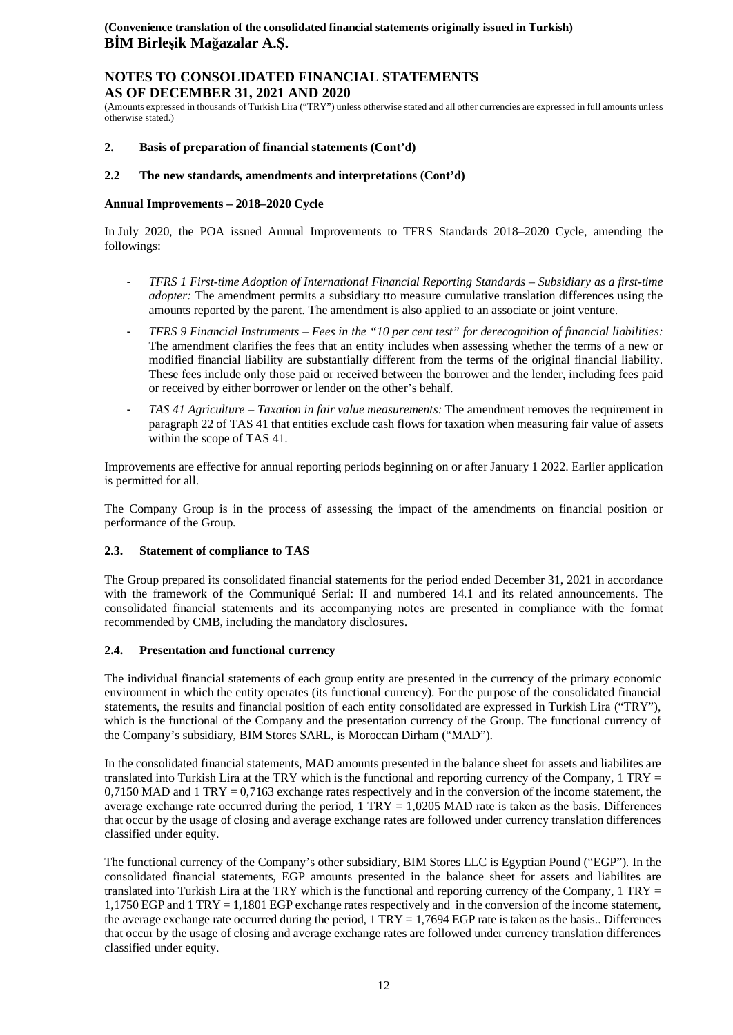## 2. Basis of preparation of financial statements (Cont'd)

### 2.2 The new standards, amendments and interpretations (Cont'd)

**Annual Improvements – 2018–2020 Cycle**

In July 2020, the POA issued Annual Improvements to TFRS Standards 2018–2020 Cycle, amending the followings:

- *TFRS 1 First-time Adoption of International Financial Reporting Standards – Subsidiary as a first-time adopter:* The amendment permits a subsidiary tto measure cumulative translation differences using the amounts reported by the parent. The amendment is also applied to an associate or joint venture.
- *TFRS 9 Financial Instruments – Fees in the "10 per cent test" for derecognition of financial liabilities:* The amendment clarifies the fees that an entity includes when assessing whether the terms of a new or modified financial liability are substantially different from the terms of the original financial liability. These fees include only those paid or received between the borrower and the lender, including fees paid or received by either borrower or lender on the other's behalf.
- *TAS 41 Agriculture – Taxation in fair value measurements:* The amendment removes the requirement in paragraph 22 of TAS 41 that entities exclude cash flows for taxation when measuring fair value of assets within the scope of TAS 41.

Improvements are effective for annual reporting periods beginning on or after January 1 2022. Earlier application is permitted for all.

The Company Group is in the process of assessing the impact of the amendments on financial position or performance of the Group.

### 2.3. Statement of compliance to TAS

The Group prepared its consolidated financial statements for the period ended December 31, 2021 in accordance with the framework of the Communiqué Serial: II and numbered 14.1 and its related announcements. The consolidated financial statements and its accompanying notes are presented in compliance with the format recommended by CMB, including the mandatory disclosures.

### 2.4. Presentation and functional currency

The individual financial statements of each group entity are presented in the currency of the primary economic environment in which the entity operates (its functional currency). For the purpose of the consolidated financial statements, the results and financial position of each entity consolidated are expressed in Turkish Lira ("TRY"), which is the functional of the Company and the presentation currency of the Group. The functional currency of the Company's subsidiary, BIM Stores SARL, is Moroccan Dirham ("MAD").

In the consolidated financial statements, MAD amounts presented in the balance sheet for assets and liabilites are translated into Turkish Lira at the TRY which is the functional and reporting currency of the Company, 1 TRY = 0,7150 MAD and 1 TRY = 0,7163 exchange rates respectively and in the conversion of the income statement, the average exchange rate occurred during the period, 1 TRY = 1,0205 MAD rate is taken as the basis. Differences that occur by the usage of closing and average exchange rates are followed under currency translation differences classified under equity.

The functional currency of the Company's other subsidiary, BIM Stores LLC is Egyptian Pound ("EGP"). In the consolidated financial statements, EGP amounts presented in the balance sheet for assets and liabilites are translated into Turkish Lira at the TRY which is the functional and reporting currency of the Company, 1 TRY = 1,1750 EGP and 1 TRY = 1,1801 EGP exchange rates respectively and in the conversion of the income statement, the average exchange rate occurred during the period, 1 TRY = 1,7694 EGP rate is taken as the basis.. Differences that occur by the usage of closing and average exchange rates are followed under currency translation differences classified under equity.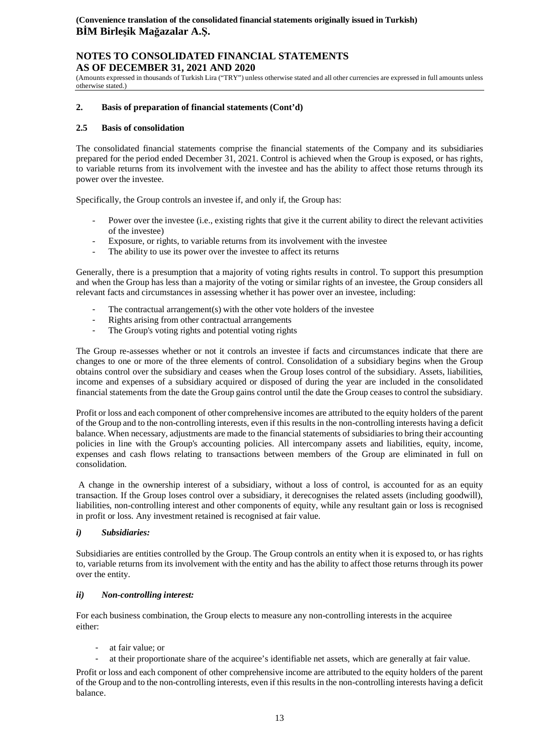## 2. Basis of preparation of financial statements (Cont'd)

### 2.5 Basis of consolidation

The consolidated financial statements comprise the financial statements of the Company and its subsidiaries prepared for the period ended December 31, 2021. Control is achieved when the Group is exposed, or has rights, to variable returns from its involvement with the investee and has the ability to affect those returns through its power over the investee.

Specifically, the Group controls an investee if, and only if, the Group has:

- Power over the investee (i.e., existing rights that give it the current ability to direct the relevant activities of the investee)
- Exposure, or rights, to variable returns from its involvement with the investee
- The ability to use its power over the investee to affect its returns

Generally, there is a presumption that a majority of voting rights results in control. To support this presumption and when the Group has less than a majority of the voting or similar rights of an investee, the Group considers all relevant facts and circumstances in assessing whether it has power over an investee, including:

- The contractual arrangement(s) with the other vote holders of the investee
- Rights arising from other contractual arrangements
- The Group's voting rights and potential voting rights

The Group re-assesses whether or not it controls an investee if facts and circumstances indicate that there are changes to one or more of the three elements of control. Consolidation of a subsidiary begins when the Group obtains control over the subsidiary and ceases when the Group loses control of the subsidiary. Assets, liabilities, income and expenses of a subsidiary acquired or disposed of during the year are included in the consolidated financial statements from the date the Group gains control until the date the Group ceases to control the subsidiary.

Profit or loss and each component of other comprehensive incomes are attributed to the equity holders of the parent of the Group and to the non-controlling interests, even if this results in the non-controlling interests having a deficit balance. When necessary, adjustments are made to the financial statements of subsidiaries to bring their accounting policies in line with the Group's accounting policies. All intercompany assets and liabilities, equity, income, expenses and cash flows relating to transactions between members of the Group are eliminated in full on consolidation.

A change in the ownership interest of a subsidiary, without a loss of control, is accounted for as an equity transaction. If the Group loses control over a subsidiary, it derecognises the related assets (including goodwill), liabilities, non-controlling interest and other components of equity, while any resultant gain or loss is recognised in profit or loss. Any investment retained is recognised at fair value.

#### *i) Subsidiaries:*

Subsidiaries are entities controlled by the Group. The Group controls an entity when it is exposed to, or has rights to, variable returns from its involvement with the entity and has the ability to affect those returns through its power over the entity.

#### *ii) Non-controlling interest:*

For each business combination, the Group elects to measure any non-controlling interests in the acquiree either:

- at fair value; or
- at their proportionate share of the acquiree's identifiable net assets, which are generally at fair value.

Profit or loss and each component of other comprehensive income are attributed to the equity holders of the parent of the Group and to the non-controlling interests, even if this results in the non-controlling interests having a deficit balance.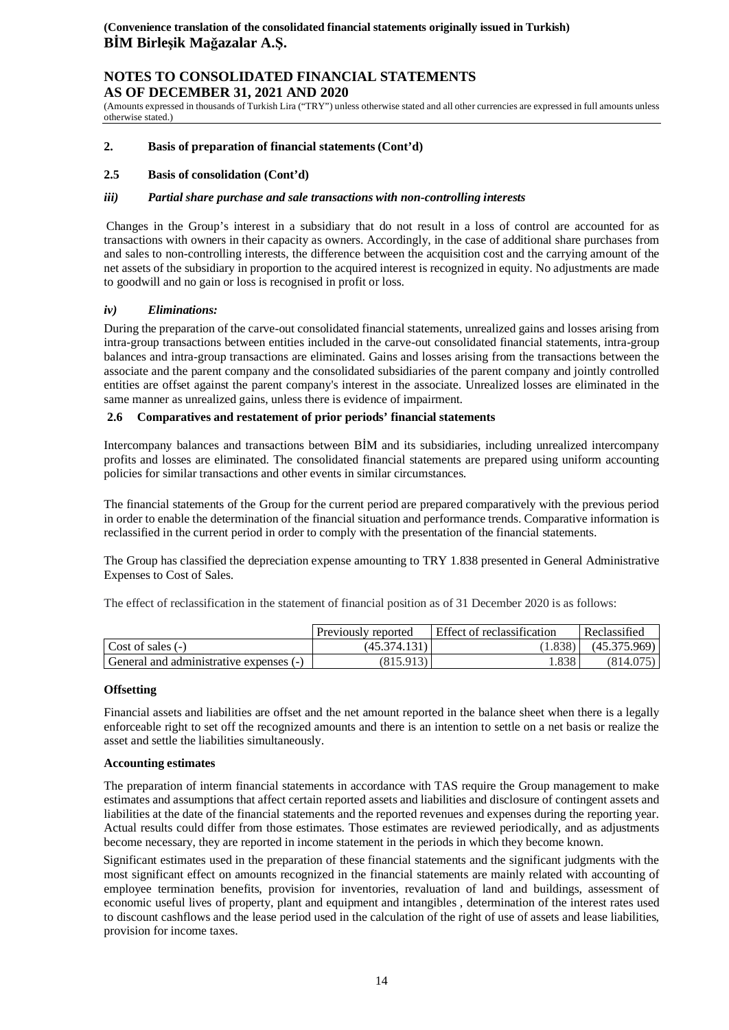**(Convenience translation of the consolidated financial statements originally issued in Turkish)**
**BİM Birleşik Mağazalar A.Ş.**

**NOTES TO CONSOLIDATED FINANCIAL STATEMENTS AS OF DECEMBER 31, 2021 AND 2020**

(Amounts expressed in thousands of Turkish Lira ("TRY") unless otherwise stated and all other currencies are expressed in full amounts unless otherwise stated.)

## 2. Basis of preparation of financial statements (Cont'd)

### 2.5 Basis of consolidation (Cont'd)

#### *iii) Partial share purchase and sale transactions with non-controlling interests*

Changes in the Group's interest in a subsidiary that do not result in a loss of control are accounted for as transactions with owners in their capacity as owners. Accordingly, in the case of additional share purchases from and sales to non-controlling interests, the difference between the acquisition cost and the carrying amount of the net assets of the subsidiary in proportion to the acquired interest is recognized in equity. No adjustments are made to goodwill and no gain or loss is recognised in profit or loss.

#### *iv) Eliminations:*

During the preparation of the carve-out consolidated financial statements, unrealized gains and losses arising from intra-group transactions between entities included in the carve-out consolidated financial statements, intra-group balances and intra-group transactions are eliminated. Gains and losses arising from the transactions between the associate and the parent company and the consolidated subsidiaries of the parent company and jointly controlled entities are offset against the parent company's interest in the associate. Unrealized losses are eliminated in the same manner as unrealized gains, unless there is evidence of impairment.

### 2.6 Comparatives and restatement of prior periods' financial statements

Intercompany balances and transactions between BİM and its subsidiaries, including unrealized intercompany profits and losses are eliminated. The consolidated financial statements are prepared using uniform accounting policies for similar transactions and other events in similar circumstances.

The financial statements of the Group for the current period are prepared comparatively with the previous period in order to enable the determination of the financial situation and performance trends. Comparative information is reclassified in the current period in order to comply with the presentation of the financial statements.

The Group has classified the depreciation expense amounting to TRY 1.838 presented in General Administrative Expenses to Cost of Sales.

The effect of reclassification in the statement of financial position as of 31 December 2020 is as follows:

| | Previously reported | Effect of reclassification | Reclassified |
|---|---|---|---|
| Cost of sales (-) | (45.374.131) | (1.838) | (45.375.969) |
| General and administrative expenses (-) | (815.913) | 1.838 | (814.075) |

**Offsetting**

Financial assets and liabilities are offset and the net amount reported in the balance sheet when there is a legally enforceable right to set off the recognized amounts and there is an intention to settle on a net basis or realize the asset and settle the liabilities simultaneously.

**Accounting estimates**

The preparation of interm financial statements in accordance with TAS require the Group management to make estimates and assumptions that affect certain reported assets and liabilities and disclosure of contingent assets and liabilities at the date of the financial statements and the reported revenues and expenses during the reporting year. Actual results could differ from those estimates. Those estimates are reviewed periodically, and as adjustments become necessary, they are reported in income statement in the periods in which they become known.

Significant estimates used in the preparation of these financial statements and the significant judgments with the most significant effect on amounts recognized in the financial statements are mainly related with accounting of employee termination benefits, provision for inventories, revaluation of land and buildings, assessment of economic useful lives of property, plant and equipment and intangibles , determination of the interest rates used to discount cashflows and the lease period used in the calculation of the right of use of assets and lease liabilities, provision for income taxes.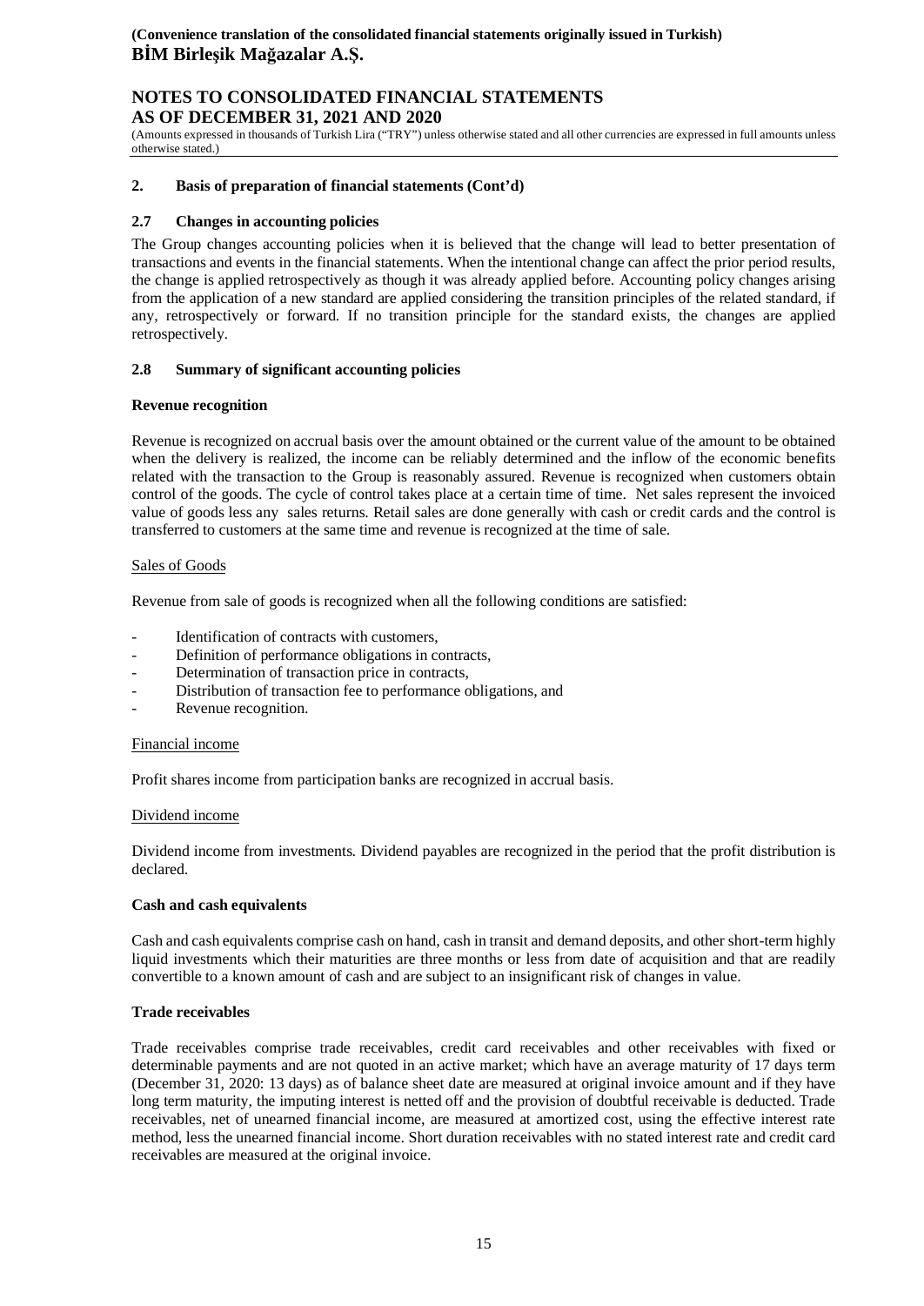## 2. Basis of preparation of financial statements (Cont'd)

### 2.7 Changes in accounting policies

The Group changes accounting policies when it is believed that the change will lead to better presentation of transactions and events in the financial statements. When the intentional change can affect the prior period results, the change is applied retrospectively as though it was already applied before. Accounting policy changes arising from the application of a new standard are applied considering the transition principles of the related standard, if any, retrospectively or forward. If no transition principle for the standard exists, the changes are applied retrospectively.

### 2.8 Summary of significant accounting policies

**Revenue recognition**

Revenue is recognized on accrual basis over the amount obtained or the current value of the amount to be obtained when the delivery is realized, the income can be reliably determined and the inflow of the economic benefits related with the transaction to the Group is reasonably assured. Revenue is recognized when customers obtain control of the goods. The cycle of control takes place at a certain time of time. Net sales represent the invoiced value of goods less any sales returns. Retail sales are done generally with cash or credit cards and the control is transferred to customers at the same time and revenue is recognized at the time of sale.

Sales of Goods

Revenue from sale of goods is recognized when all the following conditions are satisfied:

- Identification of contracts with customers,
- Definition of performance obligations in contracts,
- Determination of transaction price in contracts,
- Distribution of transaction fee to performance obligations, and
- Revenue recognition.

Financial income

Profit shares income from participation banks are recognized in accrual basis.

Dividend income

Dividend income from investments. Dividend payables are recognized in the period that the profit distribution is declared.

**Cash and cash equivalents**

Cash and cash equivalents comprise cash on hand, cash in transit and demand deposits, and other short-term highly liquid investments which their maturities are three months or less from date of acquisition and that are readily convertible to a known amount of cash and are subject to an insignificant risk of changes in value.

**Trade receivables**

Trade receivables comprise trade receivables, credit card receivables and other receivables with fixed or determinable payments and are not quoted in an active market; which have an average maturity of 17 days term (December 31, 2020: 13 days) as of balance sheet date are measured at original invoice amount and if they have long term maturity, the imputing interest is netted off and the provision of doubtful receivable is deducted. Trade receivables, net of unearned financial income, are measured at amortized cost, using the effective interest rate method, less the unearned financial income. Short duration receivables with no stated interest rate and credit card receivables are measured at the original invoice.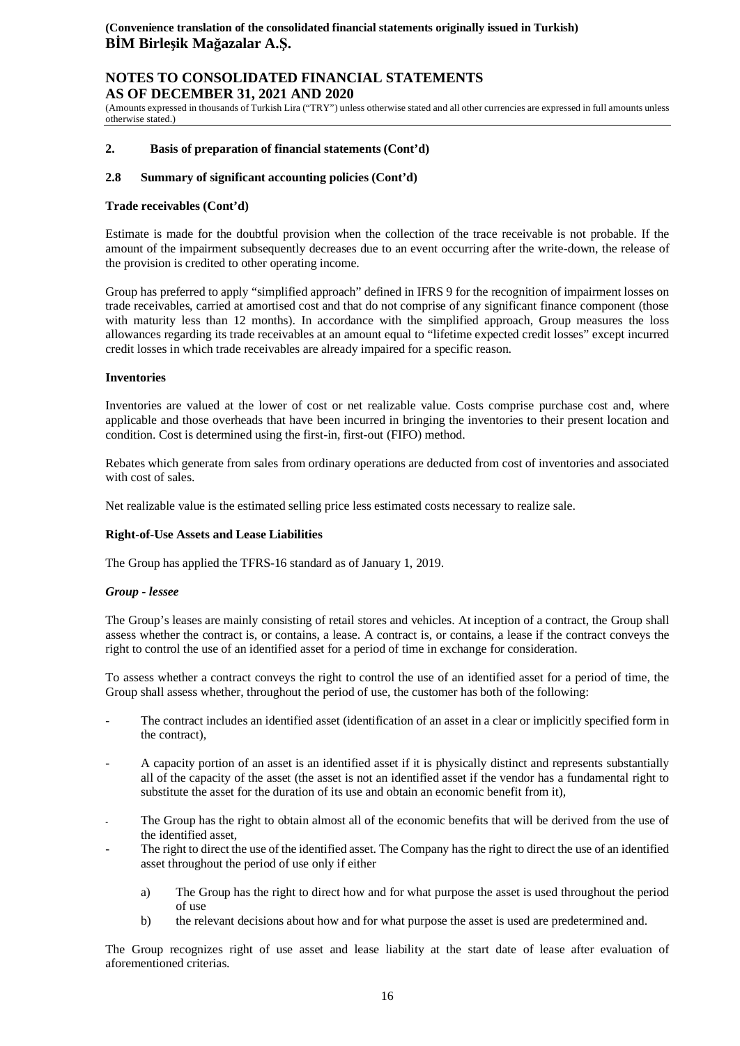## 2. Basis of preparation of financial statements (Cont'd)

### 2.8 Summary of significant accounting policies (Cont'd)

**Trade receivables (Cont'd)**

Estimate is made for the doubtful provision when the collection of the trace receivable is not probable. If the amount of the impairment subsequently decreases due to an event occurring after the write-down, the release of the provision is credited to other operating income.

Group has preferred to apply "simplified approach" defined in IFRS 9 for the recognition of impairment losses on trade receivables, carried at amortised cost and that do not comprise of any significant finance component (those with maturity less than 12 months). In accordance with the simplified approach, Group measures the loss allowances regarding its trade receivables at an amount equal to "lifetime expected credit losses" except incurred credit losses in which trade receivables are already impaired for a specific reason.

**Inventories**

Inventories are valued at the lower of cost or net realizable value. Costs comprise purchase cost and, where applicable and those overheads that have been incurred in bringing the inventories to their present location and condition. Cost is determined using the first-in, first-out (FIFO) method.

Rebates which generate from sales from ordinary operations are deducted from cost of inventories and associated with cost of sales.

Net realizable value is the estimated selling price less estimated costs necessary to realize sale.

**Right-of-Use Assets and Lease Liabilities**

The Group has applied the TFRS-16 standard as of January 1, 2019.

***Group - lessee***

The Group's leases are mainly consisting of retail stores and vehicles. At inception of a contract, the Group shall assess whether the contract is, or contains, a lease. A contract is, or contains, a lease if the contract conveys the right to control the use of an identified asset for a period of time in exchange for consideration.

To assess whether a contract conveys the right to control the use of an identified asset for a period of time, the Group shall assess whether, throughout the period of use, the customer has both of the following:

- The contract includes an identified asset (identification of an asset in a clear or implicitly specified form in the contract),
- A capacity portion of an asset is an identified asset if it is physically distinct and represents substantially all of the capacity of the asset (the asset is not an identified asset if the vendor has a fundamental right to substitute the asset for the duration of its use and obtain an economic benefit from it),
- The Group has the right to obtain almost all of the economic benefits that will be derived from the use of the identified asset,
- The right to direct the use of the identified asset. The Company has the right to direct the use of an identified asset throughout the period of use only if either
    a) The Group has the right to direct how and for what purpose the asset is used throughout the period of use
    b) the relevant decisions about how and for what purpose the asset is used are predetermined and.

The Group recognizes right of use asset and lease liability at the start date of lease after evaluation of aforementioned criterias.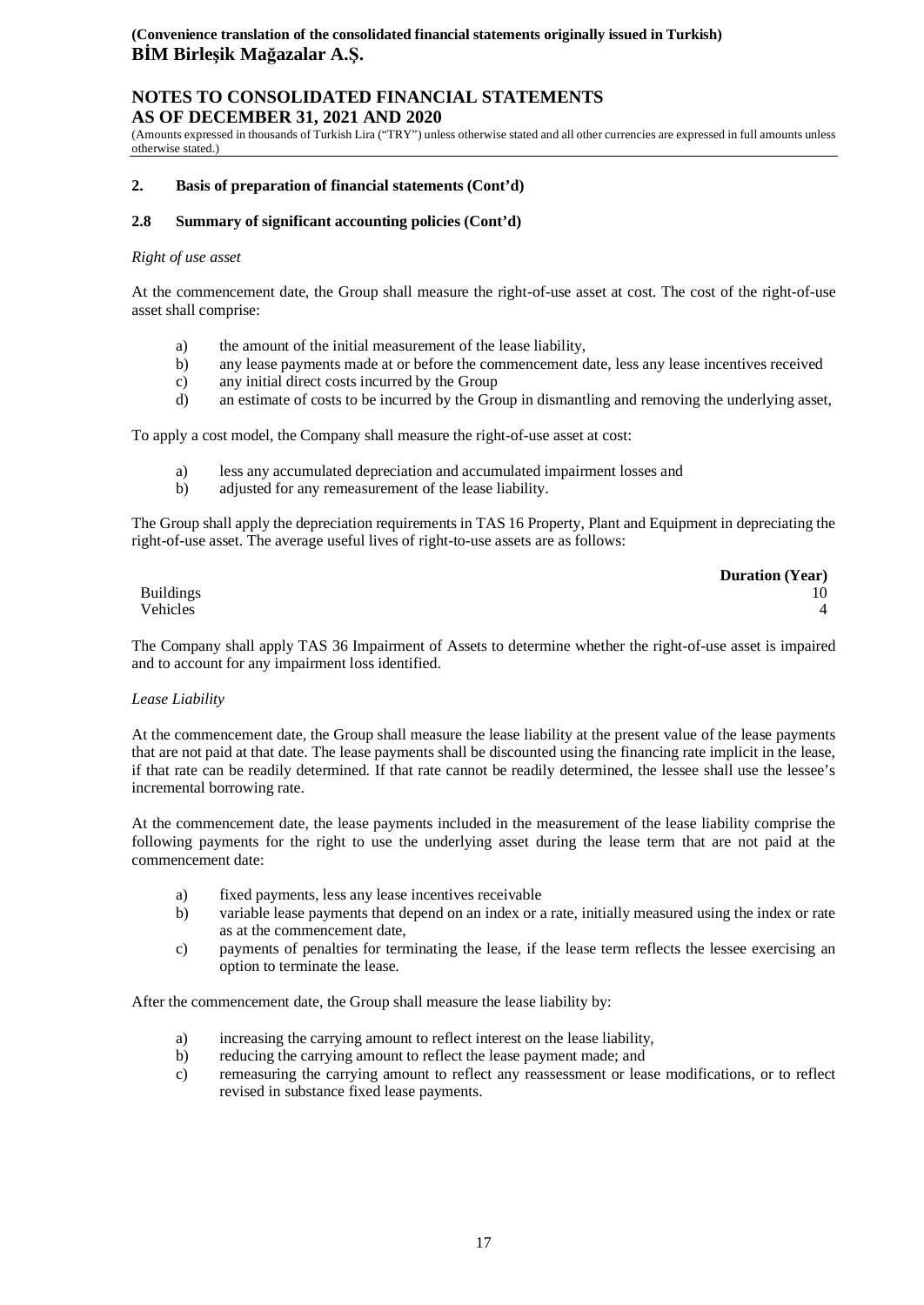## 2. Basis of preparation of financial statements (Cont'd)

### 2.8 Summary of significant accounting policies (Cont'd)

*Right of use asset*

At the commencement date, the Group shall measure the right-of-use asset at cost. The cost of the right-of-use asset shall comprise:

a) the amount of the initial measurement of the lease liability,
b) any lease payments made at or before the commencement date, less any lease incentives received
c) any initial direct costs incurred by the Group
d) an estimate of costs to be incurred by the Group in dismantling and removing the underlying asset,

To apply a cost model, the Company shall measure the right-of-use asset at cost:

a) less any accumulated depreciation and accumulated impairment losses and
b) adjusted for any remeasurement of the lease liability.

The Group shall apply the depreciation requirements in TAS 16 Property, Plant and Equipment in depreciating the right-of-use asset. The average useful lives of right-to-use assets are as follows:

| | **Duration (Year)** |
|---|---|
| Buildings | 10 |
| Vehicles | 4 |

The Company shall apply TAS 36 Impairment of Assets to determine whether the right-of-use asset is impaired and to account for any impairment loss identified.

*Lease Liability*

At the commencement date, the Group shall measure the lease liability at the present value of the lease payments that are not paid at that date. The lease payments shall be discounted using the financing rate implicit in the lease, if that rate can be readily determined. If that rate cannot be readily determined, the lessee shall use the lessee's incremental borrowing rate.

At the commencement date, the lease payments included in the measurement of the lease liability comprise the following payments for the right to use the underlying asset during the lease term that are not paid at the commencement date:

a) fixed payments, less any lease incentives receivable
b) variable lease payments that depend on an index or a rate, initially measured using the index or rate as at the commencement date,
c) payments of penalties for terminating the lease, if the lease term reflects the lessee exercising an option to terminate the lease.

After the commencement date, the Group shall measure the lease liability by:

a) increasing the carrying amount to reflect interest on the lease liability,
b) reducing the carrying amount to reflect the lease payment made; and
c) remeasuring the carrying amount to reflect any reassessment or lease modifications, or to reflect revised in substance fixed lease payments.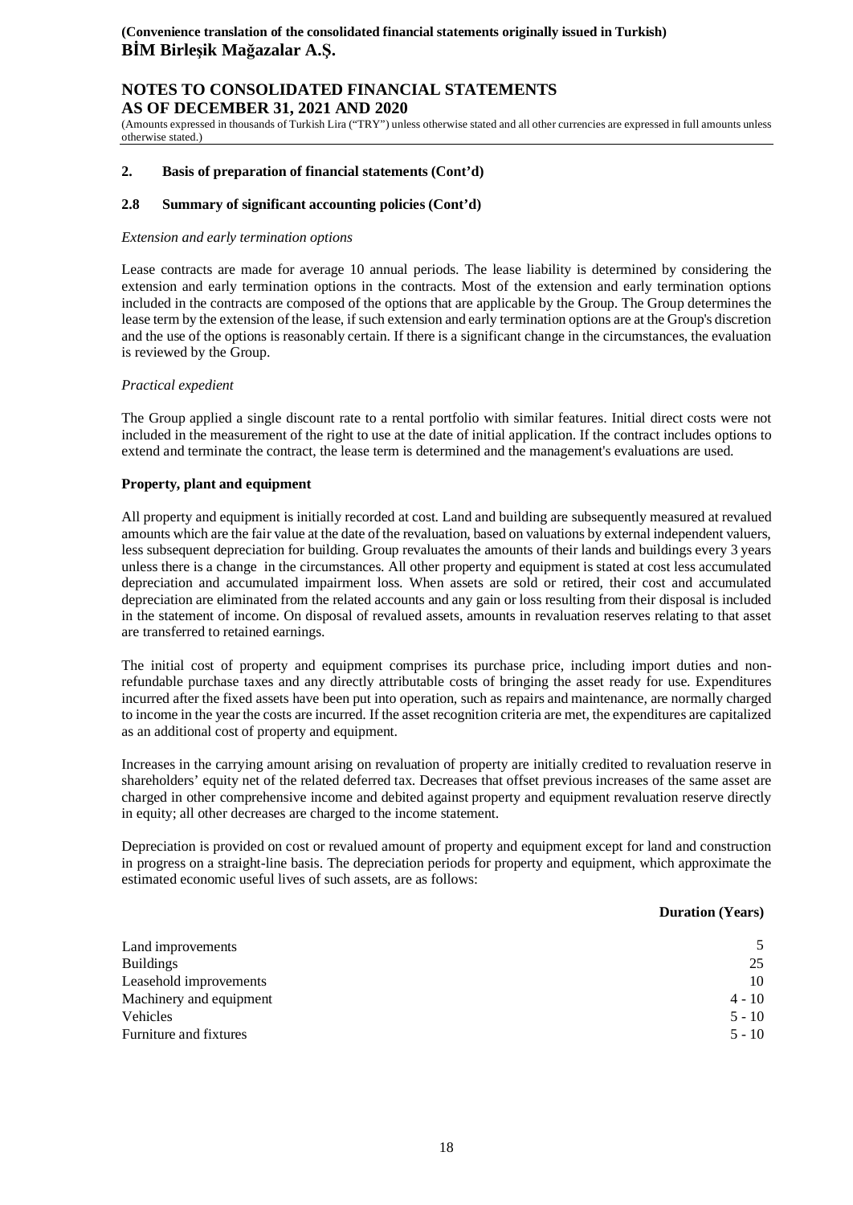## 2. Basis of preparation of financial statements (Cont'd)

### 2.8 Summary of significant accounting policies (Cont'd)

*Extension and early termination options*

Lease contracts are made for average 10 annual periods. The lease liability is determined by considering the extension and early termination options in the contracts. Most of the extension and early termination options included in the contracts are composed of the options that are applicable by the Group. The Group determines the lease term by the extension of the lease, if such extension and early termination options are at the Group's discretion and the use of the options is reasonably certain. If there is a significant change in the circumstances, the evaluation is reviewed by the Group.

*Practical expedient*

The Group applied a single discount rate to a rental portfolio with similar features. Initial direct costs were not included in the measurement of the right to use at the date of initial application. If the contract includes options to extend and terminate the contract, the lease term is determined and the management's evaluations are used.

**Property, plant and equipment**

All property and equipment is initially recorded at cost. Land and building are subsequently measured at revalued amounts which are the fair value at the date of the revaluation, based on valuations by external independent valuers, less subsequent depreciation for building. Group revaluates the amounts of their lands and buildings every 3 years unless there is a change in the circumstances. All other property and equipment is stated at cost less accumulated depreciation and accumulated impairment loss. When assets are sold or retired, their cost and accumulated depreciation are eliminated from the related accounts and any gain or loss resulting from their disposal is included in the statement of income. On disposal of revalued assets, amounts in revaluation reserves relating to that asset are transferred to retained earnings.

The initial cost of property and equipment comprises its purchase price, including import duties and non-refundable purchase taxes and any directly attributable costs of bringing the asset ready for use. Expenditures incurred after the fixed assets have been put into operation, such as repairs and maintenance, are normally charged to income in the year the costs are incurred. If the asset recognition criteria are met, the expenditures are capitalized as an additional cost of property and equipment.

Increases in the carrying amount arising on revaluation of property are initially credited to revaluation reserve in shareholders' equity net of the related deferred tax. Decreases that offset previous increases of the same asset are charged in other comprehensive income and debited against property and equipment revaluation reserve directly in equity; all other decreases are charged to the income statement.

Depreciation is provided on cost or revalued amount of property and equipment except for land and construction in progress on a straight-line basis. The depreciation periods for property and equipment, which approximate the estimated economic useful lives of such assets, are as follows:

| | Duration (Years) |
|---|---|
| Land improvements | 5 |
| Buildings | 25 |
| Leasehold improvements | 10 |
| Machinery and equipment | 4 - 10 |
| Vehicles | 5 - 10 |
| Furniture and fixtures | 5 - 10 |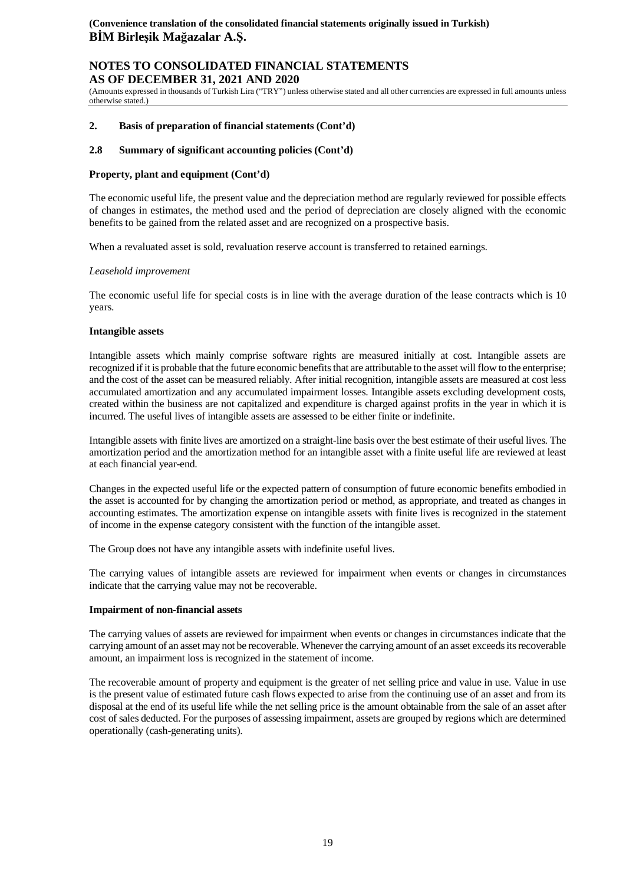## 2. Basis of preparation of financial statements (Cont'd)

### 2.8 Summary of significant accounting policies (Cont'd)

**Property, plant and equipment (Cont'd)**

The economic useful life, the present value and the depreciation method are regularly reviewed for possible effects of changes in estimates, the method used and the period of depreciation are closely aligned with the economic benefits to be gained from the related asset and are recognized on a prospective basis.

When a revaluated asset is sold, revaluation reserve account is transferred to retained earnings.

*Leasehold improvement*

The economic useful life for special costs is in line with the average duration of the lease contracts which is 10 years.

**Intangible assets**

Intangible assets which mainly comprise software rights are measured initially at cost. Intangible assets are recognized if it is probable that the future economic benefits that are attributable to the asset will flow to the enterprise; and the cost of the asset can be measured reliably. After initial recognition, intangible assets are measured at cost less accumulated amortization and any accumulated impairment losses. Intangible assets excluding development costs, created within the business are not capitalized and expenditure is charged against profits in the year in which it is incurred. The useful lives of intangible assets are assessed to be either finite or indefinite.

Intangible assets with finite lives are amortized on a straight-line basis over the best estimate of their useful lives. The amortization period and the amortization method for an intangible asset with a finite useful life are reviewed at least at each financial year-end.

Changes in the expected useful life or the expected pattern of consumption of future economic benefits embodied in the asset is accounted for by changing the amortization period or method, as appropriate, and treated as changes in accounting estimates. The amortization expense on intangible assets with finite lives is recognized in the statement of income in the expense category consistent with the function of the intangible asset.

The Group does not have any intangible assets with indefinite useful lives.

The carrying values of intangible assets are reviewed for impairment when events or changes in circumstances indicate that the carrying value may not be recoverable.

**Impairment of non-financial assets**

The carrying values of assets are reviewed for impairment when events or changes in circumstances indicate that the carrying amount of an asset may not be recoverable. Whenever the carrying amount of an asset exceeds its recoverable amount, an impairment loss is recognized in the statement of income.

The recoverable amount of property and equipment is the greater of net selling price and value in use. Value in use is the present value of estimated future cash flows expected to arise from the continuing use of an asset and from its disposal at the end of its useful life while the net selling price is the amount obtainable from the sale of an asset after cost of sales deducted. For the purposes of assessing impairment, assets are grouped by regions which are determined operationally (cash-generating units).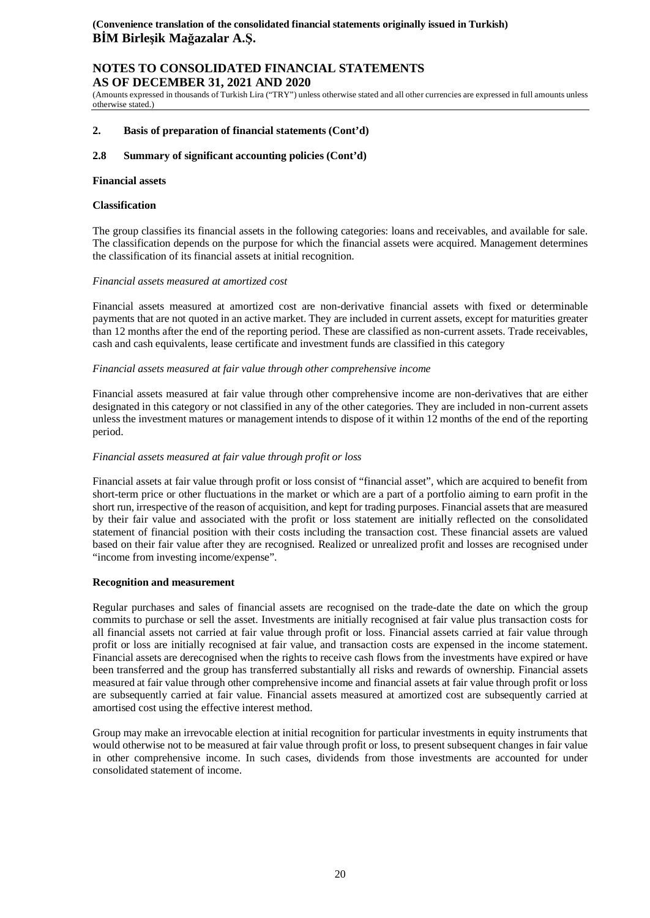## 2. Basis of preparation of financial statements (Cont'd)

### 2.8 Summary of significant accounting policies (Cont'd)

**Financial assets**

**Classification**

The group classifies its financial assets in the following categories: loans and receivables, and available for sale. The classification depends on the purpose for which the financial assets were acquired. Management determines the classification of its financial assets at initial recognition.

*Financial assets measured at amortized cost*

Financial assets measured at amortized cost are non-derivative financial assets with fixed or determinable payments that are not quoted in an active market. They are included in current assets, except for maturities greater than 12 months after the end of the reporting period. These are classified as non-current assets. Trade receivables, cash and cash equivalents, lease certificate and investment funds are classified in this category

*Financial assets measured at fair value through other comprehensive income*

Financial assets measured at fair value through other comprehensive income are non-derivatives that are either designated in this category or not classified in any of the other categories. They are included in non-current assets unless the investment matures or management intends to dispose of it within 12 months of the end of the reporting period.

*Financial assets measured at fair value through profit or loss*

Financial assets at fair value through profit or loss consist of "financial asset", which are acquired to benefit from short-term price or other fluctuations in the market or which are a part of a portfolio aiming to earn profit in the short run, irrespective of the reason of acquisition, and kept for trading purposes. Financial assets that are measured by their fair value and associated with the profit or loss statement are initially reflected on the consolidated statement of financial position with their costs including the transaction cost. These financial assets are valued based on their fair value after they are recognised. Realized or unrealized profit and losses are recognised under "income from investing income/expense".

**Recognition and measurement**

Regular purchases and sales of financial assets are recognised on the trade-date the date on which the group commits to purchase or sell the asset. Investments are initially recognised at fair value plus transaction costs for all financial assets not carried at fair value through profit or loss. Financial assets carried at fair value through profit or loss are initially recognised at fair value, and transaction costs are expensed in the income statement. Financial assets are derecognised when the rights to receive cash flows from the investments have expired or have been transferred and the group has transferred substantially all risks and rewards of ownership. Financial assets measured at fair value through other comprehensive income and financial assets at fair value through profit or loss are subsequently carried at fair value. Financial assets measured at amortized cost are subsequently carried at amortised cost using the effective interest method.

Group may make an irrevocable election at initial recognition for particular investments in equity instruments that would otherwise not to be measured at fair value through profit or loss, to present subsequent changes in fair value in other comprehensive income. In such cases, dividends from those investments are accounted for under consolidated statement of income.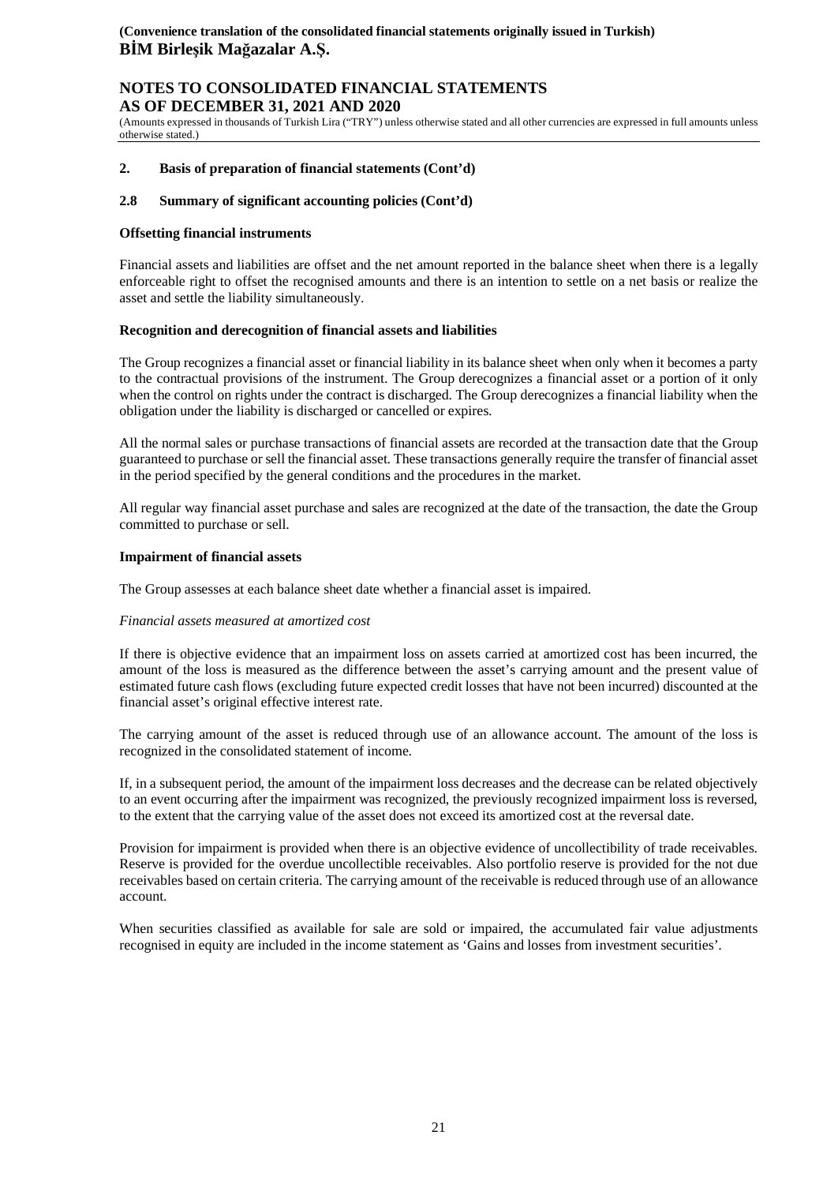## 2. Basis of preparation of financial statements (Cont'd)

### 2.8 Summary of significant accounting policies (Cont'd)

**Offsetting financial instruments**

Financial assets and liabilities are offset and the net amount reported in the balance sheet when there is a legally enforceable right to offset the recognised amounts and there is an intention to settle on a net basis or realize the asset and settle the liability simultaneously.

**Recognition and derecognition of financial assets and liabilities**

The Group recognizes a financial asset or financial liability in its balance sheet when only when it becomes a party to the contractual provisions of the instrument. The Group derecognizes a financial asset or a portion of it only when the control on rights under the contract is discharged. The Group derecognizes a financial liability when the obligation under the liability is discharged or cancelled or expires.

All the normal sales or purchase transactions of financial assets are recorded at the transaction date that the Group guaranteed to purchase or sell the financial asset. These transactions generally require the transfer of financial asset in the period specified by the general conditions and the procedures in the market.

All regular way financial asset purchase and sales are recognized at the date of the transaction, the date the Group committed to purchase or sell.

**Impairment of financial assets**

The Group assesses at each balance sheet date whether a financial asset is impaired.

*Financial assets measured at amortized cost*

If there is objective evidence that an impairment loss on assets carried at amortized cost has been incurred, the amount of the loss is measured as the difference between the asset's carrying amount and the present value of estimated future cash flows (excluding future expected credit losses that have not been incurred) discounted at the financial asset's original effective interest rate.

The carrying amount of the asset is reduced through use of an allowance account. The amount of the loss is recognized in the consolidated statement of income.

If, in a subsequent period, the amount of the impairment loss decreases and the decrease can be related objectively to an event occurring after the impairment was recognized, the previously recognized impairment loss is reversed, to the extent that the carrying value of the asset does not exceed its amortized cost at the reversal date.

Provision for impairment is provided when there is an objective evidence of uncollectibility of trade receivables. Reserve is provided for the overdue uncollectible receivables. Also portfolio reserve is provided for the not due receivables based on certain criteria. The carrying amount of the receivable is reduced through use of an allowance account.

When securities classified as available for sale are sold or impaired, the accumulated fair value adjustments recognised in equity are included in the income statement as 'Gains and losses from investment securities'.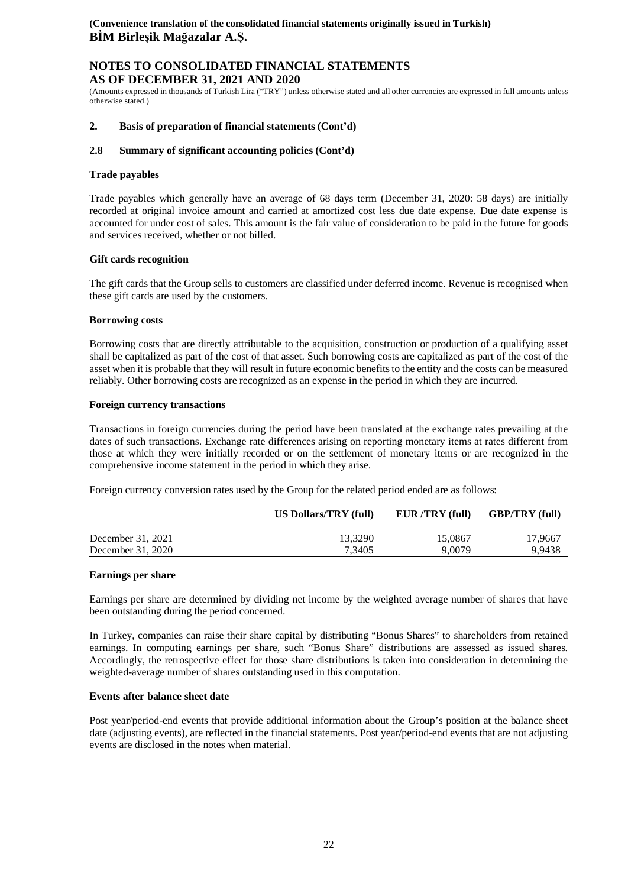## 2. Basis of preparation of financial statements (Cont'd)

### 2.8 Summary of significant accounting policies (Cont'd)

**Trade payables**

Trade payables which generally have an average of 68 days term (December 31, 2020: 58 days) are initially recorded at original invoice amount and carried at amortized cost less due date expense. Due date expense is accounted for under cost of sales. This amount is the fair value of consideration to be paid in the future for goods and services received, whether or not billed.

**Gift cards recognition**

The gift cards that the Group sells to customers are classified under deferred income. Revenue is recognised when these gift cards are used by the customers.

**Borrowing costs**

Borrowing costs that are directly attributable to the acquisition, construction or production of a qualifying asset shall be capitalized as part of the cost of that asset. Such borrowing costs are capitalized as part of the cost of the asset when it is probable that they will result in future economic benefits to the entity and the costs can be measured reliably. Other borrowing costs are recognized as an expense in the period in which they are incurred.

**Foreign currency transactions**

Transactions in foreign currencies during the period have been translated at the exchange rates prevailing at the dates of such transactions. Exchange rate differences arising on reporting monetary items at rates different from those at which they were initially recorded or on the settlement of monetary items or are recognized in the comprehensive income statement in the period in which they arise.

Foreign currency conversion rates used by the Group for the related period ended are as follows:

| | US Dollars/TRY (full) | EUR /TRY (full) | GBP/TRY (full) |
|---|---|---|---|
| December 31, 2021 | 13,3290 | 15,0867 | 17,9667 |
| December 31, 2020 | 7,3405 | 9,0079 | 9,9438 |

**Earnings per share**

Earnings per share are determined by dividing net income by the weighted average number of shares that have been outstanding during the period concerned.

In Turkey, companies can raise their share capital by distributing "Bonus Shares" to shareholders from retained earnings. In computing earnings per share, such "Bonus Share" distributions are assessed as issued shares. Accordingly, the retrospective effect for those share distributions is taken into consideration in determining the weighted-average number of shares outstanding used in this computation.

**Events after balance sheet date**

Post year/period-end events that provide additional information about the Group's position at the balance sheet date (adjusting events), are reflected in the financial statements. Post year/period-end events that are not adjusting events are disclosed in the notes when material.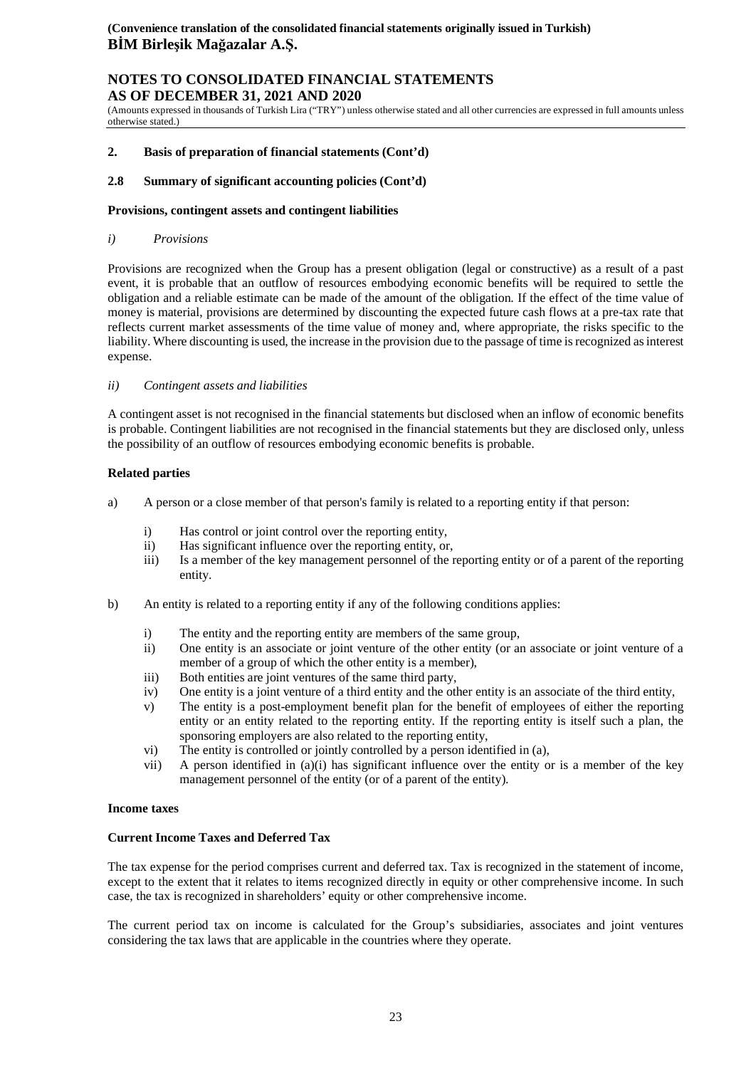## 2. Basis of preparation of financial statements (Cont'd)

### 2.8 Summary of significant accounting policies (Cont'd)

**Provisions, contingent assets and contingent liabilities**

*i) Provisions*

Provisions are recognized when the Group has a present obligation (legal or constructive) as a result of a past event, it is probable that an outflow of resources embodying economic benefits will be required to settle the obligation and a reliable estimate can be made of the amount of the obligation. If the effect of the time value of money is material, provisions are determined by discounting the expected future cash flows at a pre-tax rate that reflects current market assessments of the time value of money and, where appropriate, the risks specific to the liability. Where discounting is used, the increase in the provision due to the passage of time is recognized as interest expense.

*ii) Contingent assets and liabilities*

A contingent asset is not recognised in the financial statements but disclosed when an inflow of economic benefits is probable. Contingent liabilities are not recognised in the financial statements but they are disclosed only, unless the possibility of an outflow of resources embodying economic benefits is probable.

**Related parties**

a) A person or a close member of that person's family is related to a reporting entity if that person:

   i) Has control or joint control over the reporting entity,
   ii) Has significant influence over the reporting entity, or,
   iii) Is a member of the key management personnel of the reporting entity or of a parent of the reporting entity.

b) An entity is related to a reporting entity if any of the following conditions applies:

   i) The entity and the reporting entity are members of the same group,
   ii) One entity is an associate or joint venture of the other entity (or an associate or joint venture of a member of a group of which the other entity is a member),
   iii) Both entities are joint ventures of the same third party,
   iv) One entity is a joint venture of a third entity and the other entity is an associate of the third entity,
   v) The entity is a post-employment benefit plan for the benefit of employees of either the reporting entity or an entity related to the reporting entity. If the reporting entity is itself such a plan, the sponsoring employers are also related to the reporting entity,
   vi) The entity is controlled or jointly controlled by a person identified in (a),
   vii) A person identified in (a)(i) has significant influence over the entity or is a member of the key management personnel of the entity (or of a parent of the entity).

**Income taxes**

**Current Income Taxes and Deferred Tax**

The tax expense for the period comprises current and deferred tax. Tax is recognized in the statement of income, except to the extent that it relates to items recognized directly in equity or other comprehensive income. In such case, the tax is recognized in shareholders' equity or other comprehensive income.

The current period tax on income is calculated for the Group's subsidiaries, associates and joint ventures considering the tax laws that are applicable in the countries where they operate.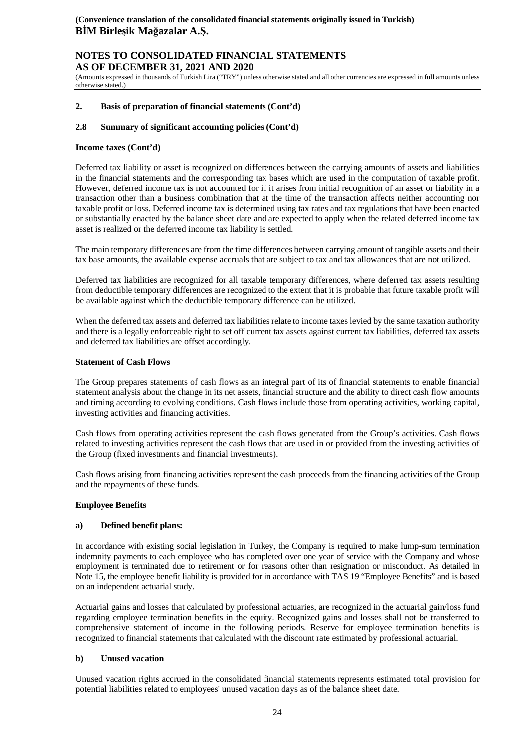## 2. Basis of preparation of financial statements (Cont'd)

### 2.8 Summary of significant accounting policies (Cont'd)

**Income taxes (Cont'd)**

Deferred tax liability or asset is recognized on differences between the carrying amounts of assets and liabilities in the financial statements and the corresponding tax bases which are used in the computation of taxable profit. However, deferred income tax is not accounted for if it arises from initial recognition of an asset or liability in a transaction other than a business combination that at the time of the transaction affects neither accounting nor taxable profit or loss. Deferred income tax is determined using tax rates and tax regulations that have been enacted or substantially enacted by the balance sheet date and are expected to apply when the related deferred income tax asset is realized or the deferred income tax liability is settled.

The main temporary differences are from the time differences between carrying amount of tangible assets and their tax base amounts, the available expense accruals that are subject to tax and tax allowances that are not utilized.

Deferred tax liabilities are recognized for all taxable temporary differences, where deferred tax assets resulting from deductible temporary differences are recognized to the extent that it is probable that future taxable profit will be available against which the deductible temporary difference can be utilized.

When the deferred tax assets and deferred tax liabilities relate to income taxes levied by the same taxation authority and there is a legally enforceable right to set off current tax assets against current tax liabilities, deferred tax assets and deferred tax liabilities are offset accordingly.

**Statement of Cash Flows**

The Group prepares statements of cash flows as an integral part of its of financial statements to enable financial statement analysis about the change in its net assets, financial structure and the ability to direct cash flow amounts and timing according to evolving conditions. Cash flows include those from operating activities, working capital, investing activities and financing activities.

Cash flows from operating activities represent the cash flows generated from the Group's activities. Cash flows related to investing activities represent the cash flows that are used in or provided from the investing activities of the Group (fixed investments and financial investments).

Cash flows arising from financing activities represent the cash proceeds from the financing activities of the Group and the repayments of these funds.

**Employee Benefits**

**a) Defined benefit plans:**

In accordance with existing social legislation in Turkey, the Company is required to make lump-sum termination indemnity payments to each employee who has completed over one year of service with the Company and whose employment is terminated due to retirement or for reasons other than resignation or misconduct. As detailed in Note 15, the employee benefit liability is provided for in accordance with TAS 19 "Employee Benefits" and is based on an independent actuarial study.

Actuarial gains and losses that calculated by professional actuaries, are recognized in the actuarial gain/loss fund regarding employee termination benefits in the equity. Recognized gains and losses shall not be transferred to comprehensive statement of income in the following periods. Reserve for employee termination benefits is recognized to financial statements that calculated with the discount rate estimated by professional actuarial.

**b) Unused vacation**

Unused vacation rights accrued in the consolidated financial statements represents estimated total provision for potential liabilities related to employees' unused vacation days as of the balance sheet date.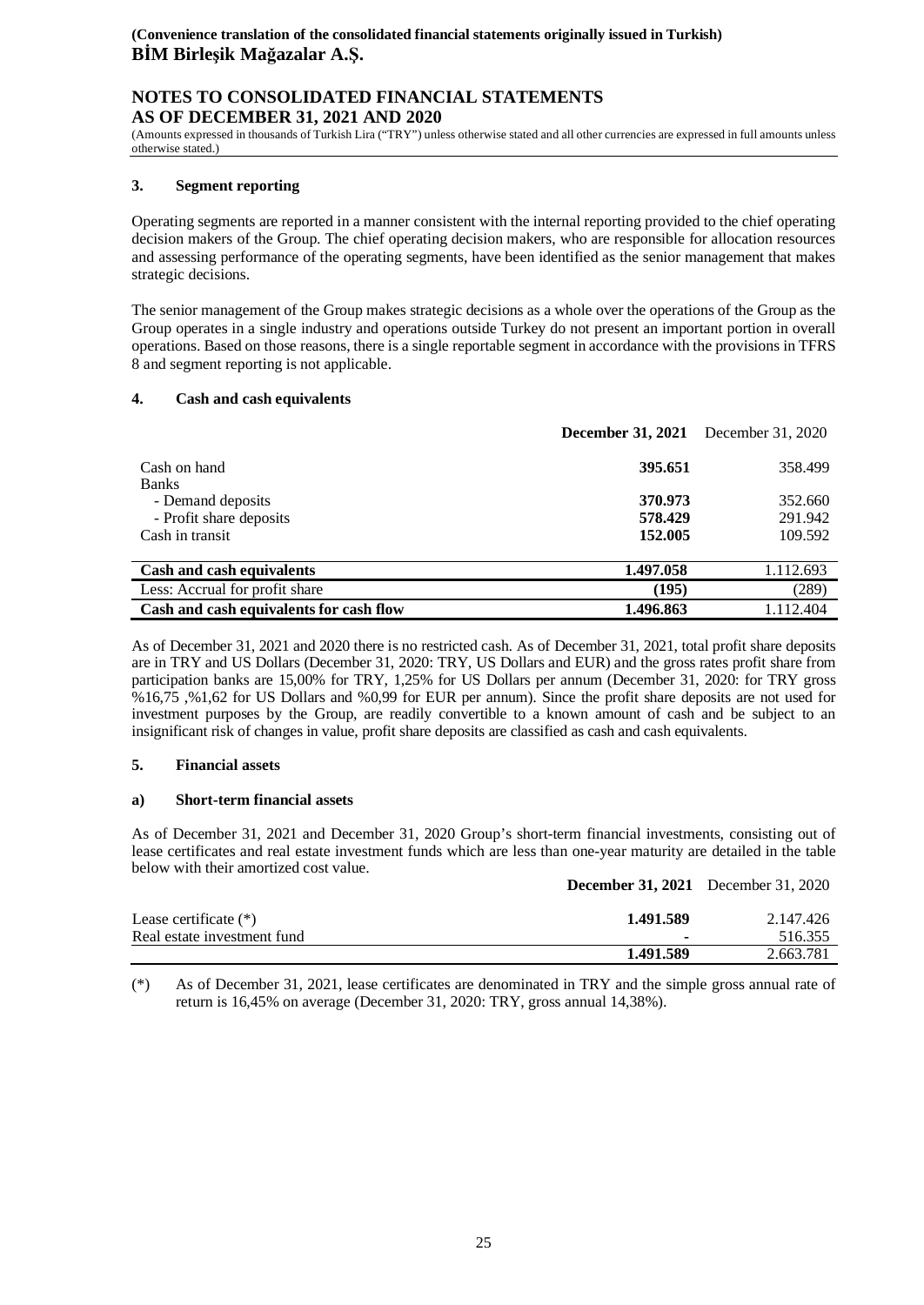**(Convenience translation of the consolidated financial statements originally issued in Turkish)**
**BİM Birleşik Mağazalar A.Ş.**

**NOTES TO CONSOLIDATED FINANCIAL STATEMENTS**
**AS OF DECEMBER 31, 2021 AND 2020**
(Amounts expressed in thousands of Turkish Lira ("TRY") unless otherwise stated and all other currencies are expressed in full amounts unless otherwise stated.)

## 3. Segment reporting

Operating segments are reported in a manner consistent with the internal reporting provided to the chief operating decision makers of the Group. The chief operating decision makers, who are responsible for allocation resources and assessing performance of the operating segments, have been identified as the senior management that makes strategic decisions.

The senior management of the Group makes strategic decisions as a whole over the operations of the Group as the Group operates in a single industry and operations outside Turkey do not present an important portion in overall operations. Based on those reasons, there is a single reportable segment in accordance with the provisions in TFRS 8 and segment reporting is not applicable.

## 4. Cash and cash equivalents

| | **December 31, 2021** | December 31, 2020 |
|---|---|---|
| Cash on hand | **395.651** | 358.499 |
| Banks | | |
| - Demand deposits | **370.973** | 352.660 |
| - Profit share deposits | **578.429** | 291.942 |
| Cash in transit | **152.005** | 109.592 |
| **Cash and cash equivalents** | **1.497.058** | 1.112.693 |
| Less: Accrual for profit share | **(195)** | (289) |
| **Cash and cash equivalents for cash flow** | **1.496.863** | 1.112.404 |

As of December 31, 2021 and 2020 there is no restricted cash. As of December 31, 2021, total profit share deposits are in TRY and US Dollars (December 31, 2020: TRY, US Dollars and EUR) and the gross rates profit share from participation banks are 15,00% for TRY, 1,25% for US Dollars per annum (December 31, 2020: for TRY gross %16,75 ,%1,62 for US Dollars and %0,99 for EUR per annum). Since the profit share deposits are not used for investment purposes by the Group, are readily convertible to a known amount of cash and be subject to an insignificant risk of changes in value, profit share deposits are classified as cash and cash equivalents.

## 5. Financial assets

### a) Short-term financial assets

As of December 31, 2021 and December 31, 2020 Group's short-term financial investments, consisting out of lease certificates and real estate investment funds which are less than one-year maturity are detailed in the table below with their amortized cost value.

| | **December 31, 2021** | December 31, 2020 |
|---|---|---|
| Lease certificate (*) | **1.491.589** | 2.147.426 |
| Real estate investment fund | **-** | 516.355 |
| | **1.491.589** | 2.663.781 |

(*) As of December 31, 2021, lease certificates are denominated in TRY and the simple gross annual rate of return is 16,45% on average (December 31, 2020: TRY, gross annual 14,38%).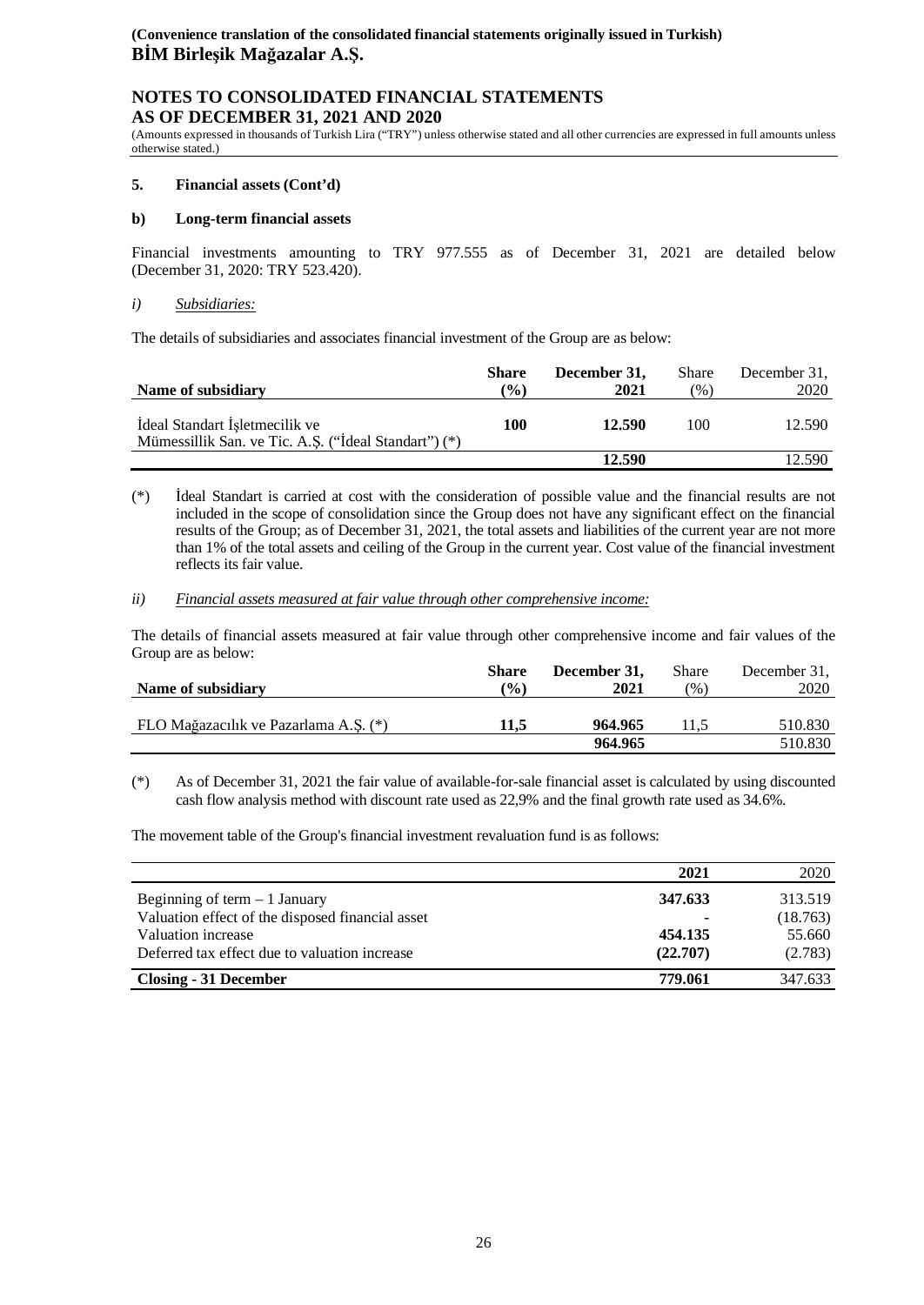**(Convenience translation of the consolidated financial statements originally issued in Turkish)**
**BİM Birleşik Mağazalar A.Ş.**

**NOTES TO CONSOLIDATED FINANCIAL STATEMENTS**
**AS OF DECEMBER 31, 2021 AND 2020**
(Amounts expressed in thousands of Turkish Lira ("TRY") unless otherwise stated and all other currencies are expressed in full amounts unless otherwise stated.)

## 5. Financial assets (Cont'd)

### b) Long-term financial assets

Financial investments amounting to TRY 977.555 as of December 31, 2021 are detailed below (December 31, 2020: TRY 523.420).

*i)* *Subsidiaries:*

The details of subsidiaries and associates financial investment of the Group are as below:

| **Name of subsidiary** | **Share (%)** | **December 31, 2021** | Share (%) | December 31, 2020 |
|---|---|---|---|---|
| İdeal Standart İşletmecilik ve Mümessillik San. ve Tic. A.Ş. ("İdeal Standart") (*) | **100** | **12.590** | 100 | 12.590 |
| | | **12.590** | | 12.590 |

(*) İdeal Standart is carried at cost with the consideration of possible value and the financial results are not included in the scope of consolidation since the Group does not have any significant effect on the financial results of the Group; as of December 31, 2021, the total assets and liabilities of the current year are not more than 1% of the total assets and ceiling of the Group in the current year. Cost value of the financial investment reflects its fair value.

*ii)* *Financial assets measured at fair value through other comprehensive income:*

The details of financial assets measured at fair value through other comprehensive income and fair values of the Group are as below:

| **Name of subsidiary** | **Share (%)** | **December 31, 2021** | Share (%) | December 31, 2020 |
|---|---|---|---|---|
| FLO Mağazacılık ve Pazarlama A.Ş. (*) | **11,5** | **964.965** | 11,5 | 510.830 |
| | | **964.965** | | 510.830 |

(*) As of December 31, 2021 the fair value of available-for-sale financial asset is calculated by using discounted cash flow analysis method with discount rate used as 22,9% and the final growth rate used as 34.6%.

The movement table of the Group's financial investment revaluation fund is as follows:

| | **2021** | 2020 |
|---|---|---|
| Beginning of term – 1 January | **347.633** | 313.519 |
| Valuation effect of the disposed financial asset | **-** | (18.763) |
| Valuation increase | **454.135** | 55.660 |
| Deferred tax effect due to valuation increase | **(22.707)** | (2.783) |
| **Closing - 31 December** | **779.061** | 347.633 |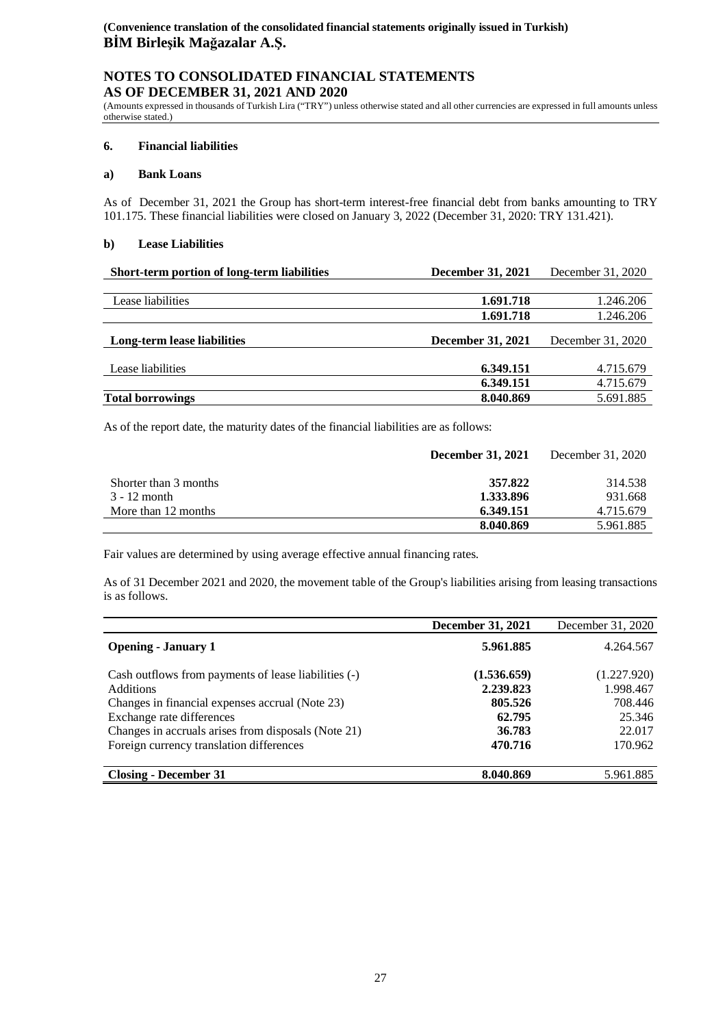# NOTES TO CONSOLIDATED FINANCIAL STATEMENTS AS OF DECEMBER 31, 2021 AND 2020

(Amounts expressed in thousands of Turkish Lira ("TRY") unless otherwise stated and all other currencies are expressed in full amounts unless otherwise stated.)

## 6. Financial liabilities

### a) Bank Loans

As of December 31, 2021 the Group has short-term interest-free financial debt from banks amounting to TRY 101.175. These financial liabilities were closed on January 3, 2022 (December 31, 2020: TRY 131.421).

### b) Lease Liabilities

| Short-term portion of long-term liabilities | December 31, 2021 | December 31, 2020 |
|---|---|---|
| Lease liabilities | **1.691.718** | 1.246.206 |
| | **1.691.718** | 1.246.206 |
| **Long-term lease liabilities** | **December 31, 2021** | December 31, 2020 |
| Lease liabilities | **6.349.151** | 4.715.679 |
| | **6.349.151** | 4.715.679 |
| **Total borrowings** | **8.040.869** | 5.691.885 |

As of the report date, the maturity dates of the financial liabilities are as follows:

| | December 31, 2021 | December 31, 2020 |
|---|---|---|
| Shorter than 3 months | **357.822** | 314.538 |
| 3 - 12 month | **1.333.896** | 931.668 |
| More than 12 months | **6.349.151** | 4.715.679 |
| | **8.040.869** | 5.961.885 |

Fair values are determined by using average effective annual financing rates.

As of 31 December 2021 and 2020, the movement table of the Group's liabilities arising from leasing transactions is as follows.

| | December 31, 2021 | December 31, 2020 |
|---|---|---|
| **Opening - January 1** | **5.961.885** | 4.264.567 |
| Cash outflows from payments of lease liabilities (-) | **(1.536.659)** | (1.227.920) |
| Additions | **2.239.823** | 1.998.467 |
| Changes in financial expenses accrual (Note 23) | **805.526** | 708.446 |
| Exchange rate differences | **62.795** | 25.346 |
| Changes in accruals arises from disposals (Note 21) | **36.783** | 22.017 |
| Foreign currency translation differences | **470.716** | 170.962 |
| **Closing - December 31** | **8.040.869** | 5.961.885 |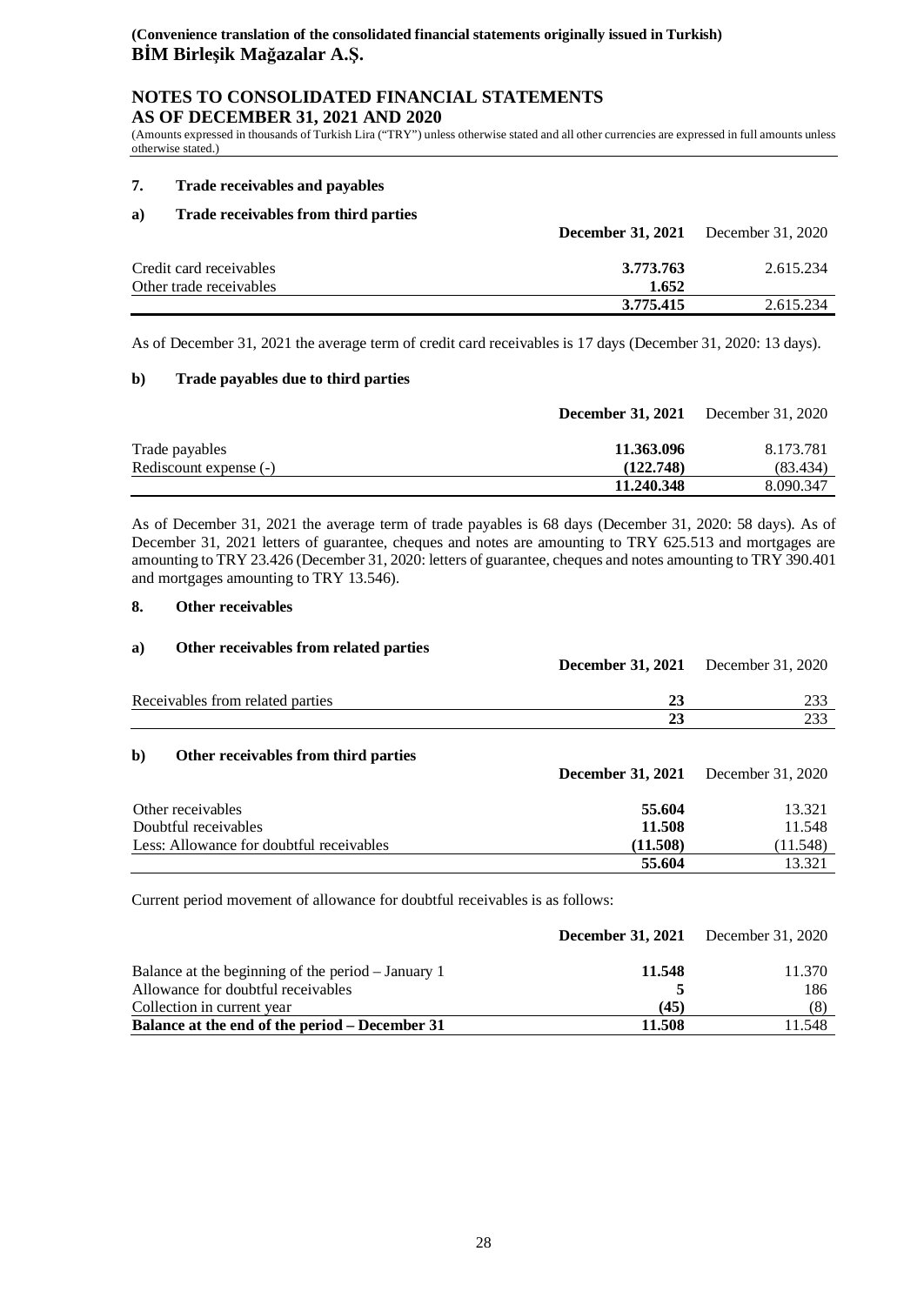## 7. Trade receivables and payables

### a) Trade receivables from third parties

| | **December 31, 2021** | December 31, 2020 |
|---|---|---|
| Credit card receivables | **3.773.763** | 2.615.234 |
| Other trade receivables | **1.652** | |
| | **3.775.415** | 2.615.234 |

As of December 31, 2021 the average term of credit card receivables is 17 days (December 31, 2020: 13 days).

### b) Trade payables due to third parties

| | **December 31, 2021** | December 31, 2020 |
|---|---|---|
| Trade payables | **11.363.096** | 8.173.781 |
| Rediscount expense (-) | **(122.748)** | (83.434) |
| | **11.240.348** | 8.090.347 |

As of December 31, 2021 the average term of trade payables is 68 days (December 31, 2020: 58 days). As of December 31, 2021 letters of guarantee, cheques and notes are amounting to TRY 625.513 and mortgages are amounting to TRY 23.426 (December 31, 2020: letters of guarantee, cheques and notes amounting to TRY 390.401 and mortgages amounting to TRY 13.546).

## 8. Other receivables

### a) Other receivables from related parties

| | **December 31, 2021** | December 31, 2020 |
|---|---|---|
| Receivables from related parties | **23** | 233 |
| | **23** | 233 |

### b) Other receivables from third parties

| | **December 31, 2021** | December 31, 2020 |
|---|---|---|
| Other receivables | **55.604** | 13.321 |
| Doubtful receivables | **11.508** | 11.548 |
| Less: Allowance for doubtful receivables | **(11.508)** | (11.548) |
| | **55.604** | 13.321 |

Current period movement of allowance for doubtful receivables is as follows:

| | **December 31, 2021** | December 31, 2020 |
|---|---|---|
| Balance at the beginning of the period – January 1 | **11.548** | 11.370 |
| Allowance for doubtful receivables | **5** | 186 |
| Collection in current year | **(45)** | (8) |
| **Balance at the end of the period – December 31** | **11.508** | 11.548 |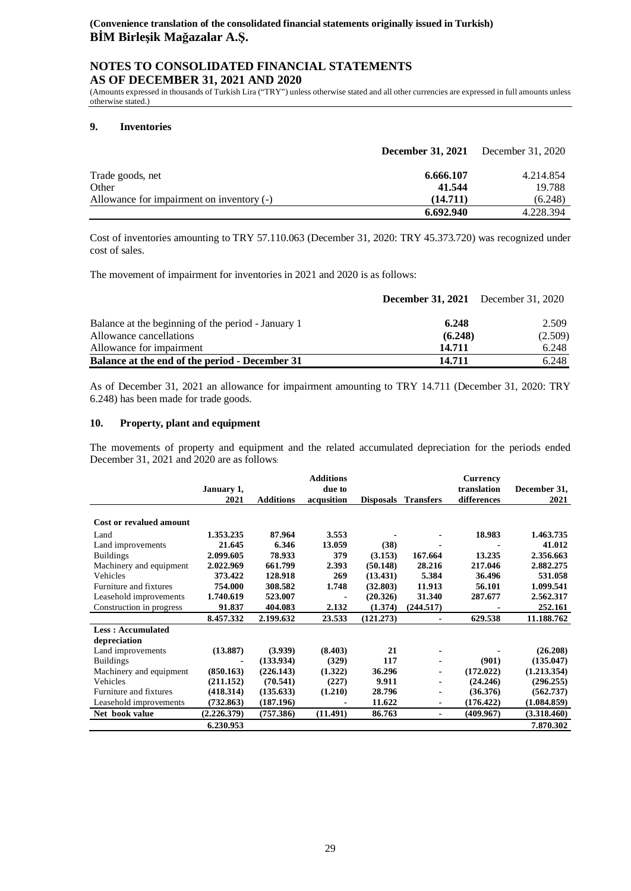**(Convenience translation of the consolidated financial statements originally issued in Turkish)**
**BİM Birleşik Mağazalar A.Ş.**

**NOTES TO CONSOLIDATED FINANCIAL STATEMENTS**
**AS OF DECEMBER 31, 2021 AND 2020**
(Amounts expressed in thousands of Turkish Lira ("TRY") unless otherwise stated and all other currencies are expressed in full amounts unless otherwise stated.)

## 9. Inventories

| | **December 31, 2021** | December 31, 2020 |
|---|---|---|
| Trade goods, net | **6.666.107** | 4.214.854 |
| Other | **41.544** | 19.788 |
| Allowance for impairment on inventory (-) | **(14.711)** | (6.248) |
| | **6.692.940** | 4.228.394 |

Cost of inventories amounting to TRY 57.110.063 (December 31, 2020: TRY 45.373.720) was recognized under cost of sales.

The movement of impairment for inventories in 2021 and 2020 is as follows:

| | **December 31, 2021** | December 31, 2020 |
|---|---|---|
| Balance at the beginning of the period - January 1 | **6.248** | 2.509 |
| Allowance cancellations | **(6.248)** | (2.509) |
| Allowance for impairment | **14.711** | 6.248 |
| **Balance at the end of the period - December 31** | **14.711** | 6.248 |

As of December 31, 2021 an allowance for impairment amounting to TRY 14.711 (December 31, 2020: TRY 6.248) has been made for trade goods.

## 10. Property, plant and equipment

The movements of property and equipment and the related accumulated depreciation for the periods ended December 31, 2021 and 2020 are as follows:

| | January 1, 2021 | Additions | Additions due to acqusition | Disposals | Transfers | Currency translation differences | December 31, 2021 |
|---|---|---|---|---|---|---|---|
| **Cost or revalued amount** | | | | | | | |
| Land | **1.353.235** | **87.964** | **3.553** | **-** | **-** | **18.983** | **1.463.735** |
| Land improvements | **21.645** | **6.346** | **13.059** | **(38)** | **-** | **-** | **41.012** |
| Buildings | **2.099.605** | **78.933** | **379** | **(3.153)** | **167.664** | **13.235** | **2.356.663** |
| Machinery and equipment | **2.022.969** | **661.799** | **2.393** | **(50.148)** | **28.216** | **217.046** | **2.882.275** |
| Vehicles | **373.422** | **128.918** | **269** | **(13.431)** | **5.384** | **36.496** | **531.058** |
| Furniture and fixtures | **754.000** | **308.582** | **1.748** | **(32.803)** | **11.913** | **56.101** | **1.099.541** |
| Leasehold improvements | **1.740.619** | **523.007** | **-** | **(20.326)** | **31.340** | **287.677** | **2.562.317** |
| Construction in progress | **91.837** | **404.083** | **2.132** | **(1.374)** | **(244.517)** | **-** | **252.161** |
| | **8.457.332** | **2.199.632** | **23.533** | **(121.273)** | **-** | **629.538** | **11.188.762** |
| **Less : Accumulated depreciation** | | | | | | | |
| Land improvements | **(13.887)** | **(3.939)** | **(8.403)** | **21** | **-** | **-** | **(26.208)** |
| Buildings | **-** | **(133.934)** | **(329)** | **117** | **-** | **(901)** | **(135.047)** |
| Machinery and equipment | **(850.163)** | **(226.143)** | **(1.322)** | **36.296** | **-** | **(172.022)** | **(1.213.354)** |
| Vehicles | **(211.152)** | **(70.541)** | **(227)** | **9.911** | **-** | **(24.246)** | **(296.255)** |
| Furniture and fixtures | **(418.314)** | **(135.633)** | **(1.210)** | **28.796** | **-** | **(36.376)** | **(562.737)** |
| Leasehold improvements | **(732.863)** | **(187.196)** | **-** | **11.622** | **-** | **(176.422)** | **(1.084.859)** |
| **Net book value** | **(2.226.379)** | **(757.386)** | **(11.491)** | **86.763** | **-** | **(409.967)** | **(3.318.460)** |
| | **6.230.953** | | | | | | **7.870.302** |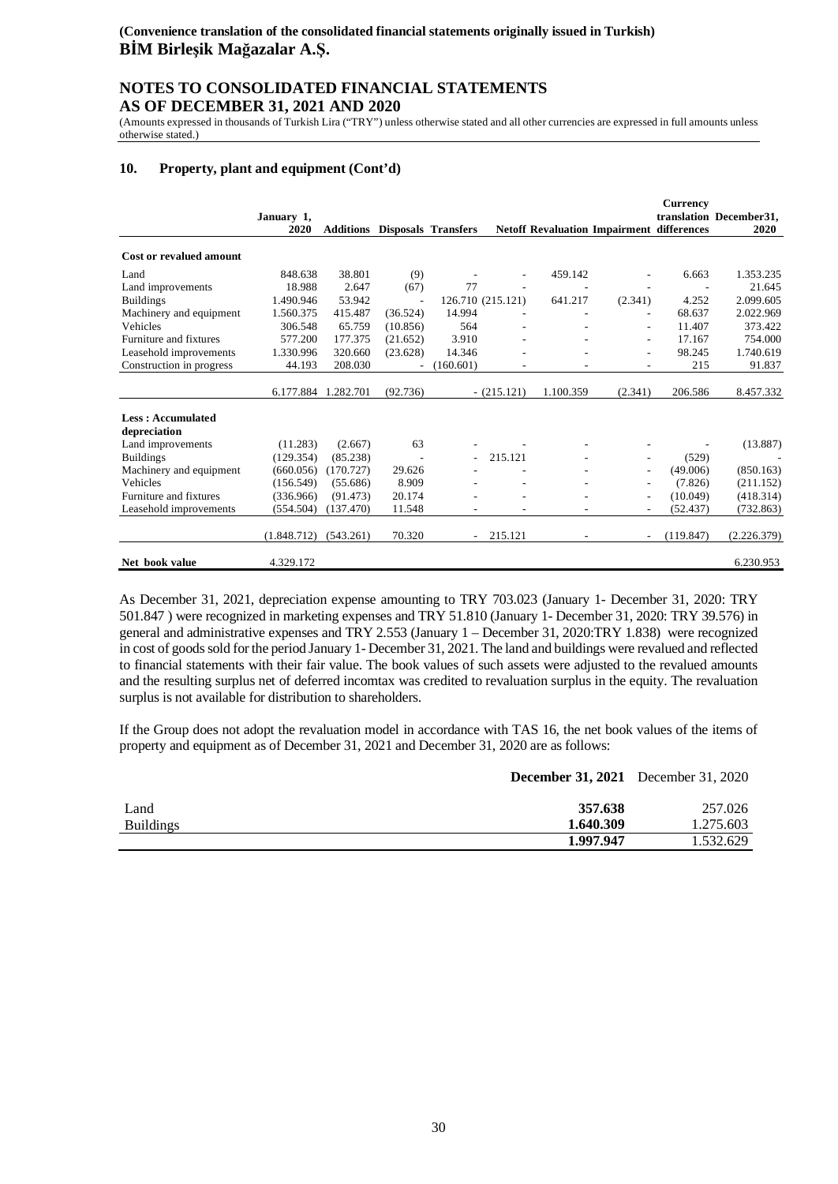**(Convenience translation of the consolidated financial statements originally issued in Turkish)**
**BİM Birleşik Mağazalar A.Ş.**

## NOTES TO CONSOLIDATED FINANCIAL STATEMENTS AS OF DECEMBER 31, 2021 AND 2020

(Amounts expressed in thousands of Turkish Lira ("TRY") unless otherwise stated and all other currencies are expressed in full amounts unless otherwise stated.)

### 10. Property, plant and equipment (Cont'd)

| | January 1, 2020 | Additions | Disposals | Transfers | Netoff | Revaluation | Impairment | Currency translation differences | December31, 2020 |
|---|---|---|---|---|---|---|---|---|---|
| **Cost or revalued amount** | | | | | | | | | |
| Land | 848.638 | 38.801 | (9) | - | - | 459.142 | - | 6.663 | 1.353.235 |
| Land improvements | 18.988 | 2.647 | (67) | 77 | - | - | - | - | 21.645 |
| Buildings | 1.490.946 | 53.942 | - | 126.710 | (215.121) | 641.217 | (2.341) | 4.252 | 2.099.605 |
| Machinery and equipment | 1.560.375 | 415.487 | (36.524) | 14.994 | - | - | - | 68.637 | 2.022.969 |
| Vehicles | 306.548 | 65.759 | (10.856) | 564 | - | - | - | 11.407 | 373.422 |
| Furniture and fixtures | 577.200 | 177.375 | (21.652) | 3.910 | - | - | - | 17.167 | 754.000 |
| Leasehold improvements | 1.330.996 | 320.660 | (23.628) | 14.346 | - | - | - | 98.245 | 1.740.619 |
| Construction in progress | 44.193 | 208.030 | - | (160.601) | - | - | - | 215 | 91.837 |
| | 6.177.884 | 1.282.701 | (92.736) | - | (215.121) | 1.100.359 | (2.341) | 206.586 | 8.457.332 |
| **Less : Accumulated depreciation** | | | | | | | | | |
| Land improvements | (11.283) | (2.667) | 63 | - | - | - | - | - | (13.887) |
| Buildings | (129.354) | (85.238) | - | - | 215.121 | - | - | (529) | - |
| Machinery and equipment | (660.056) | (170.727) | 29.626 | - | - | - | - | (49.006) | (850.163) |
| Vehicles | (156.549) | (55.686) | 8.909 | - | - | - | - | (7.826) | (211.152) |
| Furniture and fixtures | (336.966) | (91.473) | 20.174 | - | - | - | - | (10.049) | (418.314) |
| Leasehold improvements | (554.504) | (137.470) | 11.548 | - | - | - | - | (52.437) | (732.863) |
| | (1.848.712) | (543.261) | 70.320 | - | 215.121 | - | - | (119.847) | (2.226.379) |
| **Net book value** | 4.329.172 | | | | | | | | 6.230.953 |

As December 31, 2021, depreciation expense amounting to TRY 703.023 (January 1- December 31, 2020: TRY 501.847 ) were recognized in marketing expenses and TRY 51.810 (January 1- December 31, 2020: TRY 39.576) in general and administrative expenses and TRY 2.553 (January 1 – December 31, 2020:TRY 1.838) were recognized in cost of goods sold for the period January 1- December 31, 2021. The land and buildings were revalued and reflected to financial statements with their fair value. The book values of such assets were adjusted to the revalued amounts and the resulting surplus net of deferred incomtax was credited to revaluation surplus in the equity. The revaluation surplus is not available for distribution to shareholders.

If the Group does not adopt the revaluation model in accordance with TAS 16, the net book values of the items of property and equipment as of December 31, 2021 and December 31, 2020 are as follows:

| | **December 31, 2021** | December 31, 2020 |
|---|---|---|
| Land | **357.638** | 257.026 |
| Buildings | **1.640.309** | 1.275.603 |
| | **1.997.947** | 1.532.629 |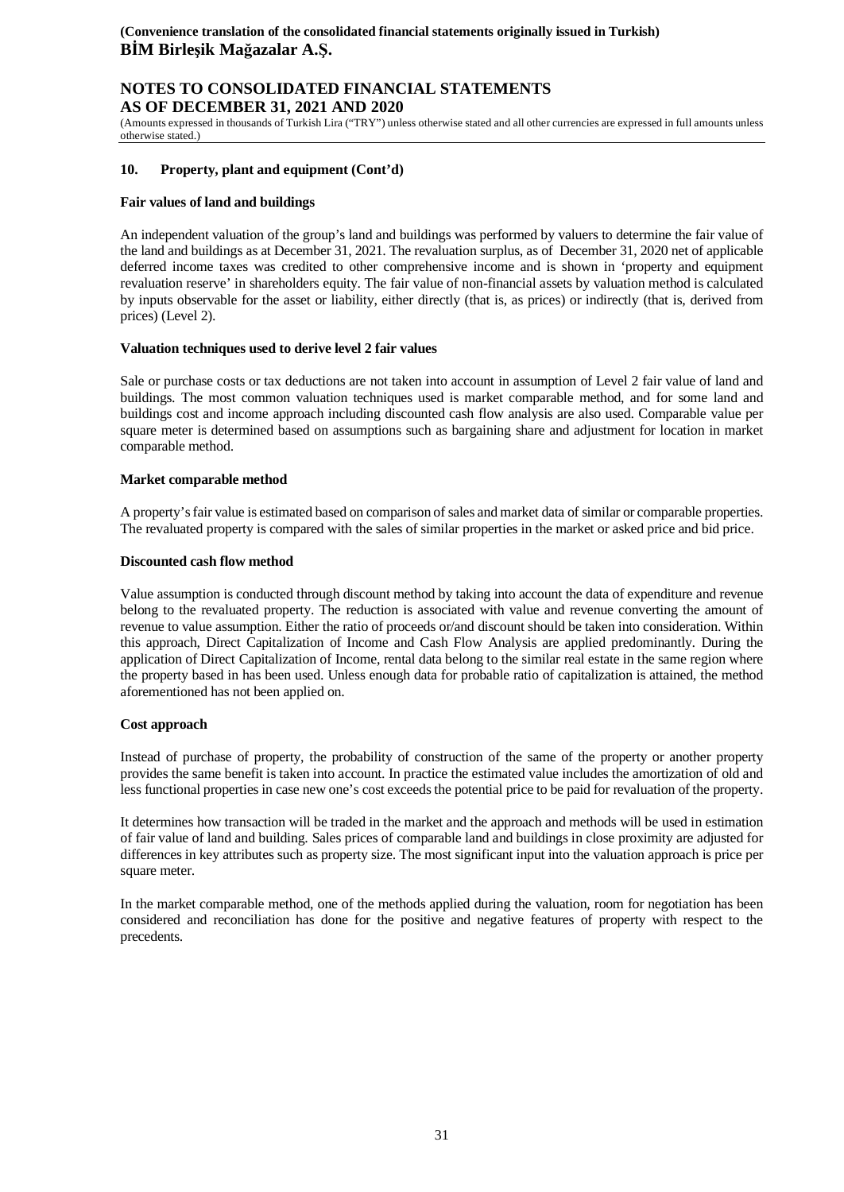## 10. Property, plant and equipment (Cont'd)

### Fair values of land and buildings

An independent valuation of the group's land and buildings was performed by valuers to determine the fair value of the land and buildings as at December 31, 2021. The revaluation surplus, as of December 31, 2020 net of applicable deferred income taxes was credited to other comprehensive income and is shown in 'property and equipment revaluation reserve' in shareholders equity. The fair value of non-financial assets by valuation method is calculated by inputs observable for the asset or liability, either directly (that is, as prices) or indirectly (that is, derived from prices) (Level 2).

### Valuation techniques used to derive level 2 fair values

Sale or purchase costs or tax deductions are not taken into account in assumption of Level 2 fair value of land and buildings. The most common valuation techniques used is market comparable method, and for some land and buildings cost and income approach including discounted cash flow analysis are also used. Comparable value per square meter is determined based on assumptions such as bargaining share and adjustment for location in market comparable method.

### Market comparable method

A property's fair value is estimated based on comparison of sales and market data of similar or comparable properties. The revaluated property is compared with the sales of similar properties in the market or asked price and bid price.

### Discounted cash flow method

Value assumption is conducted through discount method by taking into account the data of expenditure and revenue belong to the revaluated property. The reduction is associated with value and revenue converting the amount of revenue to value assumption. Either the ratio of proceeds or/and discount should be taken into consideration. Within this approach, Direct Capitalization of Income and Cash Flow Analysis are applied predominantly. During the application of Direct Capitalization of Income, rental data belong to the similar real estate in the same region where the property based in has been used. Unless enough data for probable ratio of capitalization is attained, the method aforementioned has not been applied on.

### Cost approach

Instead of purchase of property, the probability of construction of the same of the property or another property provides the same benefit is taken into account. In practice the estimated value includes the amortization of old and less functional properties in case new one's cost exceeds the potential price to be paid for revaluation of the property.

It determines how transaction will be traded in the market and the approach and methods will be used in estimation of fair value of land and building. Sales prices of comparable land and buildings in close proximity are adjusted for differences in key attributes such as property size. The most significant input into the valuation approach is price per square meter.

In the market comparable method, one of the methods applied during the valuation, room for negotiation has been considered and reconciliation has done for the positive and negative features of property with respect to the precedents.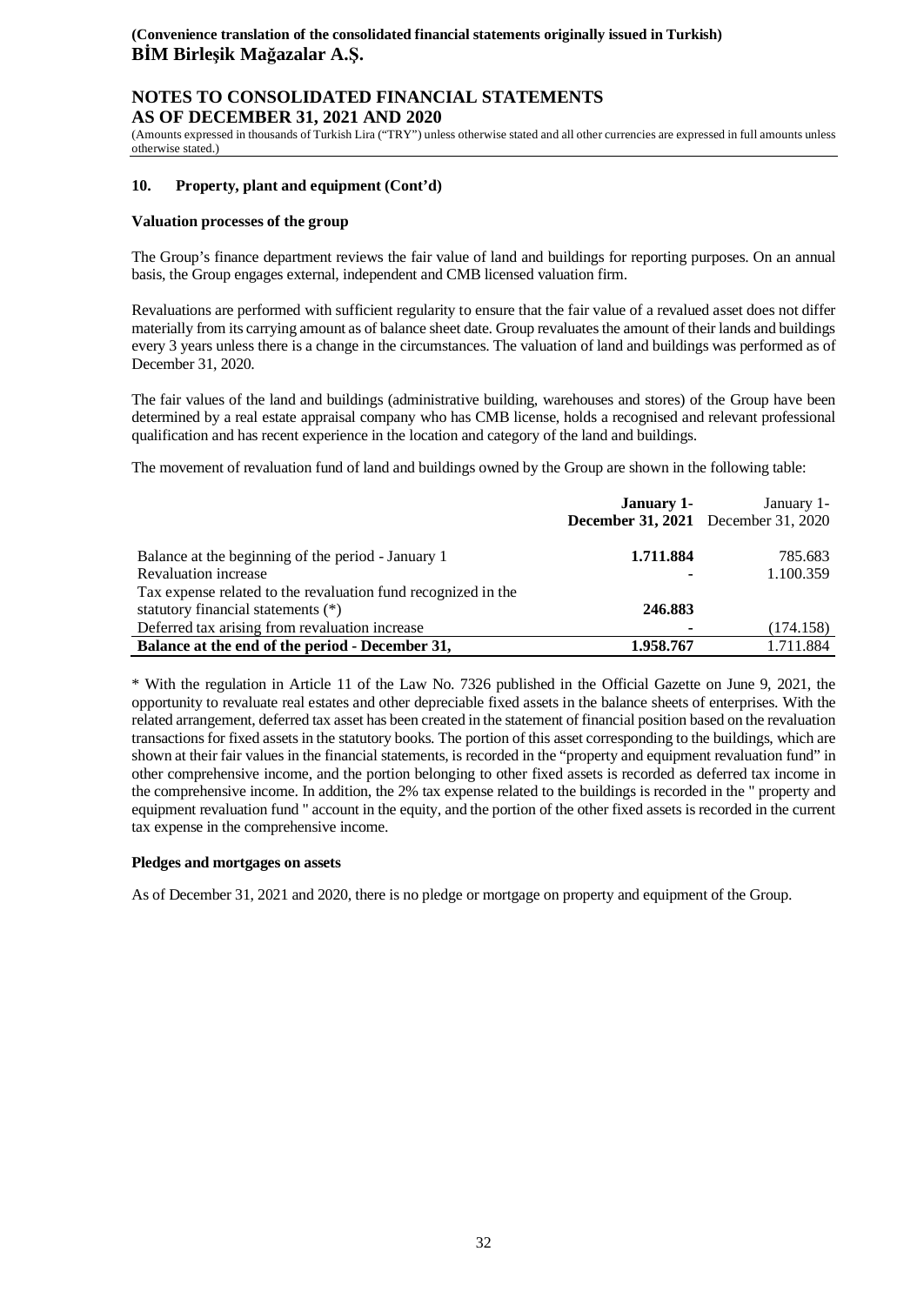**(Convenience translation of the consolidated financial statements originally issued in Turkish)**
**BİM Birleşik Mağazalar A.Ş.**

**NOTES TO CONSOLIDATED FINANCIAL STATEMENTS AS OF DECEMBER 31, 2021 AND 2020**

(Amounts expressed in thousands of Turkish Lira ("TRY") unless otherwise stated and all other currencies are expressed in full amounts unless otherwise stated.)

## 10. Property, plant and equipment (Cont'd)

### Valuation processes of the group

The Group's finance department reviews the fair value of land and buildings for reporting purposes. On an annual basis, the Group engages external, independent and CMB licensed valuation firm.

Revaluations are performed with sufficient regularity to ensure that the fair value of a revalued asset does not differ materially from its carrying amount as of balance sheet date. Group revaluates the amount of their lands and buildings every 3 years unless there is a change in the circumstances. The valuation of land and buildings was performed as of December 31, 2020.

The fair values of the land and buildings (administrative building, warehouses and stores) of the Group have been determined by a real estate appraisal company who has CMB license, holds a recognised and relevant professional qualification and has recent experience in the location and category of the land and buildings.

The movement of revaluation fund of land and buildings owned by the Group are shown in the following table:

| | **January 1- December 31, 2021** | January 1- December 31, 2020 |
|---|---|---|
| Balance at the beginning of the period - January 1 | **1.711.884** | 785.683 |
| Revaluation increase | **-** | 1.100.359 |
| Tax expense related to the revaluation fund recognized in the statutory financial statements (*) | **246.883** | |
| Deferred tax arising from revaluation increase | **-** | (174.158) |
| **Balance at the end of the period - December 31,** | **1.958.767** | 1.711.884 |

* With the regulation in Article 11 of the Law No. 7326 published in the Official Gazette on June 9, 2021, the opportunity to revaluate real estates and other depreciable fixed assets in the balance sheets of enterprises. With the related arrangement, deferred tax asset has been created in the statement of financial position based on the revaluation transactions for fixed assets in the statutory books. The portion of this asset corresponding to the buildings, which are shown at their fair values in the financial statements, is recorded in the "property and equipment revaluation fund" in other comprehensive income, and the portion belonging to other fixed assets is recorded as deferred tax income in the comprehensive income. In addition, the 2% tax expense related to the buildings is recorded in the " property and equipment revaluation fund " account in the equity, and the portion of the other fixed assets is recorded in the current tax expense in the comprehensive income.

### Pledges and mortgages on assets

As of December 31, 2021 and 2020, there is no pledge or mortgage on property and equipment of the Group.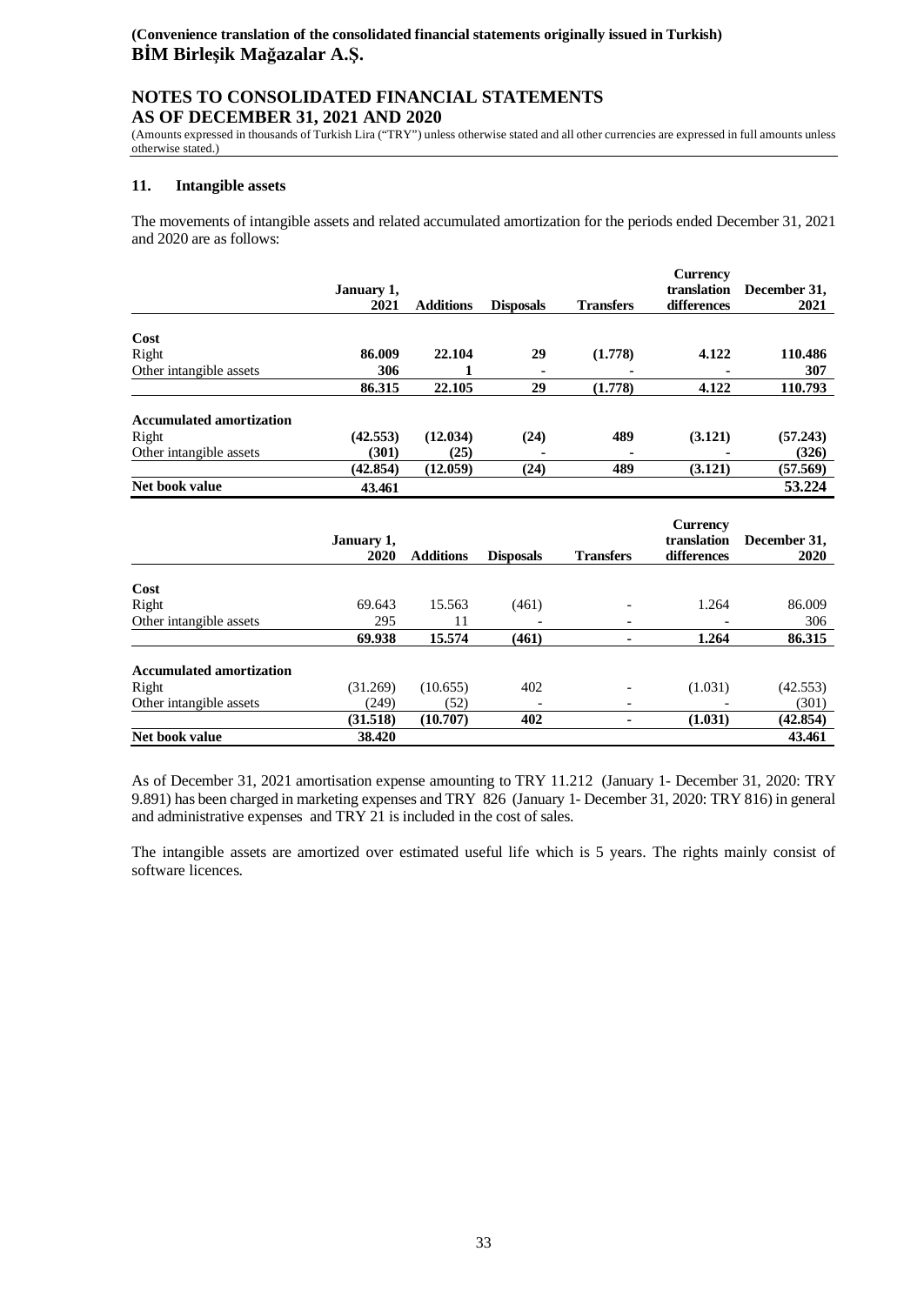## 11. Intangible assets

The movements of intangible assets and related accumulated amortization for the periods ended December 31, 2021 and 2020 are as follows:

| | January 1, 2021 | Additions | Disposals | Transfers | Currency translation differences | December 31, 2021 |
|---|---|---|---|---|---|---|
| **Cost** | | | | | | |
| Right | **86.009** | **22.104** | **29** | **(1.778)** | **4.122** | **110.486** |
| Other intangible assets | **306** | **1** | **-** | **-** | **-** | **307** |
| | **86.315** | **22.105** | **29** | **(1.778)** | **4.122** | **110.793** |
| **Accumulated amortization** | | | | | | |
| Right | **(42.553)** | **(12.034)** | **(24)** | **489** | **(3.121)** | **(57.243)** |
| Other intangible assets | **(301)** | **(25)** | **-** | **-** | **-** | **(326)** |
| | **(42.854)** | **(12.059)** | **(24)** | **489** | **(3.121)** | **(57.569)** |
| **Net book value** | **43.461** | | | | | **53.224** |

| | January 1, 2020 | Additions | Disposals | Transfers | Currency translation differences | December 31, 2020 |
|---|---|---|---|---|---|---|
| **Cost** | | | | | | |
| Right | 69.643 | 15.563 | (461) | - | 1.264 | 86.009 |
| Other intangible assets | 295 | 11 | - | - | - | 306 |
| | **69.938** | **15.574** | **(461)** | **-** | **1.264** | **86.315** |
| **Accumulated amortization** | | | | | | |
| Right | (31.269) | (10.655) | 402 | - | (1.031) | (42.553) |
| Other intangible assets | (249) | (52) | - | - | - | (301) |
| | **(31.518)** | **(10.707)** | **402** | **-** | **(1.031)** | **(42.854)** |
| **Net book value** | **38.420** | | | | | **43.461** |

As of December 31, 2021 amortisation expense amounting to TRY 11.212 (January 1- December 31, 2020: TRY 9.891) has been charged in marketing expenses and TRY 826 (January 1- December 31, 2020: TRY 816) in general and administrative expenses and TRY 21 is included in the cost of sales.

The intangible assets are amortized over estimated useful life which is 5 years. The rights mainly consist of software licences.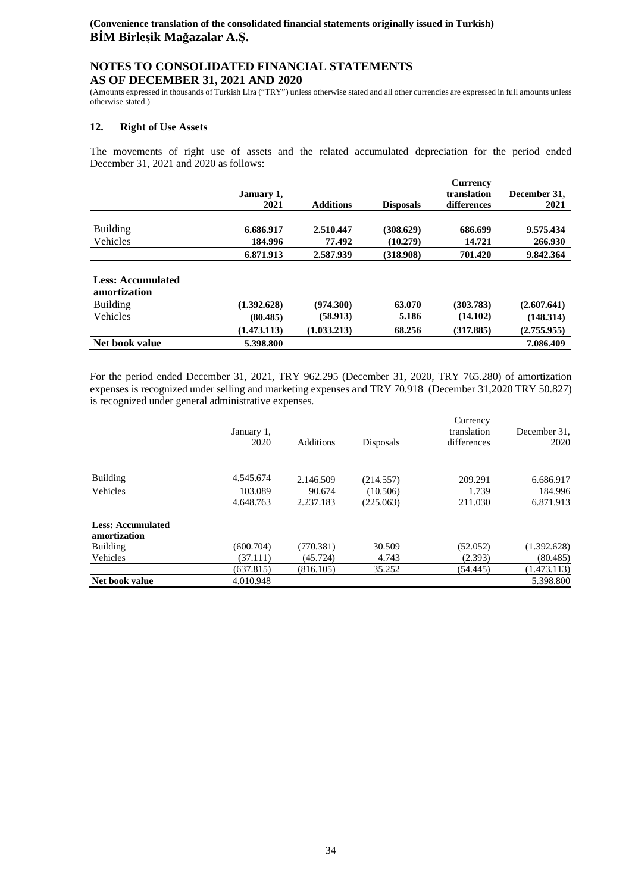(Convenience translation of the consolidated financial statements originally issued in Turkish)
**BİM Birleşik Mağazalar A.Ş.**

**NOTES TO CONSOLIDATED FINANCIAL STATEMENTS AS OF DECEMBER 31, 2021 AND 2020**

(Amounts expressed in thousands of Turkish Lira ("TRY") unless otherwise stated and all other currencies are expressed in full amounts unless otherwise stated.)

## 12. Right of Use Assets

The movements of right use of assets and the related accumulated depreciation for the period ended December 31, 2021 and 2020 as follows:

| | January 1, 2021 | Additions | Disposals | Currency translation differences | December 31, 2021 |
|---|---|---|---|---|---|
| Building | 6.686.917 | 2.510.447 | (308.629) | 686.699 | 9.575.434 |
| Vehicles | 184.996 | 77.492 | (10.279) | 14.721 | 266.930 |
| | 6.871.913 | 2.587.939 | (318.908) | 701.420 | 9.842.364 |
| **Less: Accumulated amortization** | | | | | |
| Building | (1.392.628) | (974.300) | 63.070 | (303.783) | (2.607.641) |
| Vehicles | (80.485) | (58.913) | 5.186 | (14.102) | (148.314) |
| | (1.473.113) | (1.033.213) | 68.256 | (317.885) | (2.755.955) |
| **Net book value** | 5.398.800 | | | | 7.086.409 |

For the period ended December 31, 2021, TRY 962.295 (December 31, 2020, TRY 765.280) of amortization expenses is recognized under selling and marketing expenses and TRY 70.918 (December 31,2020 TRY 50.827) is recognized under general administrative expenses.

| | January 1, 2020 | Additions | Disposals | Currency translation differences | December 31, 2020 |
|---|---|---|---|---|---|
| Building | 4.545.674 | 2.146.509 | (214.557) | 209.291 | 6.686.917 |
| Vehicles | 103.089 | 90.674 | (10.506) | 1.739 | 184.996 |
| | 4.648.763 | 2.237.183 | (225.063) | 211.030 | 6.871.913 |
| **Less: Accumulated amortization** | | | | | |
| Building | (600.704) | (770.381) | 30.509 | (52.052) | (1.392.628) |
| Vehicles | (37.111) | (45.724) | 4.743 | (2.393) | (80.485) |
| | (637.815) | (816.105) | 35.252 | (54.445) | (1.473.113) |
| **Net book value** | 4.010.948 | | | | 5.398.800 |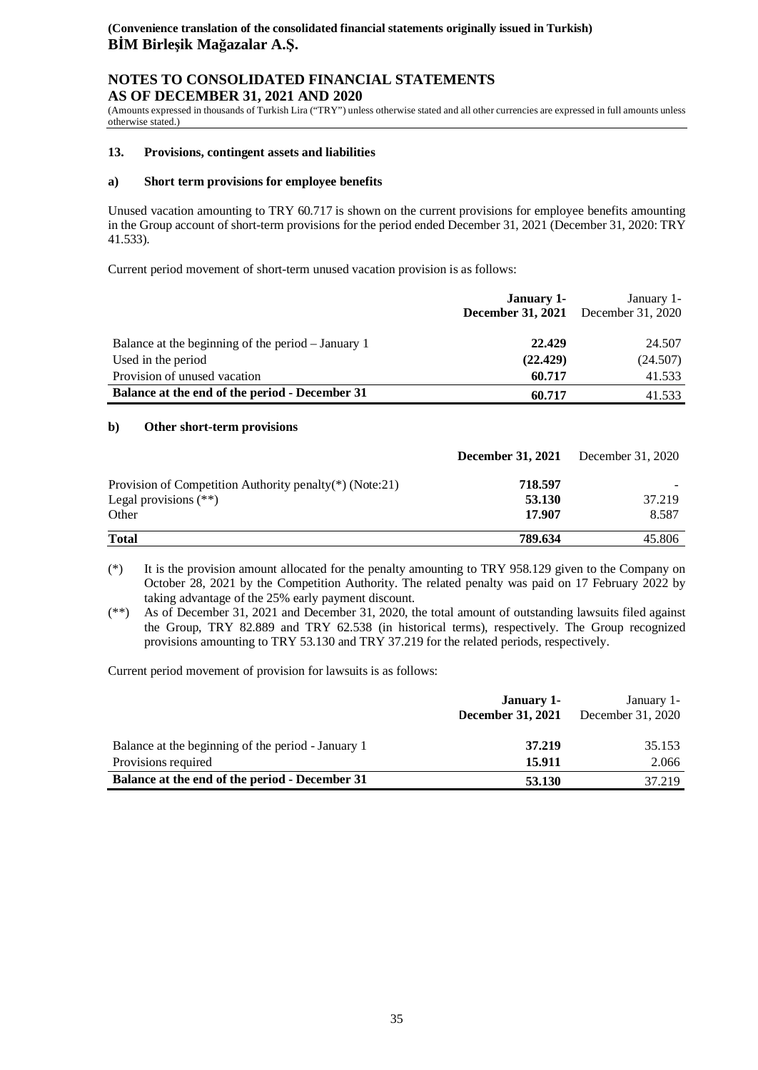## 13. Provisions, contingent assets and liabilities

### a) Short term provisions for employee benefits

Unused vacation amounting to TRY 60.717 is shown on the current provisions for employee benefits amounting in the Group account of short-term provisions for the period ended December 31, 2021 (December 31, 2020: TRY 41.533).

Current period movement of short-term unused vacation provision is as follows:

| | **January 1- December 31, 2021** | January 1- December 31, 2020 |
|---|---|---|
| Balance at the beginning of the period – January 1 | **22.429** | 24.507 |
| Used in the period | **(22.429)** | (24.507) |
| Provision of unused vacation | **60.717** | 41.533 |
| **Balance at the end of the period - December 31** | **60.717** | 41.533 |

### b) Other short-term provisions

| | **December 31, 2021** | December 31, 2020 |
|---|---|---|
| Provision of Competition Authority penalty(*) (Note:21) | **718.597** | - |
| Legal provisions (**) | **53.130** | 37.219 |
| Other | **17.907** | 8.587 |
| **Total** | **789.634** | 45.806 |

(*) It is the provision amount allocated for the penalty amounting to TRY 958.129 given to the Company on October 28, 2021 by the Competition Authority. The related penalty was paid on 17 February 2022 by taking advantage of the 25% early payment discount.

(**) As of December 31, 2021 and December 31, 2020, the total amount of outstanding lawsuits filed against the Group, TRY 82.889 and TRY 62.538 (in historical terms), respectively. The Group recognized provisions amounting to TRY 53.130 and TRY 37.219 for the related periods, respectively.

Current period movement of provision for lawsuits is as follows:

| | **January 1- December 31, 2021** | January 1- December 31, 2020 |
|---|---|---|
| Balance at the beginning of the period - January 1 | **37.219** | 35.153 |
| Provisions required | **15.911** | 2.066 |
| **Balance at the end of the period - December 31** | **53.130** | 37.219 |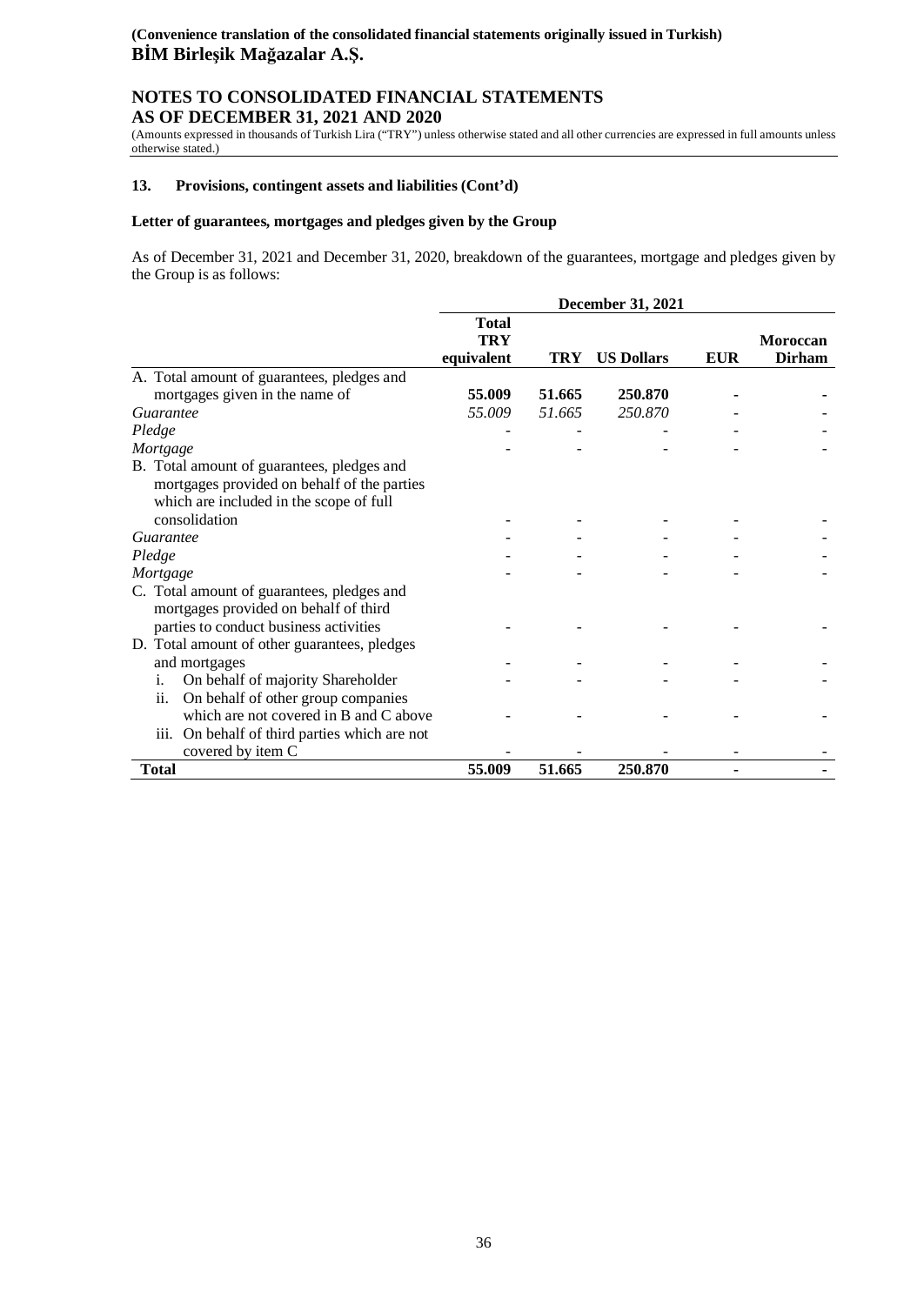**(Convenience translation of the consolidated financial statements originally issued in Turkish)**
**BİM Birleşik Mağazalar A.Ş.**

## NOTES TO CONSOLIDATED FINANCIAL STATEMENTS AS OF DECEMBER 31, 2021 AND 2020

(Amounts expressed in thousands of Turkish Lira ("TRY") unless otherwise stated and all other currencies are expressed in full amounts unless otherwise stated.)

### 13. Provisions, contingent assets and liabilities (Cont'd)

**Letter of guarantees, mortgages and pledges given by the Group**

As of December 31, 2021 and December 31, 2020, breakdown of the guarantees, mortgage and pledges given by the Group is as follows:

| | December 31, 2021 | | | | |
|---|---|---|---|---|---|
| | **Total TRY equivalent** | **TRY** | **US Dollars** | **EUR** | **Moroccan Dirham** |
| A. Total amount of guarantees, pledges and mortgages given in the name of | **55.009** | **51.665** | **250.870** | **-** | **-** |
| *Guarantee* | *55.009* | *51.665* | *250.870* | - | - |
| *Pledge* | - | - | - | - | - |
| *Mortgage* | - | - | - | - | - |
| B. Total amount of guarantees, pledges and mortgages provided on behalf of the parties which are included in the scope of full consolidation | - | - | - | - | - |
| *Guarantee* | - | - | - | - | - |
| *Pledge* | - | - | - | - | - |
| *Mortgage* | - | - | - | - | - |
| C. Total amount of guarantees, pledges and mortgages provided on behalf of third parties to conduct business activities | - | - | - | - | - |
| D. Total amount of other guarantees, pledges and mortgages | - | - | - | - | - |
| i. On behalf of majority Shareholder | - | - | - | - | - |
| ii. On behalf of other group companies which are not covered in B and C above | - | - | - | - | - |
| iii. On behalf of third parties which are not covered by item C | - | - | - | - | - |
| **Total** | **55.009** | **51.665** | **250.870** | **-** | **-** |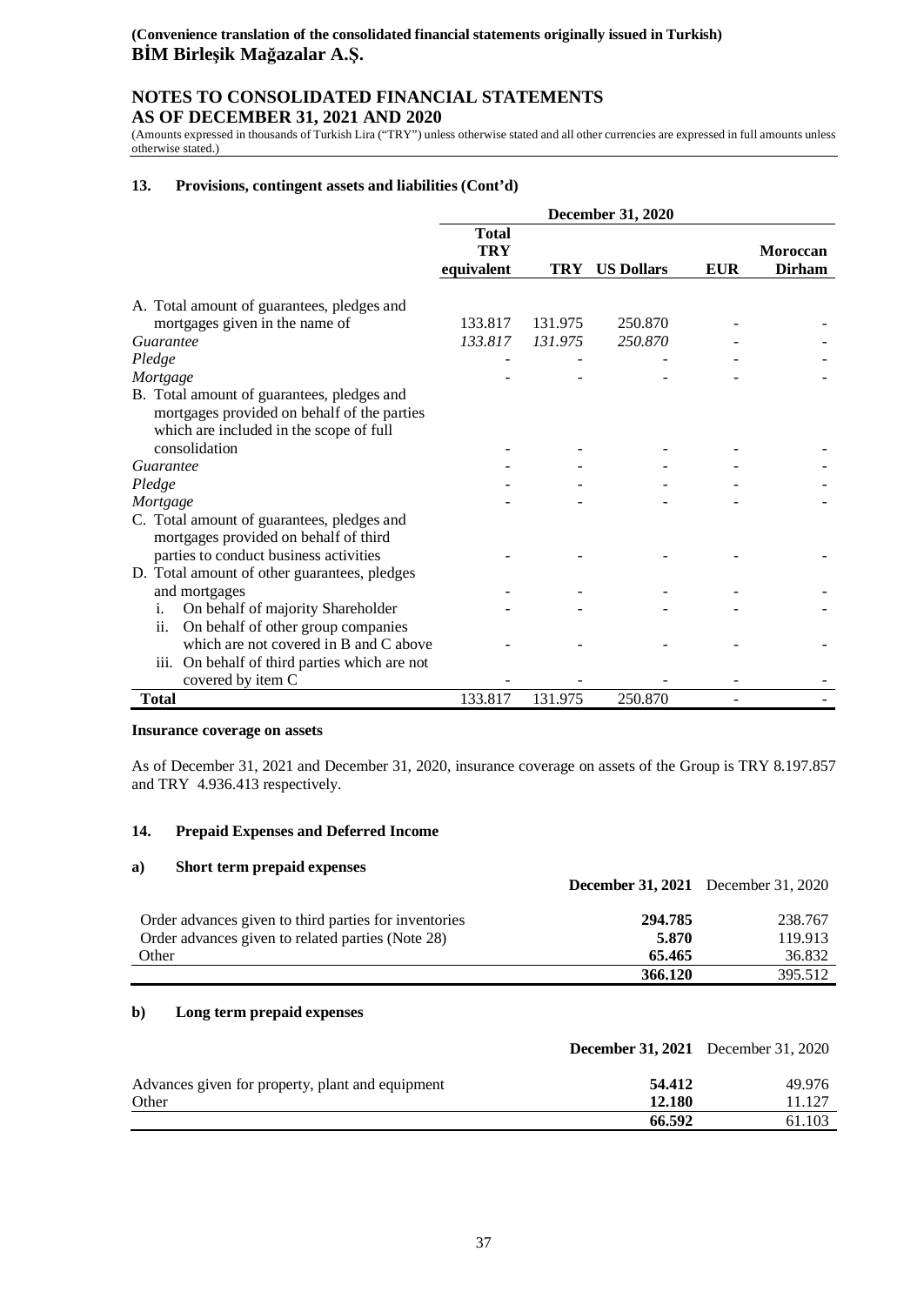## 13. Provisions, contingent assets and liabilities (Cont'd)

| | December 31, 2020 | | | | |
|---|---|---|---|---|---|
| | **Total TRY equivalent** | **TRY** | **US Dollars** | **EUR** | **Moroccan Dirham** |
| A. Total amount of guarantees, pledges and mortgages given in the name of | 133.817 | 131.975 | 250.870 | - | - |
| *Guarantee* | *133.817* | *131.975* | *250.870* | - | - |
| *Pledge* | - | - | - | - | - |
| *Mortgage* | - | - | - | - | - |
| B. Total amount of guarantees, pledges and mortgages provided on behalf of the parties which are included in the scope of full consolidation | - | - | - | - | - |
| *Guarantee* | - | - | - | - | - |
| *Pledge* | - | - | - | - | - |
| *Mortgage* | - | - | - | - | - |
| C. Total amount of guarantees, pledges and mortgages provided on behalf of third parties to conduct business activities | - | - | - | - | - |
| D. Total amount of other guarantees, pledges and mortgages | - | - | - | - | - |
| i. On behalf of majority Shareholder | - | - | - | - | - |
| ii. On behalf of other group companies which are not covered in B and C above | - | - | - | - | - |
| iii. On behalf of third parties which are not covered by item C | - | - | - | - | - |
| **Total** | 133.817 | 131.975 | 250.870 | - | - |

**Insurance coverage on assets**

As of December 31, 2021 and December 31, 2020, insurance coverage on assets of the Group is TRY 8.197.857 and TRY 4.936.413 respectively.

## 14. Prepaid Expenses and Deferred Income

### a) Short term prepaid expenses

| | **December 31, 2021** | December 31, 2020 |
|---|---|---|
| Order advances given to third parties for inventories | **294.785** | 238.767 |
| Order advances given to related parties (Note 28) | **5.870** | 119.913 |
| Other | **65.465** | 36.832 |
| | **366.120** | 395.512 |

### b) Long term prepaid expenses

| | **December 31, 2021** | December 31, 2020 |
|---|---|---|
| Advances given for property, plant and equipment | **54.412** | 49.976 |
| Other | **12.180** | 11.127 |
| | **66.592** | 61.103 |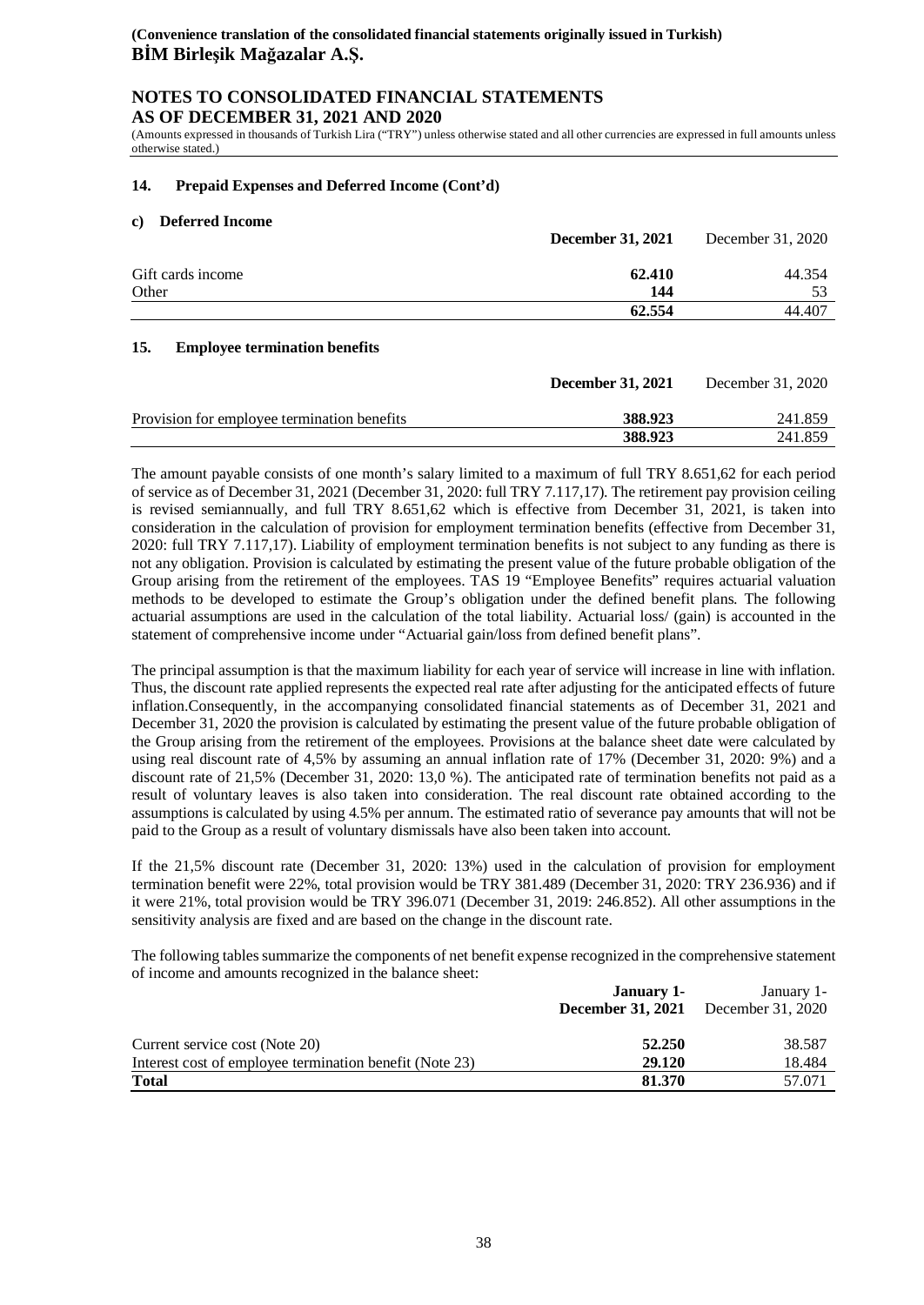**(Convenience translation of the consolidated financial statements originally issued in Turkish)**
**BİM Birleşik Mağazalar A.Ş.**

## NOTES TO CONSOLIDATED FINANCIAL STATEMENTS AS OF DECEMBER 31, 2021 AND 2020

(Amounts expressed in thousands of Turkish Lira ("TRY") unless otherwise stated and all other currencies are expressed in full amounts unless otherwise stated.)

### 14. Prepaid Expenses and Deferred Income (Cont'd)

#### c) Deferred Income

| | **December 31, 2021** | December 31, 2020 |
|---|---|---|
| Gift cards income | **62.410** | 44.354 |
| Other | **144** | 53 |
| | **62.554** | 44.407 |

### 15. Employee termination benefits

| | **December 31, 2021** | December 31, 2020 |
|---|---|---|
| Provision for employee termination benefits | **388.923** | 241.859 |
| | **388.923** | 241.859 |

The amount payable consists of one month's salary limited to a maximum of full TRY 8.651,62 for each period of service as of December 31, 2021 (December 31, 2020: full TRY 7.117,17). The retirement pay provision ceiling is revised semiannually, and full TRY 8.651,62 which is effective from December 31, 2021, is taken into consideration in the calculation of provision for employment termination benefits (effective from December 31, 2020: full TRY 7.117,17). Liability of employment termination benefits is not subject to any funding as there is not any obligation. Provision is calculated by estimating the present value of the future probable obligation of the Group arising from the retirement of the employees. TAS 19 "Employee Benefits" requires actuarial valuation methods to be developed to estimate the Group's obligation under the defined benefit plans. The following actuarial assumptions are used in the calculation of the total liability. Actuarial loss/ (gain) is accounted in the statement of comprehensive income under "Actuarial gain/loss from defined benefit plans".

The principal assumption is that the maximum liability for each year of service will increase in line with inflation. Thus, the discount rate applied represents the expected real rate after adjusting for the anticipated effects of future inflation.Consequently, in the accompanying consolidated financial statements as of December 31, 2021 and December 31, 2020 the provision is calculated by estimating the present value of the future probable obligation of the Group arising from the retirement of the employees. Provisions at the balance sheet date were calculated by using real discount rate of 4,5% by assuming an annual inflation rate of 17% (December 31, 2020: 9%) and a discount rate of 21,5% (December 31, 2020: 13,0 %). The anticipated rate of termination benefits not paid as a result of voluntary leaves is also taken into consideration. The real discount rate obtained according to the assumptions is calculated by using 4.5% per annum. The estimated ratio of severance pay amounts that will not be paid to the Group as a result of voluntary dismissals have also been taken into account.

If the 21,5% discount rate (December 31, 2020: 13%) used in the calculation of provision for employment termination benefit were 22%, total provision would be TRY 381.489 (December 31, 2020: TRY 236.936) and if it were 21%, total provision would be TRY 396.071 (December 31, 2019: 246.852). All other assumptions in the sensitivity analysis are fixed and are based on the change in the discount rate.

The following tables summarize the components of net benefit expense recognized in the comprehensive statement of income and amounts recognized in the balance sheet:

| | **January 1- December 31, 2021** | January 1- December 31, 2020 |
|---|---|---|
| Current service cost (Note 20) | **52.250** | 38.587 |
| Interest cost of employee termination benefit (Note 23) | **29.120** | 18.484 |
| **Total** | **81.370** | 57.071 |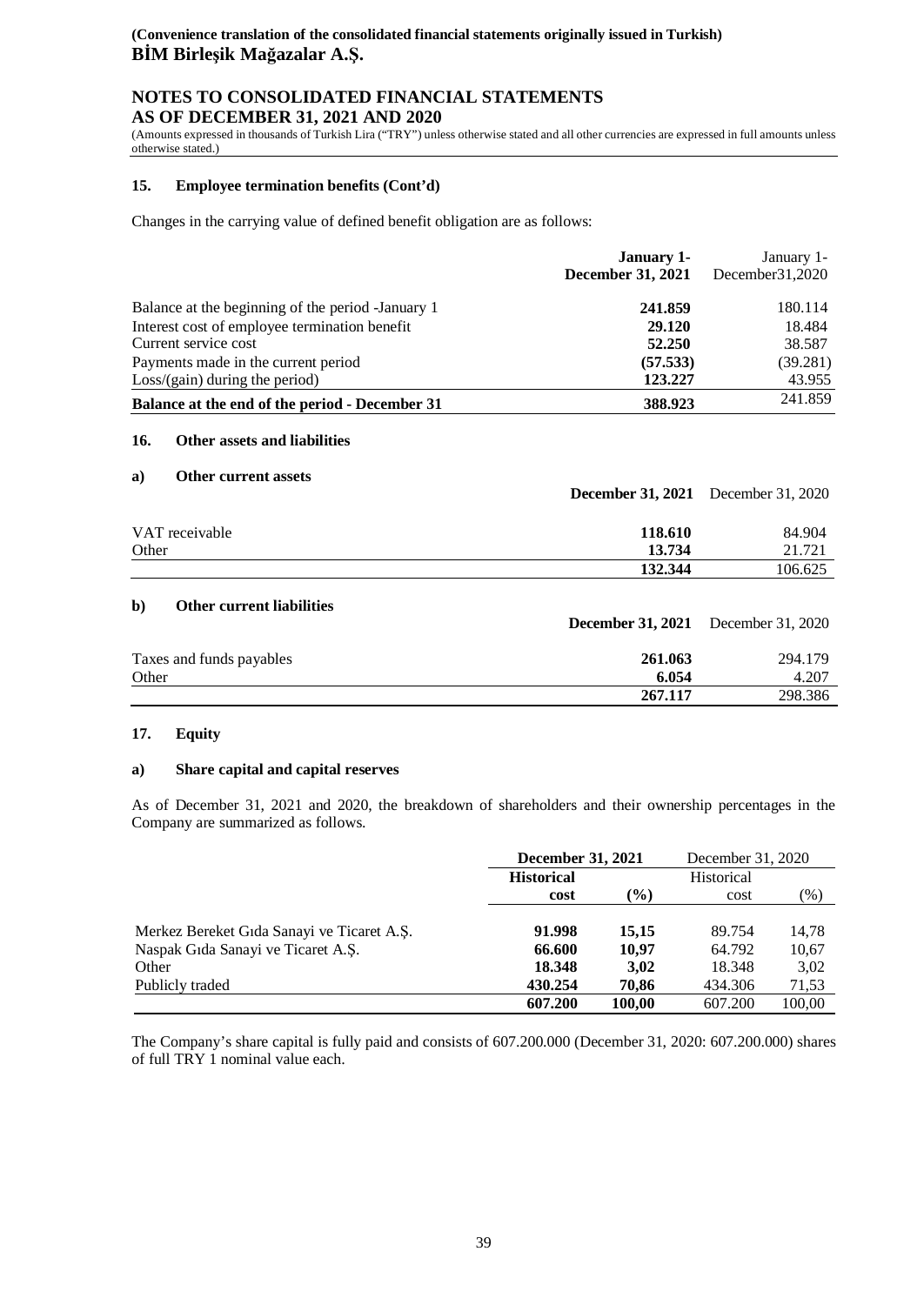**(Convenience translation of the consolidated financial statements originally issued in Turkish)**
**BİM Birleşik Mağazalar A.Ş.**

**NOTES TO CONSOLIDATED FINANCIAL STATEMENTS**
**AS OF DECEMBER 31, 2021 AND 2020**
(Amounts expressed in thousands of Turkish Lira ("TRY") unless otherwise stated and all other currencies are expressed in full amounts unless otherwise stated.)

### 15. Employee termination benefits (Cont'd)

Changes in the carrying value of defined benefit obligation are as follows:

| | **January 1- December 31, 2021** | January 1- December31,2020 |
|---|---|---|
| Balance at the beginning of the period -January 1 | **241.859** | 180.114 |
| Interest cost of employee termination benefit | **29.120** | 18.484 |
| Current service cost | **52.250** | 38.587 |
| Payments made in the current period | **(57.533)** | (39.281) |
| Loss/(gain) during the period) | **123.227** | 43.955 |
| **Balance at the end of the period - December 31** | **388.923** | 241.859 |

### 16. Other assets and liabilities

#### a) Other current assets

| | **December 31, 2021** | December 31, 2020 |
|---|---|---|
| VAT receivable | **118.610** | 84.904 |
| Other | **13.734** | 21.721 |
| | **132.344** | 106.625 |

#### b) Other current liabilities

| | **December 31, 2021** | December 31, 2020 |
|---|---|---|
| Taxes and funds payables | **261.063** | 294.179 |
| Other | **6.054** | 4.207 |
| | **267.117** | 298.386 |

### 17. Equity

#### a) Share capital and capital reserves

As of December 31, 2021 and 2020, the breakdown of shareholders and their ownership percentages in the Company are summarized as follows.

| | **December 31, 2021** | | December 31, 2020 | |
|---|---|---|---|---|
| | **Historical cost** | **(%)** | Historical cost | (%) |
| Merkez Bereket Gıda Sanayi ve Ticaret A.Ş. | **91.998** | **15,15** | 89.754 | 14,78 |
| Naspak Gıda Sanayi ve Ticaret A.Ş. | **66.600** | **10,97** | 64.792 | 10,67 |
| Other | **18.348** | **3,02** | 18.348 | 3,02 |
| Publicly traded | **430.254** | **70,86** | 434.306 | 71,53 |
| | **607.200** | **100,00** | 607.200 | 100,00 |

The Company's share capital is fully paid and consists of 607.200.000 (December 31, 2020: 607.200.000) shares of full TRY 1 nominal value each.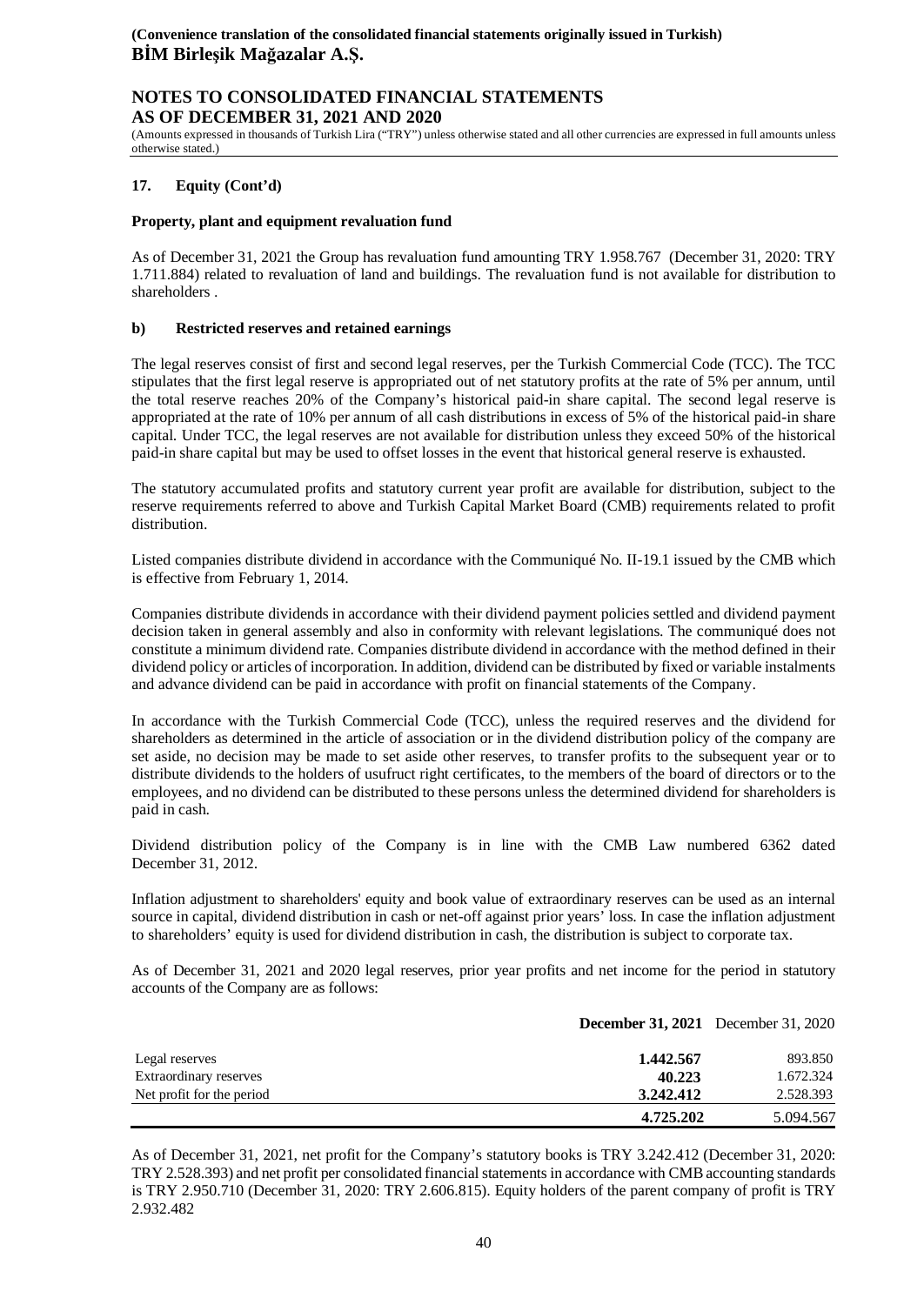## 17. Equity (Cont'd)

### Property, plant and equipment revaluation fund

As of December 31, 2021 the Group has revaluation fund amounting TRY 1.958.767 (December 31, 2020: TRY 1.711.884) related to revaluation of land and buildings. The revaluation fund is not available for distribution to shareholders .

### b) Restricted reserves and retained earnings

The legal reserves consist of first and second legal reserves, per the Turkish Commercial Code (TCC). The TCC stipulates that the first legal reserve is appropriated out of net statutory profits at the rate of 5% per annum, until the total reserve reaches 20% of the Company's historical paid-in share capital. The second legal reserve is appropriated at the rate of 10% per annum of all cash distributions in excess of 5% of the historical paid-in share capital. Under TCC, the legal reserves are not available for distribution unless they exceed 50% of the historical paid-in share capital but may be used to offset losses in the event that historical general reserve is exhausted.

The statutory accumulated profits and statutory current year profit are available for distribution, subject to the reserve requirements referred to above and Turkish Capital Market Board (CMB) requirements related to profit distribution.

Listed companies distribute dividend in accordance with the Communiqué No. II-19.1 issued by the CMB which is effective from February 1, 2014.

Companies distribute dividends in accordance with their dividend payment policies settled and dividend payment decision taken in general assembly and also in conformity with relevant legislations. The communiqué does not constitute a minimum dividend rate. Companies distribute dividend in accordance with the method defined in their dividend policy or articles of incorporation. In addition, dividend can be distributed by fixed or variable instalments and advance dividend can be paid in accordance with profit on financial statements of the Company.

In accordance with the Turkish Commercial Code (TCC), unless the required reserves and the dividend for shareholders as determined in the article of association or in the dividend distribution policy of the company are set aside, no decision may be made to set aside other reserves, to transfer profits to the subsequent year or to distribute dividends to the holders of usufruct right certificates, to the members of the board of directors or to the employees, and no dividend can be distributed to these persons unless the determined dividend for shareholders is paid in cash.

Dividend distribution policy of the Company is in line with the CMB Law numbered 6362 dated December 31, 2012.

Inflation adjustment to shareholders' equity and book value of extraordinary reserves can be used as an internal source in capital, dividend distribution in cash or net-off against prior years' loss. In case the inflation adjustment to shareholders' equity is used for dividend distribution in cash, the distribution is subject to corporate tax.

As of December 31, 2021 and 2020 legal reserves, prior year profits and net income for the period in statutory accounts of the Company are as follows:

| | **December 31, 2021** | December 31, 2020 |
|---|---|---|
| Legal reserves | **1.442.567** | 893.850 |
| Extraordinary reserves | **40.223** | 1.672.324 |
| Net profit for the period | **3.242.412** | 2.528.393 |
| | **4.725.202** | 5.094.567 |

As of December 31, 2021, net profit for the Company's statutory books is TRY 3.242.412 (December 31, 2020: TRY 2.528.393) and net profit per consolidated financial statements in accordance with CMB accounting standards is TRY 2.950.710 (December 31, 2020: TRY 2.606.815). Equity holders of the parent company of profit is TRY 2.932.482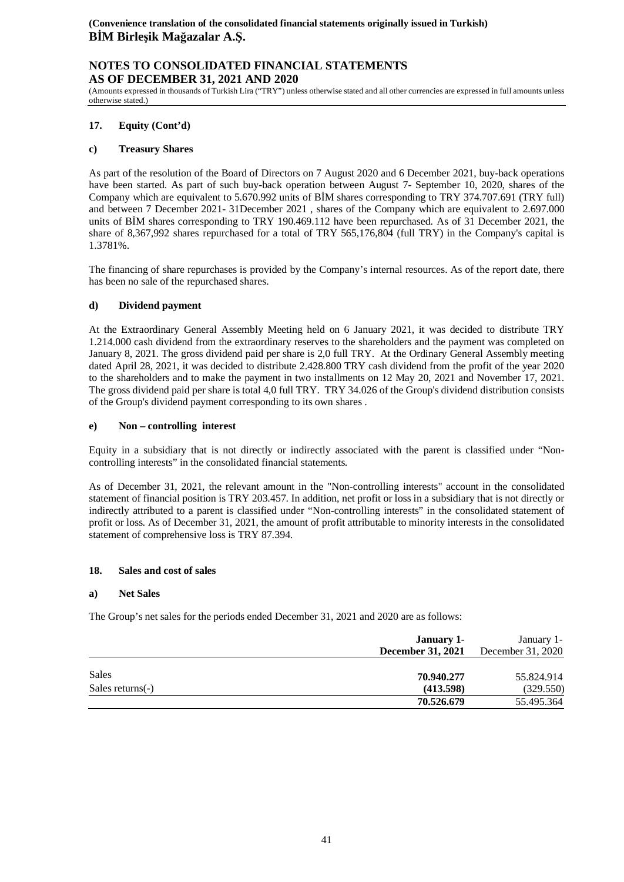(Convenience translation of the consolidated financial statements originally issued in Turkish)
**BİM Birleşik Mağazalar A.Ş.**

**NOTES TO CONSOLIDATED FINANCIAL STATEMENTS AS OF DECEMBER 31, 2021 AND 2020**
(Amounts expressed in thousands of Turkish Lira ("TRY") unless otherwise stated and all other currencies are expressed in full amounts unless otherwise stated.)

## 17. Equity (Cont'd)

### c) Treasury Shares

As part of the resolution of the Board of Directors on 7 August 2020 and 6 December 2021, buy-back operations have been started. As part of such buy-back operation between August 7- September 10, 2020, shares of the Company which are equivalent to 5.670.992 units of BİM shares corresponding to TRY 374.707.691 (TRY full) and between 7 December 2021- 31December 2021 , shares of the Company which are equivalent to 2.697.000 units of BİM shares corresponding to TRY 190.469.112 have been repurchased. As of 31 December 2021, the share of 8,367,992 shares repurchased for a total of TRY 565,176,804 (full TRY) in the Company's capital is 1.3781%.

The financing of share repurchases is provided by the Company's internal resources. As of the report date, there has been no sale of the repurchased shares.

### d) Dividend payment

At the Extraordinary General Assembly Meeting held on 6 January 2021, it was decided to distribute TRY 1.214.000 cash dividend from the extraordinary reserves to the shareholders and the payment was completed on January 8, 2021. The gross dividend paid per share is 2,0 full TRY. At the Ordinary General Assembly meeting dated April 28, 2021, it was decided to distribute 2.428.800 TRY cash dividend from the profit of the year 2020 to the shareholders and to make the payment in two installments on 12 May 20, 2021 and November 17, 2021. The gross dividend paid per share is total 4,0 full TRY. TRY 34.026 of the Group's dividend distribution consists of the Group's dividend payment corresponding to its own shares .

### e) Non – controlling interest

Equity in a subsidiary that is not directly or indirectly associated with the parent is classified under "Non-controlling interests" in the consolidated financial statements.

As of December 31, 2021, the relevant amount in the "Non-controlling interests" account in the consolidated statement of financial position is TRY 203.457. In addition, net profit or loss in a subsidiary that is not directly or indirectly attributed to a parent is classified under "Non-controlling interests" in the consolidated statement of profit or loss. As of December 31, 2021, the amount of profit attributable to minority interests in the consolidated statement of comprehensive loss is TRY 87.394.

## 18. Sales and cost of sales

### a) Net Sales

The Group's net sales for the periods ended December 31, 2021 and 2020 are as follows:

| | **January 1- December 31, 2021** | January 1- December 31, 2020 |
|---|---|---|
| Sales | **70.940.277** | 55.824.914 |
| Sales returns(-) | **(413.598)** | (329.550) |
| | **70.526.679** | 55.495.364 |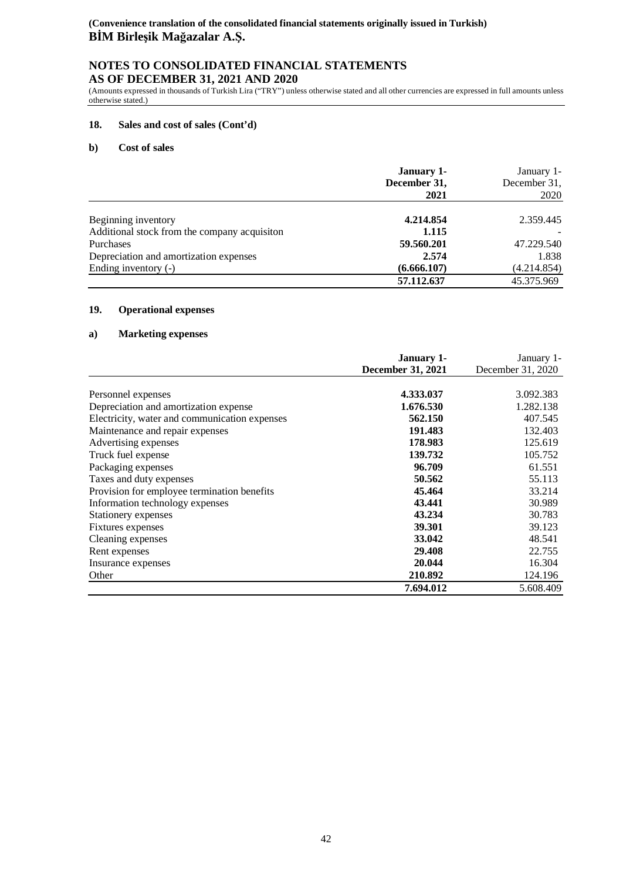## 18. Sales and cost of sales (Cont'd)

### b) Cost of sales

| | **January 1- December 31, 2021** | January 1- December 31, 2020 |
|---|---|---|
| Beginning inventory | **4.214.854** | 2.359.445 |
| Additional stock from the company acquisiton | **1.115** | - |
| Purchases | **59.560.201** | 47.229.540 |
| Depreciation and amortization expenses | **2.574** | 1.838 |
| Ending inventory (-) | **(6.666.107)** | (4.214.854) |
| | **57.112.637** | 45.375.969 |

## 19. Operational expenses

### a) Marketing expenses

| | **January 1- December 31, 2021** | January 1- December 31, 2020 |
|---|---|---|
| Personnel expenses | **4.333.037** | 3.092.383 |
| Depreciation and amortization expense | **1.676.530** | 1.282.138 |
| Electricity, water and communication expenses | **562.150** | 407.545 |
| Maintenance and repair expenses | **191.483** | 132.403 |
| Advertising expenses | **178.983** | 125.619 |
| Truck fuel expense | **139.732** | 105.752 |
| Packaging expenses | **96.709** | 61.551 |
| Taxes and duty expenses | **50.562** | 55.113 |
| Provision for employee termination benefits | **45.464** | 33.214 |
| Information technology expenses | **43.441** | 30.989 |
| Stationery expenses | **43.234** | 30.783 |
| Fixtures expenses | **39.301** | 39.123 |
| Cleaning expenses | **33.042** | 48.541 |
| Rent expenses | **29.408** | 22.755 |
| Insurance expenses | **20.044** | 16.304 |
| Other | **210.892** | 124.196 |
| | **7.694.012** | 5.608.409 |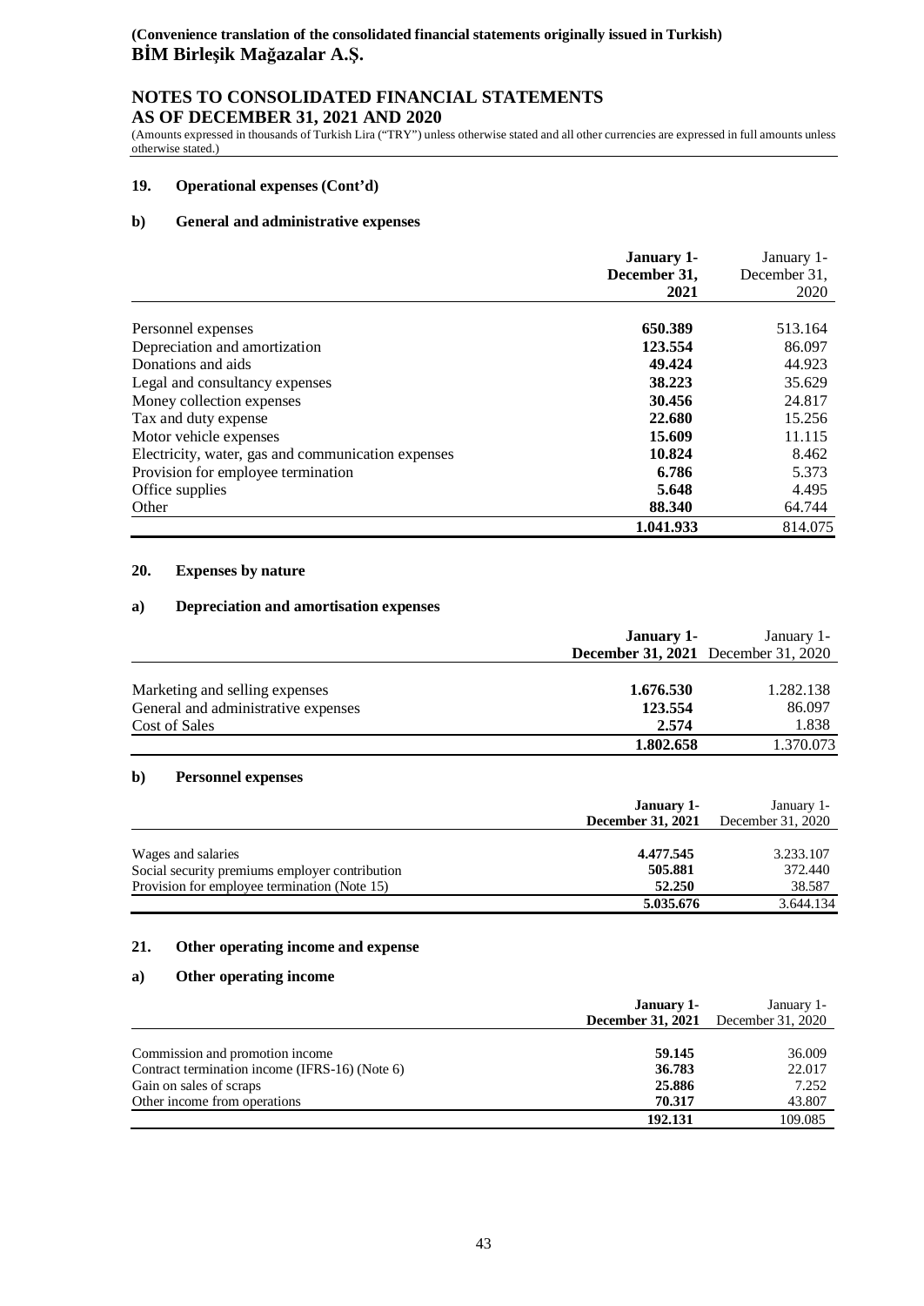**(Convenience translation of the consolidated financial statements originally issued in Turkish)**
**BİM Birleşik Mağazalar A.Ş.**

**NOTES TO CONSOLIDATED FINANCIAL STATEMENTS AS OF DECEMBER 31, 2021 AND 2020**

(Amounts expressed in thousands of Turkish Lira ("TRY") unless otherwise stated and all other currencies are expressed in full amounts unless otherwise stated.)

### 19. Operational expenses (Cont'd)

#### b) General and administrative expenses

| | **January 1-December 31, 2021** | January 1-December 31, 2020 |
|---|---|---|
| Personnel expenses | **650.389** | 513.164 |
| Depreciation and amortization | **123.554** | 86.097 |
| Donations and aids | **49.424** | 44.923 |
| Legal and consultancy expenses | **38.223** | 35.629 |
| Money collection expenses | **30.456** | 24.817 |
| Tax and duty expense | **22.680** | 15.256 |
| Motor vehicle expenses | **15.609** | 11.115 |
| Electricity, water, gas and communication expenses | **10.824** | 8.462 |
| Provision for employee termination | **6.786** | 5.373 |
| Office supplies | **5.648** | 4.495 |
| Other | **88.340** | 64.744 |
| | **1.041.933** | 814.075 |

### 20. Expenses by nature

#### a) Depreciation and amortisation expenses

| | **January 1-December 31, 2021** | January 1-December 31, 2020 |
|---|---|---|
| Marketing and selling expenses | **1.676.530** | 1.282.138 |
| General and administrative expenses | **123.554** | 86.097 |
| Cost of Sales | **2.574** | 1.838 |
| | **1.802.658** | 1.370.073 |

#### b) Personnel expenses

| | **January 1-December 31, 2021** | January 1-December 31, 2020 |
|---|---|---|
| Wages and salaries | **4.477.545** | 3.233.107 |
| Social security premiums employer contribution | **505.881** | 372.440 |
| Provision for employee termination (Note 15) | **52.250** | 38.587 |
| | **5.035.676** | 3.644.134 |

### 21. Other operating income and expense

#### a) Other operating income

| | **January 1-December 31, 2021** | January 1-December 31, 2020 |
|---|---|---|
| Commission and promotion income | **59.145** | 36.009 |
| Contract termination income (IFRS-16) (Note 6) | **36.783** | 22.017 |
| Gain on sales of scraps | **25.886** | 7.252 |
| Other income from operations | **70.317** | 43.807 |
| | **192.131** | 109.085 |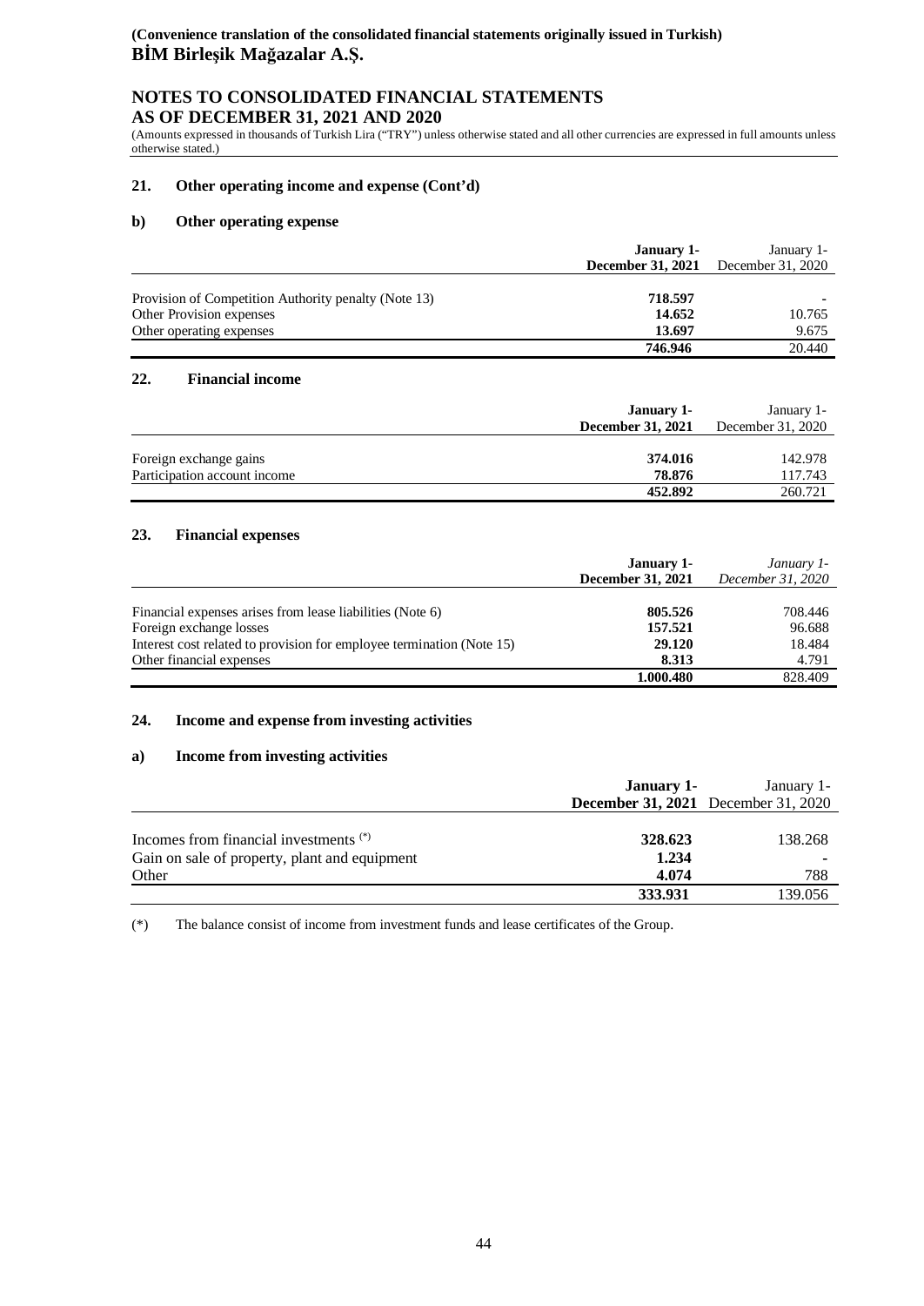**(Convenience translation of the consolidated financial statements originally issued in Turkish)**
**BİM Birleşik Mağazalar A.Ş.**

**NOTES TO CONSOLIDATED FINANCIAL STATEMENTS AS OF DECEMBER 31, 2021 AND 2020**

(Amounts expressed in thousands of Turkish Lira ("TRY") unless otherwise stated and all other currencies are expressed in full amounts unless otherwise stated.)

## 21. Other operating income and expense (Cont'd)

### b) Other operating expense

| | **January 1- December 31, 2021** | January 1- December 31, 2020 |
|---|---|---|
| Provision of Competition Authority penalty (Note 13) | **718.597** | - |
| Other Provision expenses | **14.652** | 10.765 |
| Other operating expenses | **13.697** | 9.675 |
| | **746.946** | 20.440 |

## 22. Financial income

| | **January 1- December 31, 2021** | January 1- December 31, 2020 |
|---|---|---|
| Foreign exchange gains | **374.016** | 142.978 |
| Participation account income | **78.876** | 117.743 |
| | **452.892** | 260.721 |

## 23. Financial expenses

| | **January 1- December 31, 2021** | *January 1- December 31, 2020* |
|---|---|---|
| Financial expenses arises from lease liabilities (Note 6) | **805.526** | 708.446 |
| Foreign exchange losses | **157.521** | 96.688 |
| Interest cost related to provision for employee termination (Note 15) | **29.120** | 18.484 |
| Other financial expenses | **8.313** | 4.791 |
| | **1.000.480** | 828.409 |

## 24. Income and expense from investing activities

### a) Income from investing activities

| | **January 1- December 31, 2021** | January 1- December 31, 2020 |
|---|---|---|
| Incomes from financial investments (*) | **328.623** | 138.268 |
| Gain on sale of property, plant and equipment | **1.234** | - |
| Other | **4.074** | 788 |
| | **333.931** | 139.056 |

(*) The balance consist of income from investment funds and lease certificates of the Group.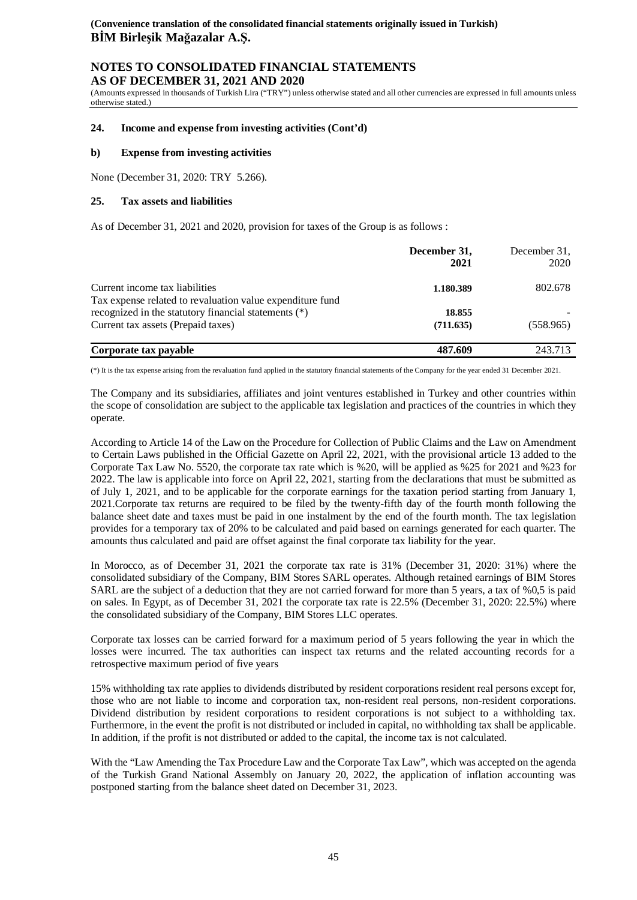## 24. Income and expense from investing activities (Cont'd)

### b) Expense from investing activities

None (December 31, 2020: TRY 5.266).

## 25. Tax assets and liabilities

As of December 31, 2021 and 2020, provision for taxes of the Group is as follows :

| | **December 31, 2021** | December 31, 2020 |
|---|---|---|
| Current income tax liabilities | **1.180.389** | 802.678 |
| Tax expense related to revaluation value expenditure fund recognized in the statutory financial statements (*) | **18.855** | - |
| Current tax assets (Prepaid taxes) | **(711.635)** | (558.965) |
| **Corporate tax payable** | **487.609** | 243.713 |

(*) It is the tax expense arising from the revaluation fund applied in the statutory financial statements of the Company for the year ended 31 December 2021.

The Company and its subsidiaries, affiliates and joint ventures established in Turkey and other countries within the scope of consolidation are subject to the applicable tax legislation and practices of the countries in which they operate.

According to Article 14 of the Law on the Procedure for Collection of Public Claims and the Law on Amendment to Certain Laws published in the Official Gazette on April 22, 2021, with the provisional article 13 added to the Corporate Tax Law No. 5520, the corporate tax rate which is %20, will be applied as %25 for 2021 and %23 for 2022. The law is applicable into force on April 22, 2021, starting from the declarations that must be submitted as of July 1, 2021, and to be applicable for the corporate earnings for the taxation period starting from January 1, 2021.Corporate tax returns are required to be filed by the twenty-fifth day of the fourth month following the balance sheet date and taxes must be paid in one instalment by the end of the fourth month. The tax legislation provides for a temporary tax of 20% to be calculated and paid based on earnings generated for each quarter. The amounts thus calculated and paid are offset against the final corporate tax liability for the year.

In Morocco, as of December 31, 2021 the corporate tax rate is 31% (December 31, 2020: 31%) where the consolidated subsidiary of the Company, BIM Stores SARL operates. Although retained earnings of BIM Stores SARL are the subject of a deduction that they are not carried forward for more than 5 years, a tax of %0,5 is paid on sales. In Egypt, as of December 31, 2021 the corporate tax rate is 22.5% (December 31, 2020: 22.5%) where the consolidated subsidiary of the Company, BIM Stores LLC operates.

Corporate tax losses can be carried forward for a maximum period of 5 years following the year in which the losses were incurred. The tax authorities can inspect tax returns and the related accounting records for a retrospective maximum period of five years

15% withholding tax rate applies to dividends distributed by resident corporations resident real persons except for, those who are not liable to income and corporation tax, non-resident real persons, non-resident corporations. Dividend distribution by resident corporations to resident corporations is not subject to a withholding tax. Furthermore, in the event the profit is not distributed or included in capital, no withholding tax shall be applicable. In addition, if the profit is not distributed or added to the capital, the income tax is not calculated.

With the "Law Amending the Tax Procedure Law and the Corporate Tax Law", which was accepted on the agenda of the Turkish Grand National Assembly on January 20, 2022, the application of inflation accounting was postponed starting from the balance sheet dated on December 31, 2023.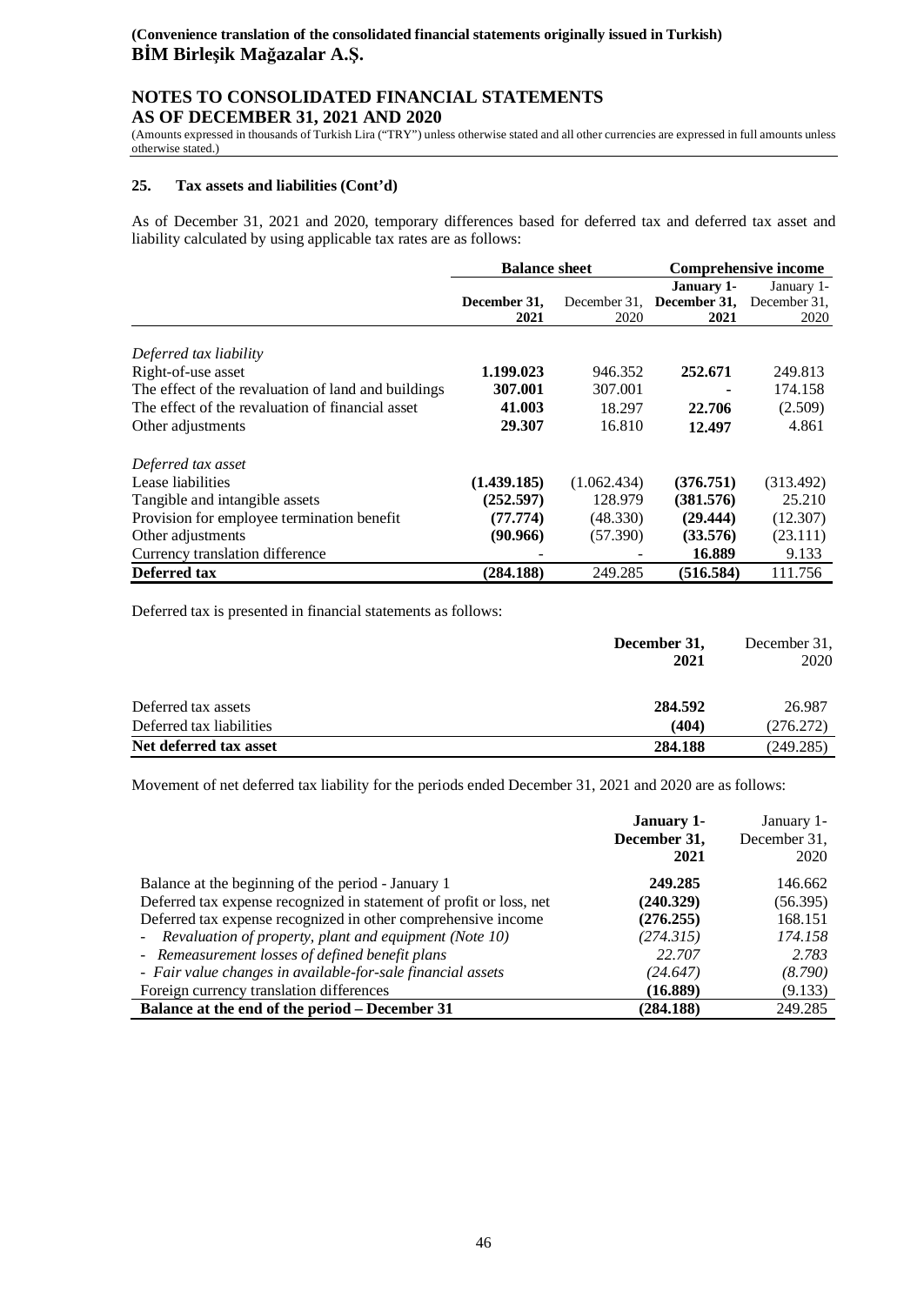**(Convenience translation of the consolidated financial statements originally issued in Turkish)**
**BİM Birleşik Mağazalar A.Ş.**

# NOTES TO CONSOLIDATED FINANCIAL STATEMENTS AS OF DECEMBER 31, 2021 AND 2020

(Amounts expressed in thousands of Turkish Lira ("TRY") unless otherwise stated and all other currencies are expressed in full amounts unless otherwise stated.)

## 25. Tax assets and liabilities (Cont'd)

As of December 31, 2021 and 2020, temporary differences based for deferred tax and deferred tax asset and liability calculated by using applicable tax rates are as follows:

| | **Balance sheet** | | **Comprehensive income** | |
|---|---|---|---|---|
| | **December 31, 2021** | December 31, 2020 | **January 1- December 31, 2021** | January 1- December 31, 2020 |
| *Deferred tax liability* | | | | |
| Right-of-use asset | **1.199.023** | 946.352 | **252.671** | 249.813 |
| The effect of the revaluation of land and buildings | **307.001** | 307.001 | **-** | 174.158 |
| The effect of the revaluation of financial asset | **41.003** | 18.297 | **22.706** | (2.509) |
| Other adjustments | **29.307** | 16.810 | **12.497** | 4.861 |
| *Deferred tax asset* | | | | |
| Lease liabilities | **(1.439.185)** | (1.062.434) | **(376.751)** | (313.492) |
| Tangible and intangible assets | **(252.597)** | 128.979 | **(381.576)** | 25.210 |
| Provision for employee termination benefit | **(77.774)** | (48.330) | **(29.444)** | (12.307) |
| Other adjustments | **(90.966)** | (57.390) | **(33.576)** | (23.111) |
| Currency translation difference | - | - | **16.889** | 9.133 |
| **Deferred tax** | **(284.188)** | 249.285 | **(516.584)** | 111.756 |

Deferred tax is presented in financial statements as follows:

| | **December 31, 2021** | December 31, 2020 |
|---|---|---|
| Deferred tax assets | **284.592** | 26.987 |
| Deferred tax liabilities | **(404)** | (276.272) |
| **Net deferred tax asset** | **284.188** | (249.285) |

Movement of net deferred tax liability for the periods ended December 31, 2021 and 2020 are as follows:

| | **January 1- December 31, 2021** | January 1- December 31, 2020 |
|---|---|---|
| Balance at the beginning of the period - January 1 | **249.285** | 146.662 |
| Deferred tax expense recognized in statement of profit or loss, net | **(240.329)** | (56.395) |
| Deferred tax expense recognized in other comprehensive income | **(276.255)** | 168.151 |
| - *Revaluation of property, plant and equipment (Note 10)* | *(274.315)* | *174.158* |
| - *Remeasurement losses of defined benefit plans* | *22.707* | *2.783* |
| - *Fair value changes in available-for-sale financial assets* | *(24.647)* | *(8.790)* |
| Foreign currency translation differences | **(16.889)** | (9.133) |
| **Balance at the end of the period – December 31** | **(284.188)** | 249.285 |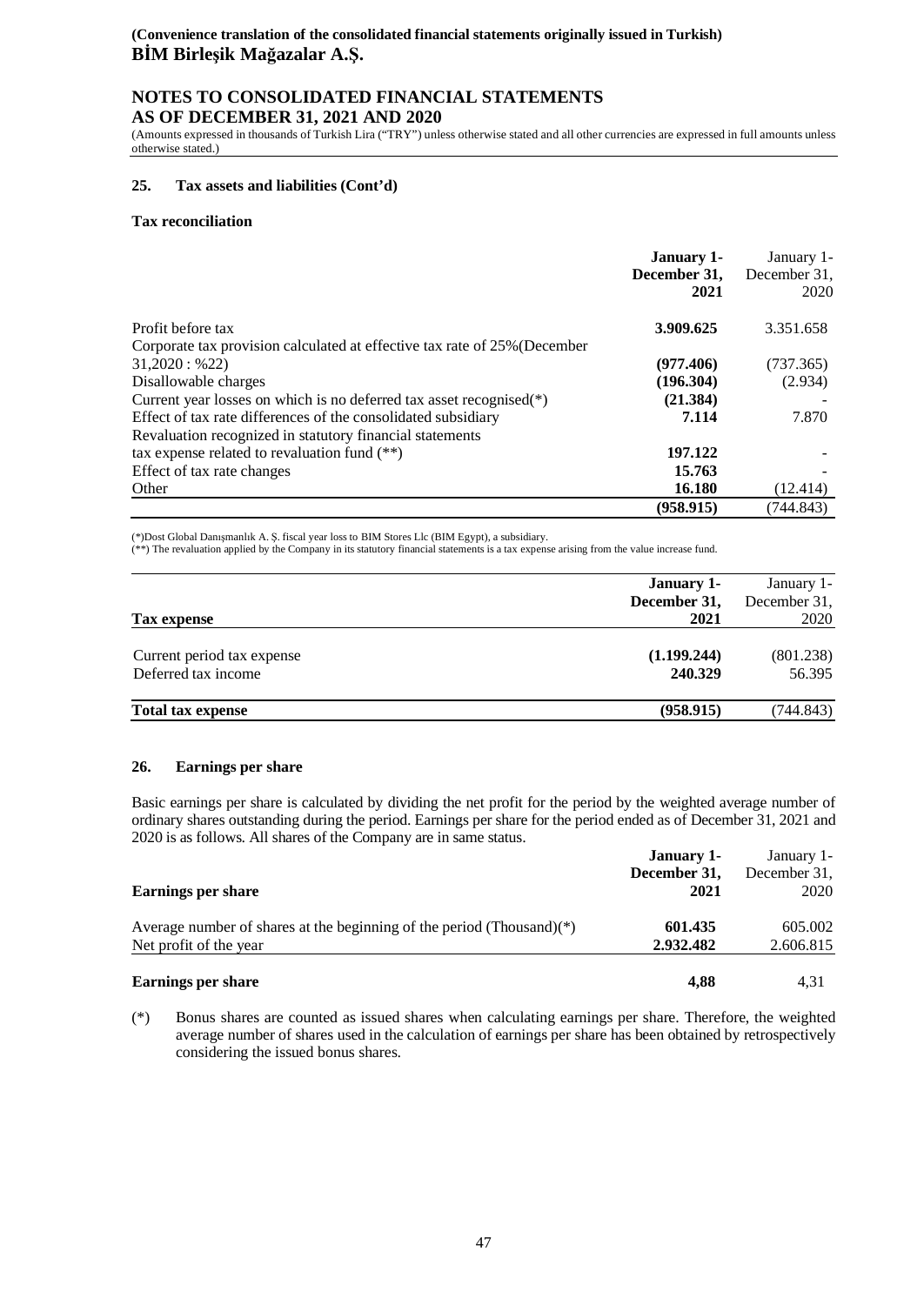(Convenience translation of the consolidated financial statements originally issued in Turkish)
**BİM Birleşik Mağazalar A.Ş.**

## NOTES TO CONSOLIDATED FINANCIAL STATEMENTS AS OF DECEMBER 31, 2021 AND 2020

(Amounts expressed in thousands of Turkish Lira ("TRY") unless otherwise stated and all other currencies are expressed in full amounts unless otherwise stated.)

### 25. Tax assets and liabilities (Cont'd)

**Tax reconciliation**

| | **January 1- December 31, 2021** | January 1- December 31, 2020 |
|---|---|---|
| Profit before tax | **3.909.625** | 3.351.658 |
| Corporate tax provision calculated at effective tax rate of 25%(December 31,2020 : %22) | **(977.406)** | (737.365) |
| Disallowable charges | **(196.304)** | (2.934) |
| Current year losses on which is no deferred tax asset recognised(*) | **(21.384)** | - |
| Effect of tax rate differences of the consolidated subsidiary | **7.114** | 7.870 |
| Revaluation recognized in statutory financial statements tax expense related to revaluation fund (**) | **197.122** | - |
| Effect of tax rate changes | **15.763** | - |
| Other | **16.180** | (12.414) |
| | **(958.915)** | (744.843) |

(*)Dost Global Danışmanlık A. Ş. fiscal year loss to BIM Stores Llc (BIM Egypt), a subsidiary.
(**) The revaluation applied by the Company in its statutory financial statements is a tax expense arising from the value increase fund.

| **Tax expense** | **January 1- December 31, 2021** | January 1- December 31, 2020 |
|---|---|---|
| Current period tax expense | **(1.199.244)** | (801.238) |
| Deferred tax income | **240.329** | 56.395 |
| **Total tax expense** | **(958.915)** | (744.843) |

### 26. Earnings per share

Basic earnings per share is calculated by dividing the net profit for the period by the weighted average number of ordinary shares outstanding during the period. Earnings per share for the period ended as of December 31, 2021 and 2020 is as follows. All shares of the Company are in same status.

| **Earnings per share** | **January 1- December 31, 2021** | January 1- December 31, 2020 |
|---|---|---|
| Average number of shares at the beginning of the period (Thousand)(*) | **601.435** | 605.002 |
| Net profit of the year | **2.932.482** | 2.606.815 |
| **Earnings per share** | **4,88** | 4,31 |

(*) Bonus shares are counted as issued shares when calculating earnings per share. Therefore, the weighted average number of shares used in the calculation of earnings per share has been obtained by retrospectively considering the issued bonus shares.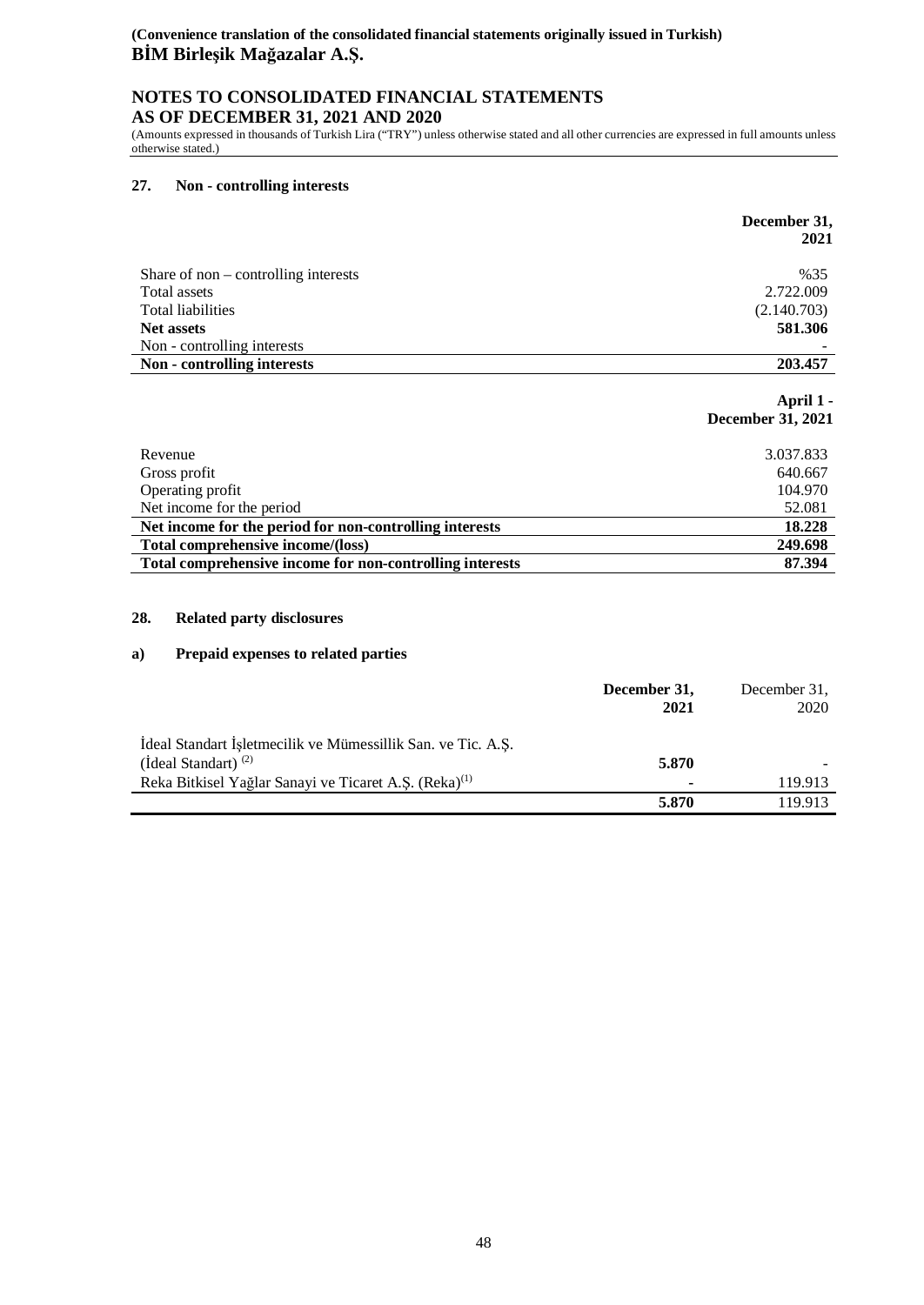**(Convenience translation of the consolidated financial statements originally issued in Turkish)**
**BİM Birleşik Mağazalar A.Ş.**

## NOTES TO CONSOLIDATED FINANCIAL STATEMENTS AS OF DECEMBER 31, 2021 AND 2020

(Amounts expressed in thousands of Turkish Lira ("TRY") unless otherwise stated and all other currencies are expressed in full amounts unless otherwise stated.)

### 27. Non - controlling interests

| | **December 31, 2021** |
|---|---|
| Share of non – controlling interests | %35 |
| Total assets | 2.722.009 |
| Total liabilities | (2.140.703) |
| **Net assets** | **581.306** |
| Non - controlling interests | - |
| **Non - controlling interests** | **203.457** |

| | **April 1 - December 31, 2021** |
|---|---|
| Revenue | 3.037.833 |
| Gross profit | 640.667 |
| Operating profit | 104.970 |
| Net income for the period | 52.081 |
| **Net income for the period for non-controlling interests** | **18.228** |
| **Total comprehensive income/(loss)** | **249.698** |
| **Total comprehensive income for non-controlling interests** | **87.394** |

### 28. Related party disclosures

#### a) Prepaid expenses to related parties

| | **December 31, 2021** | December 31, 2020 |
|---|---|---|
| İdeal Standart İşletmecilik ve Mümessillik San. ve Tic. A.Ş. (İdeal Standart) [2] | **5.870** | - |
| Reka Bitkisel Yağlar Sanayi ve Ticaret A.Ş. (Reka)[1] | **-** | 119.913 |
| | **5.870** | 119.913 |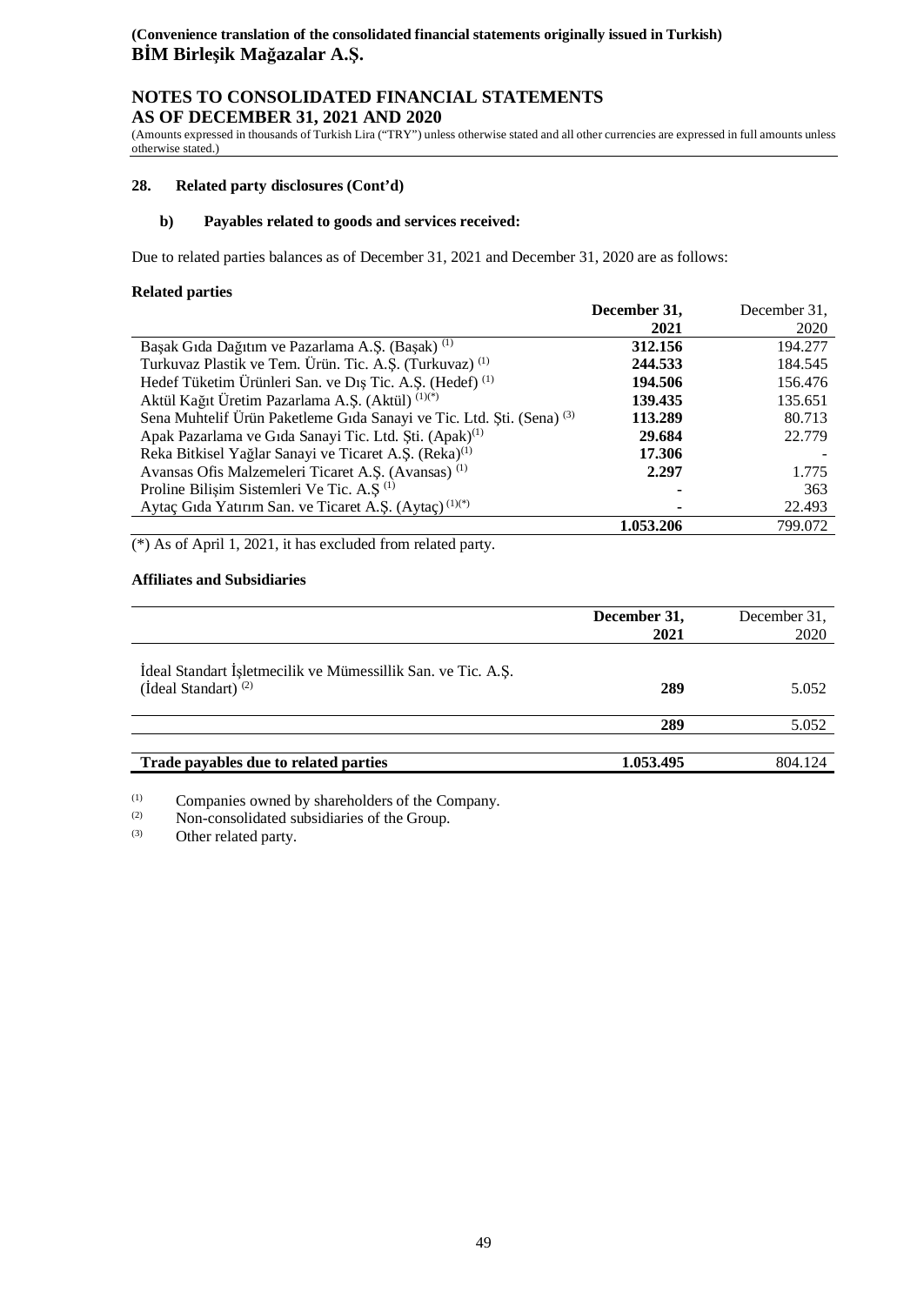## 28. Related party disclosures (Cont'd)

### b) Payables related to goods and services received:

Due to related parties balances as of December 31, 2021 and December 31, 2020 are as follows:

**Related parties**

| | **December 31, 2021** | December 31, 2020 |
|---|---|---|
| Başak Gıda Dağıtım ve Pazarlama A.Ş. (Başak) [1] | **312.156** | 194.277 |
| Turkuvaz Plastik ve Tem. Ürün. Tic. A.Ş. (Turkuvaz) [1] | **244.533** | 184.545 |
| Hedef Tüketim Ürünleri San. ve Dış Tic. A.Ş. (Hedef) [1] | **194.506** | 156.476 |
| Aktül Kağıt Üretim Pazarlama A.Ş. (Aktül) [1][*] | **139.435** | 135.651 |
| Sena Muhtelif Ürün Paketleme Gıda Sanayi ve Tic. Ltd. Şti. (Sena) [3] | **113.289** | 80.713 |
| Apak Pazarlama ve Gıda Sanayi Tic. Ltd. Şti. (Apak)[1] | **29.684** | 22.779 |
| Reka Bitkisel Yağlar Sanayi ve Ticaret A.Ş. (Reka)[1] | **17.306** | - |
| Avansas Ofis Malzemeleri Ticaret A.Ş. (Avansas) [1] | **2.297** | 1.775 |
| Proline Bilişim Sistemleri Ve Tic. A.Ş [1] | **-** | 363 |
| Aytaç Gıda Yatırım San. ve Ticaret A.Ş. (Aytaç) [1][*] | **-** | 22.493 |
| | **1.053.206** | 799.072 |

(*) As of April 1, 2021, it has excluded from related party.

**Affiliates and Subsidiaries**

| | **December 31, 2021** | December 31, 2020 |
|---|---|---|
| İdeal Standart İşletmecilik ve Mümessillik San. ve Tic. A.Ş. (İdeal Standart) [2] | **289** | 5.052 |
| | **289** | 5.052 |
| **Trade payables due to related parties** | **1.053.495** | 804.124 |

[1] Companies owned by shareholders of the Company.
[2] Non-consolidated subsidiaries of the Group.
[3] Other related party.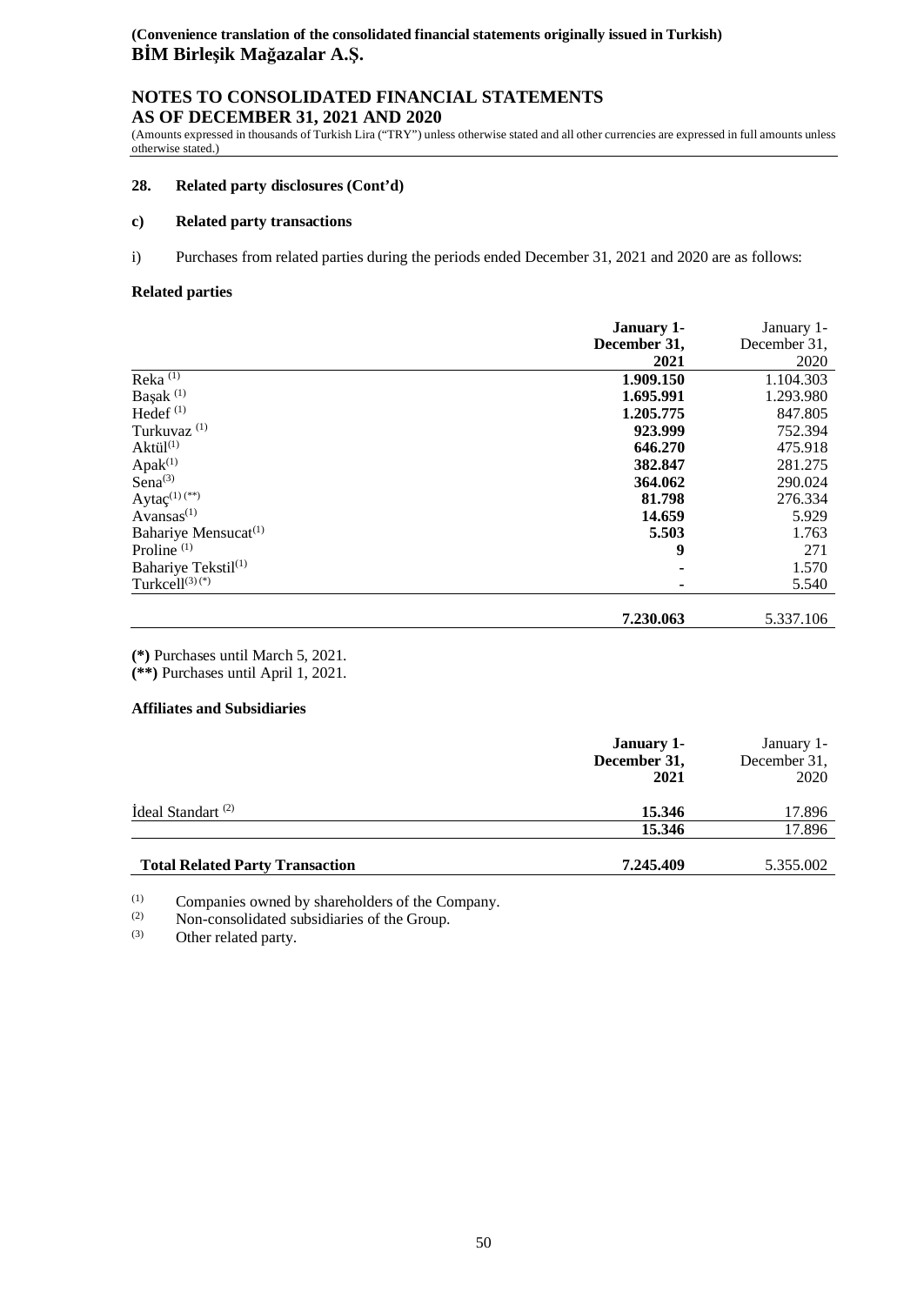**(Convenience translation of the consolidated financial statements originally issued in Turkish)**
**BİM Birleşik Mağazalar A.Ş.**

## NOTES TO CONSOLIDATED FINANCIAL STATEMENTS AS OF DECEMBER 31, 2021 AND 2020

(Amounts expressed in thousands of Turkish Lira ("TRY") unless otherwise stated and all other currencies are expressed in full amounts unless otherwise stated.)

### 28. Related party disclosures (Cont'd)

### c) Related party transactions

i) Purchases from related parties during the periods ended December 31, 2021 and 2020 are as follows:

**Related parties**

| | **January 1- December 31, 2021** | January 1- December 31, 2020 |
|---|---|---|
| Reka [1] | **1.909.150** | 1.104.303 |
| Başak [1] | **1.695.991** | 1.293.980 |
| Hedef [1] | **1.205.775** | 847.805 |
| Turkuvaz [1] | **923.999** | 752.394 |
| Aktül[1] | **646.270** | 475.918 |
| Apak[1] | **382.847** | 281.275 |
| Sena[3] | **364.062** | 290.024 |
| Aytaç[1] (**) | **81.798** | 276.334 |
| Avansas[1] | **14.659** | 5.929 |
| Bahariye Mensucat[1] | **5.503** | 1.763 |
| Proline [1] | **9** | 271 |
| Bahariye Tekstil[1] | **-** | 1.570 |
| Turkcell[3] (*) | **-** | 5.540 |
| | **7.230.063** | 5.337.106 |

**(\*)** Purchases until March 5, 2021.
**(\*\*)** Purchases until April 1, 2021.

**Affiliates and Subsidiaries**

| | **January 1- December 31, 2021** | January 1- December 31, 2020 |
|---|---|---|
| İdeal Standart [2] | **15.346** | 17.896 |
| | **15.346** | 17.896 |
| **Total Related Party Transaction** | **7.245.409** | 5.355.002 |

(1) Companies owned by shareholders of the Company.
(2) Non-consolidated subsidiaries of the Group.
(3) Other related party.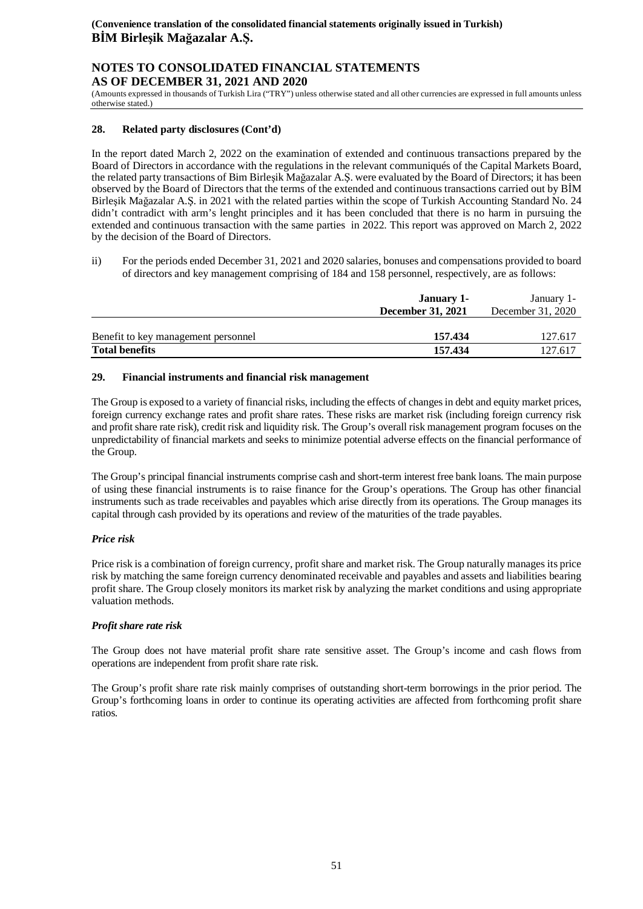## 28. Related party disclosures (Cont'd)

In the report dated March 2, 2022 on the examination of extended and continuous transactions prepared by the Board of Directors in accordance with the regulations in the relevant communiqués of the Capital Markets Board, the related party transactions of Bim Birleşik Mağazalar A.Ş. were evaluated by the Board of Directors; it has been observed by the Board of Directors that the terms of the extended and continuous transactions carried out by BİM Birleşik Mağazalar A.Ş. in 2021 with the related parties within the scope of Turkish Accounting Standard No. 24 didn't contradict with arm's lenght principles and it has been concluded that there is no harm in pursuing the extended and continuous transaction with the same parties in 2022. This report was approved on March 2, 2022 by the decision of the Board of Directors.

ii) For the periods ended December 31, 2021 and 2020 salaries, bonuses and compensations provided to board of directors and key management comprising of 184 and 158 personnel, respectively, are as follows:

| | **January 1- December 31, 2021** | January 1- December 31, 2020 |
|---|---|---|
| Benefit to key management personnel | **157.434** | 127.617 |
| **Total benefits** | **157.434** | 127.617 |

## 29. Financial instruments and financial risk management

The Group is exposed to a variety of financial risks, including the effects of changes in debt and equity market prices, foreign currency exchange rates and profit share rates. These risks are market risk (including foreign currency risk and profit share rate risk), credit risk and liquidity risk. The Group's overall risk management program focuses on the unpredictability of financial markets and seeks to minimize potential adverse effects on the financial performance of the Group.

The Group's principal financial instruments comprise cash and short-term interest free bank loans. The main purpose of using these financial instruments is to raise finance for the Group's operations. The Group has other financial instruments such as trade receivables and payables which arise directly from its operations. The Group manages its capital through cash provided by its operations and review of the maturities of the trade payables.

### *Price risk*

Price risk is a combination of foreign currency, profit share and market risk. The Group naturally manages its price risk by matching the same foreign currency denominated receivable and payables and assets and liabilities bearing profit share. The Group closely monitors its market risk by analyzing the market conditions and using appropriate valuation methods.

### *Profit share rate risk*

The Group does not have material profit share rate sensitive asset. The Group's income and cash flows from operations are independent from profit share rate risk.

The Group's profit share rate risk mainly comprises of outstanding short-term borrowings in the prior period. The Group's forthcoming loans in order to continue its operating activities are affected from forthcoming profit share ratios.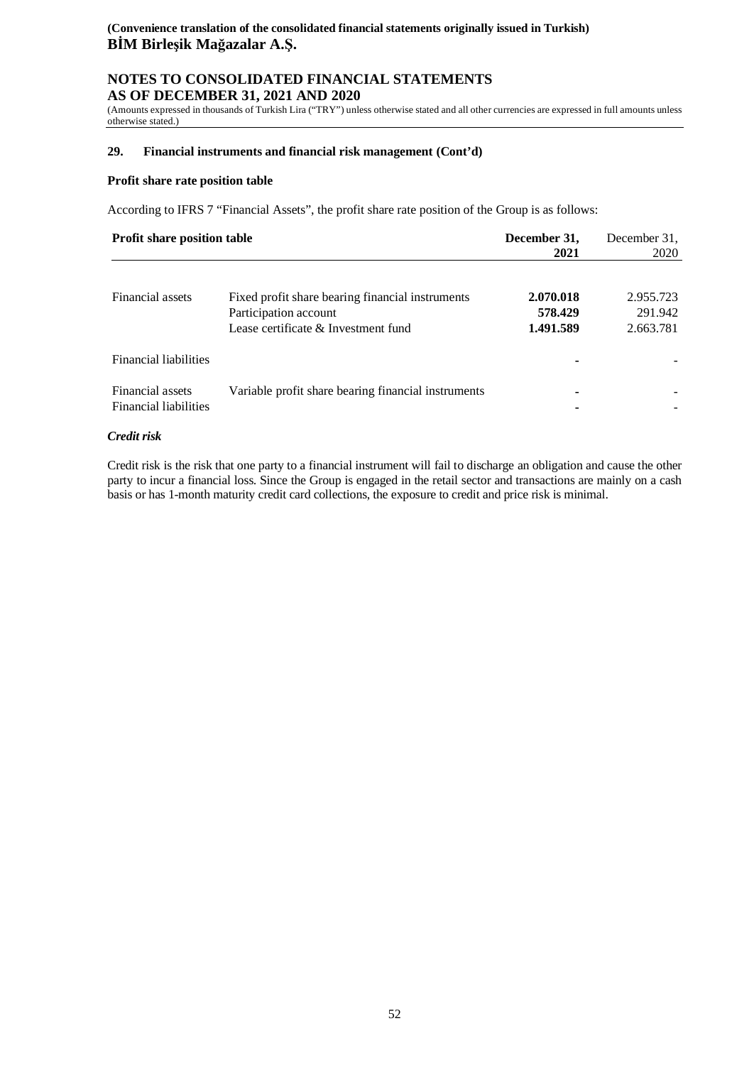**(Convenience translation of the consolidated financial statements originally issued in Turkish)**
**BİM Birleşik Mağazalar A.Ş.**

# NOTES TO CONSOLIDATED FINANCIAL STATEMENTS AS OF DECEMBER 31, 2021 AND 2020

(Amounts expressed in thousands of Turkish Lira ("TRY") unless otherwise stated and all other currencies are expressed in full amounts unless otherwise stated.)

## 29. Financial instruments and financial risk management (Cont'd)

### Profit share rate position table

According to IFRS 7 "Financial Assets", the profit share rate position of the Group is as follows:

| **Profit share position table** | | **December 31, 2021** | December 31, 2020 |
|---|---|---|---|
| Financial assets | Fixed profit share bearing financial instruments | **2.070.018** | 2.955.723 |
| | Participation account | **578.429** | 291.942 |
| | Lease certificate & Investment fund | **1.491.589** | 2.663.781 |
| Financial liabilities | | **-** | - |
| Financial assets | Variable profit share bearing financial instruments | **-** | - |
| Financial liabilities | | **-** | - |

### *Credit risk*

Credit risk is the risk that one party to a financial instrument will fail to discharge an obligation and cause the other party to incur a financial loss. Since the Group is engaged in the retail sector and transactions are mainly on a cash basis or has 1-month maturity credit card collections, the exposure to credit and price risk is minimal.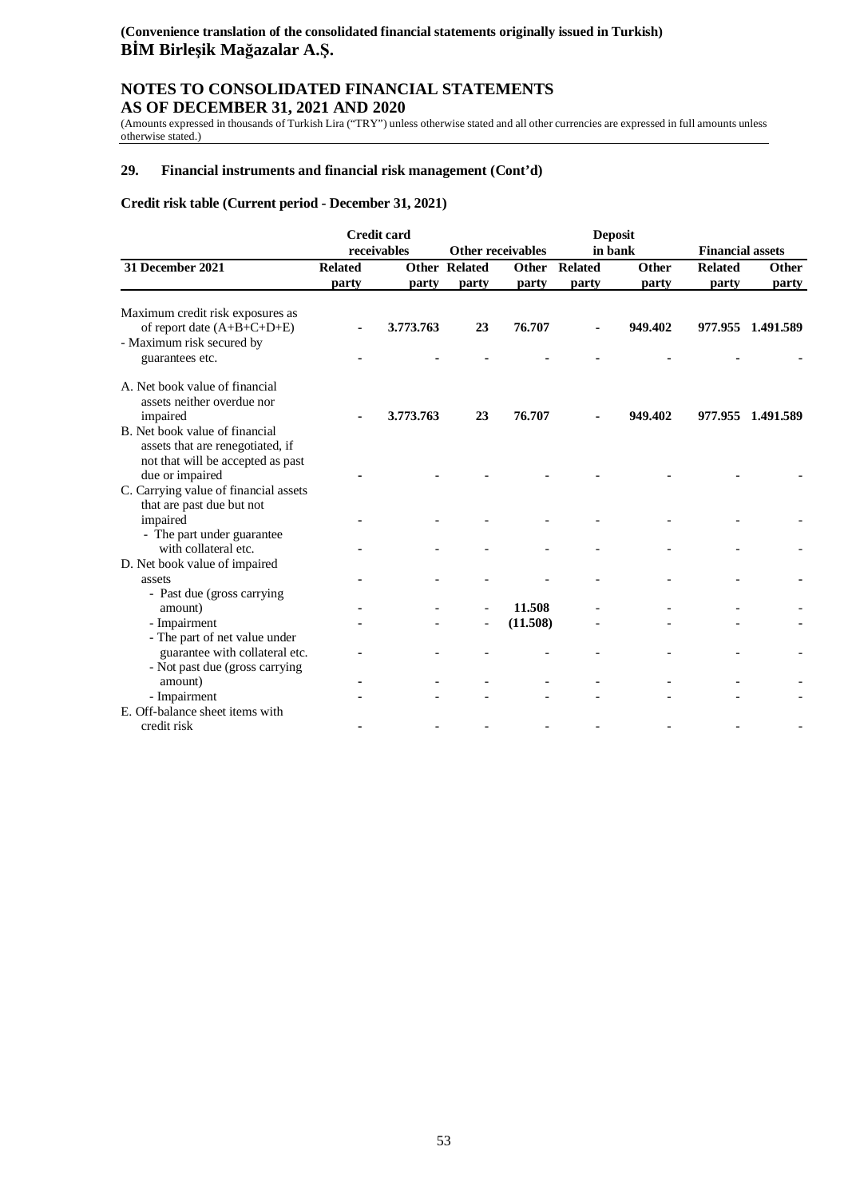**(Convenience translation of the consolidated financial statements originally issued in Turkish)**
**BİM Birleşik Mağazalar A.Ş.**

## NOTES TO CONSOLIDATED FINANCIAL STATEMENTS AS OF DECEMBER 31, 2021 AND 2020

(Amounts expressed in thousands of Turkish Lira ("TRY") unless otherwise stated and all other currencies are expressed in full amounts unless otherwise stated.)

### 29. Financial instruments and financial risk management (Cont'd)

**Credit risk table (Current period - December 31, 2021)**

| | Credit card receivables | | Other receivables | | Deposit in bank | | Financial assets | |
|---|---|---|---|---|---|---|---|---|
| **31 December 2021** | **Related party** | **Other party** | **Related party** | **Other party** | **Related party** | **Other party** | **Related party** | **Other party** |
| Maximum credit risk exposures as of report date (A+B+C+D+E) | - | 3.773.763 | 23 | 76.707 | - | 949.402 | 977.955 | 1.491.589 |
| - Maximum risk secured by guarantees etc. | - | - | - | - | - | - | - | - |
| A. Net book value of financial assets neither overdue nor impaired | - | 3.773.763 | 23 | 76.707 | - | 949.402 | 977.955 | 1.491.589 |
| B. Net book value of financial assets that are renegotiated, if not that will be accepted as past due or impaired | - | - | - | - | - | - | - | - |
| C. Carrying value of financial assets that are past due but not impaired | - | - | - | - | - | - | - | - |
| - The part under guarantee with collateral etc. | - | - | - | - | - | - | - | - |
| D. Net book value of impaired assets | - | - | - | - | - | - | - | - |
| - Past due (gross carrying amount) | - | - | - | 11.508 | - | - | - | - |
| - Impairment | - | - | - | (11.508) | - | - | - | - |
| - The part of net value under guarantee with collateral etc. | - | - | - | - | - | - | - | - |
| - Not past due (gross carrying amount) | - | - | - | - | - | - | - | - |
| - Impairment | - | - | - | - | - | - | - | - |
| E. Off-balance sheet items with credit risk | - | - | - | - | - | - | - | - |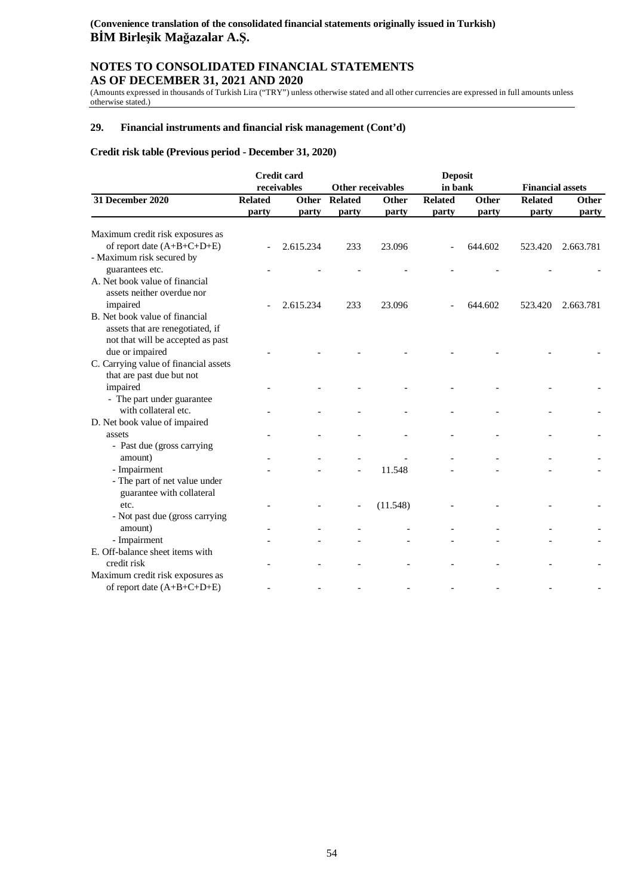**(Convenience translation of the consolidated financial statements originally issued in Turkish)**
**BİM Birleşik Mağazalar A.Ş.**

**NOTES TO CONSOLIDATED FINANCIAL STATEMENTS**
**AS OF DECEMBER 31, 2021 AND 2020**

(Amounts expressed in thousands of Turkish Lira ("TRY") unless otherwise stated and all other currencies are expressed in full amounts unless otherwise stated.)

## 29. Financial instruments and financial risk management (Cont'd)

### Credit risk table (Previous period - December 31, 2020)

| | Credit card receivables | | Other receivables | | Deposit in bank | | Financial assets | |
|---|---|---|---|---|---|---|---|---|
| **31 December 2020** | **Related party** | **Other party** | **Related party** | **Other party** | **Related party** | **Other party** | **Related party** | **Other party** |
| Maximum credit risk exposures as of report date (A+B+C+D+E) | - | 2.615.234 | 233 | 23.096 | - | 644.602 | 523.420 | 2.663.781 |
| - Maximum risk secured by guarantees etc. | - | - | - | - | - | - | - | - |
| A. Net book value of financial assets neither overdue nor impaired | - | 2.615.234 | 233 | 23.096 | - | 644.602 | 523.420 | 2.663.781 |
| B. Net book value of financial assets that are renegotiated, if not that will be accepted as past due or impaired | - | - | - | - | - | - | - | - |
| C. Carrying value of financial assets that are past due but not impaired | - | - | - | - | - | - | - | - |
| - The part under guarantee with collateral etc. | - | - | - | - | - | - | - | - |
| D. Net book value of impaired assets | - | - | - | - | - | - | - | - |
| - Past due (gross carrying amount) | - | - | - | - | - | - | - | - |
| - Impairment | - | - | - | 11.548 | - | - | - | - |
| - The part of net value under guarantee with collateral etc. | - | - | - | (11.548) | - | - | - | - |
| - Not past due (gross carrying amount) | - | - | - | - | - | - | - | - |
| - Impairment | - | - | - | - | - | - | - | - |
| E. Off-balance sheet items with credit risk | - | - | - | - | - | - | - | - |
| Maximum credit risk exposures as of report date (A+B+C+D+E) | - | - | - | - | - | - | - | - |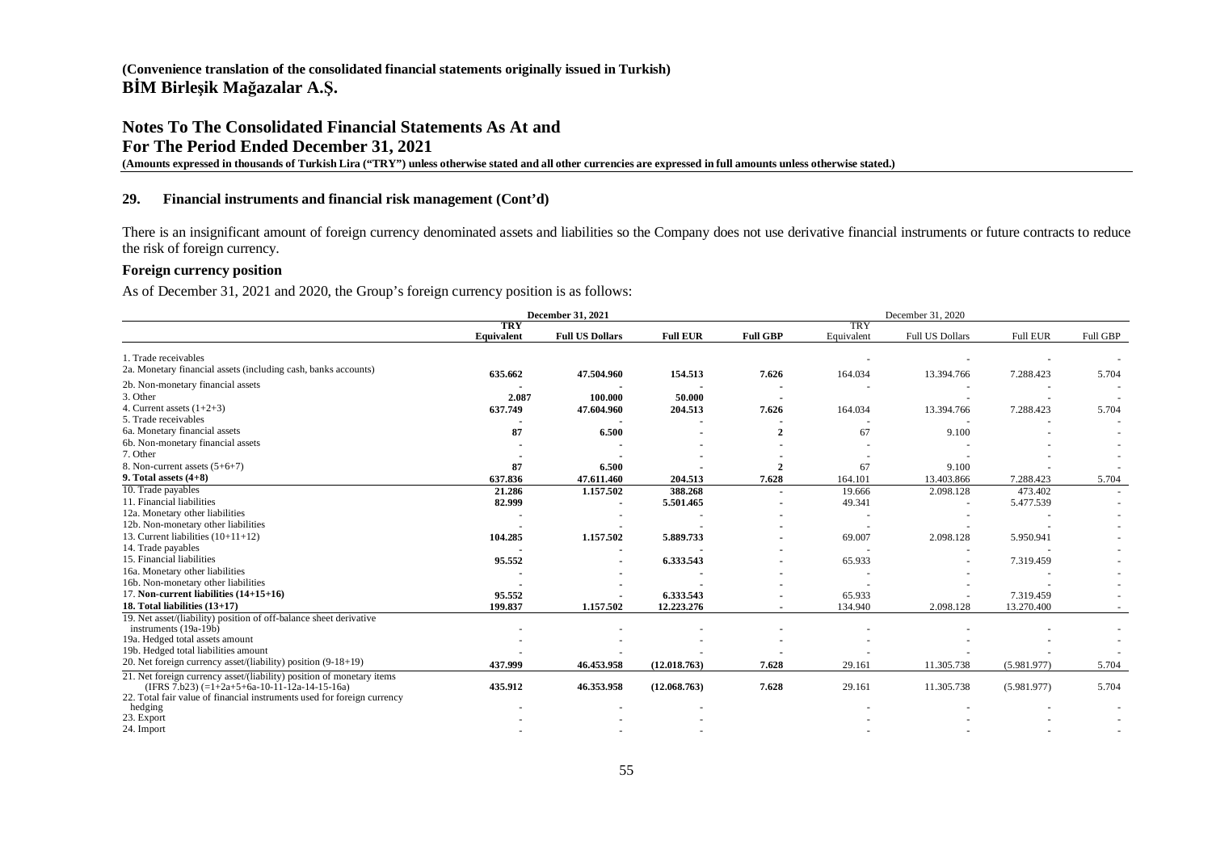**(Convenience translation of the consolidated financial statements originally issued in Turkish)**
**BİM Birleşik Mağazalar A.Ş.**

## Notes To The Consolidated Financial Statements As At and For The Period Ended December 31, 2021

**(Amounts expressed in thousands of Turkish Lira ("TRY") unless otherwise stated and all other currencies are expressed in full amounts unless otherwise stated.)**

### 29. Financial instruments and financial risk management (Cont'd)

There is an insignificant amount of foreign currency denominated assets and liabilities so the Company does not use derivative financial instruments or future contracts to reduce the risk of foreign currency.

**Foreign currency position**

As of December 31, 2021 and 2020, the Group's foreign currency position is as follows:

| | December 31, 2021 | | | | December 31, 2020 | | | |
|---|---|---|---|---|---|---|---|---|
| | TRY Equivalent | Full US Dollars | Full EUR | Full GBP | TRY Equivalent | Full US Dollars | Full EUR | Full GBP |
| 1. Trade receivables | | | | | - | - | - | - |
| 2a. Monetary financial assets (including cash, banks accounts) | 635.662 | 47.504.960 | 154.513 | 7.626 | 164.034 | 13.394.766 | 7.288.423 | 5.704 |
| 2b. Non-monetary financial assets | - | - | - | - | - | - | - | - |
| 3. Other | 2.087 | 100.000 | 50.000 | - | - | - | - | - |
| 4. Current assets (1+2+3) | 637.749 | 47.604.960 | 204.513 | 7.626 | 164.034 | 13.394.766 | 7.288.423 | 5.704 |
| 5. Trade receivables | - | - | - | - | - | - | - | - |
| 6a. Monetary financial assets | 87 | 6.500 | - | 2 | 67 | 9.100 | - | - |
| 6b. Non-monetary financial assets | - | - | - | - | - | - | - | - |
| 7. Other | - | - | - | - | - | - | - | - |
| 8. Non-current assets (5+6+7) | 87 | 6.500 | - | 2 | 67 | 9.100 | - | - |
| **9. Total assets (4+8)** | 637.836 | 47.611.460 | 204.513 | 7.628 | 164.101 | 13.403.866 | 7.288.423 | 5.704 |
| 10. Trade payables | 21.286 | 1.157.502 | 388.268 | - | 19.666 | 2.098.128 | 473.402 | - |
| 11. Financial liabilities | 82.999 | - | 5.501.465 | - | 49.341 | - | 5.477.539 | - |
| 12a. Monetary other liabilities | - | - | - | - | - | - | - | - |
| 12b. Non-monetary other liabilities | - | - | - | - | - | - | - | - |
| 13. Current liabilities (10+11+12) | 104.285 | 1.157.502 | 5.889.733 | - | 69.007 | 2.098.128 | 5.950.941 | - |
| 14. Trade payables | - | - | - | - | - | - | - | - |
| 15. Financial liabilities | 95.552 | - | 6.333.543 | - | 65.933 | - | 7.319.459 | - |
| 16a. Monetary other liabilities | - | - | - | - | - | - | - | - |
| 16b. Non-monetary other liabilities | - | - | - | - | - | - | - | - |
| **17. Non-current liabilities (14+15+16)** | 95.552 | - | 6.333.543 | - | 65.933 | - | 7.319.459 | - |
| **18. Total liabilities (13+17)** | 199.837 | 1.157.502 | 12.223.276 | - | 134.940 | 2.098.128 | 13.270.400 | - |
| 19. Net asset/(liability) position of off-balance sheet derivative instruments (19a-19b) | - | - | - | - | - | - | - | - |
| 19a. Hedged total assets amount | - | - | - | - | - | - | - | - |
| 19b. Hedged total liabilities amount | - | - | - | - | - | - | - | - |
| 20. Net foreign currency asset/(liability) position (9-18+19) | 437.999 | 46.453.958 | (12.018.763) | 7.628 | 29.161 | 11.305.738 | (5.981.977) | 5.704 |
| 21. Net foreign currency asset/(liability) position of monetary items (IFRS 7.b23) (=1+2a+5+6a-10-11-12a-14-15-16a) | 435.912 | 46.353.958 | (12.068.763) | 7.628 | 29.161 | 11.305.738 | (5.981.977) | 5.704 |
| 22. Total fair value of financial instruments used for foreign currency hedging | - | - | - | | - | - | - | - |
| 23. Export | - | - | - | | - | - | - | - |
| 24. Import | - | - | - | | - | - | - | - |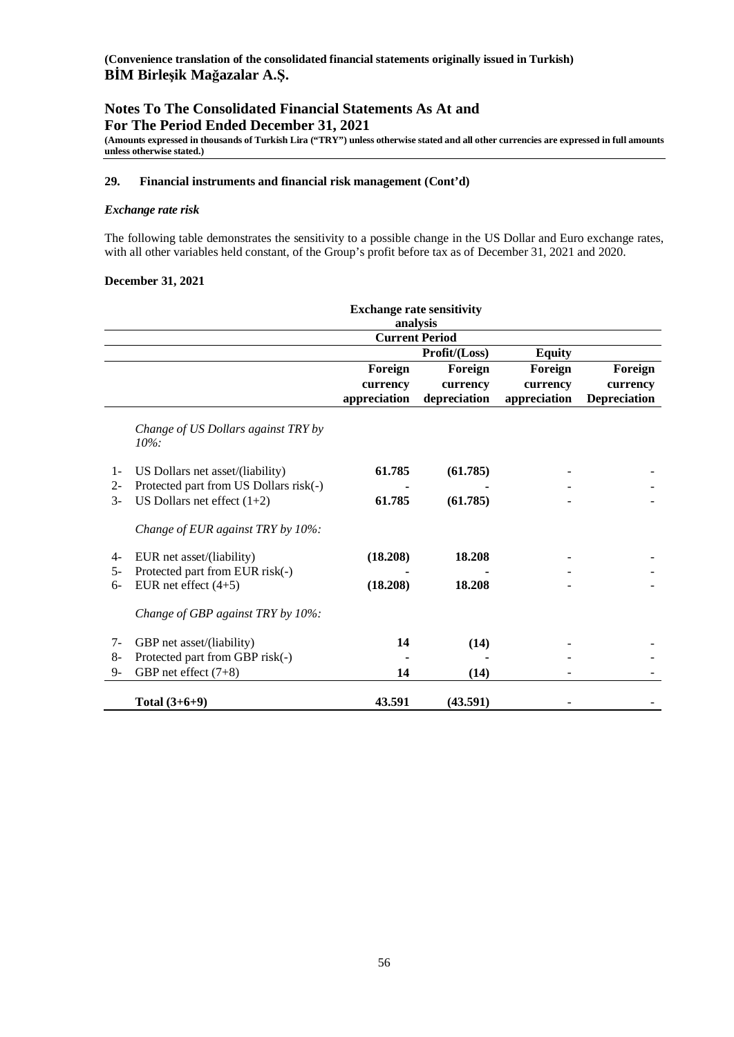(Convenience translation of the consolidated financial statements originally issued in Turkish)
**BİM Birleşik Mağazalar A.Ş.**

## Notes To The Consolidated Financial Statements As At and For The Period Ended December 31, 2021

**(Amounts expressed in thousands of Turkish Lira ("TRY") unless otherwise stated and all other currencies are expressed in full amounts unless otherwise stated.)**

### 29. Financial instruments and financial risk management (Cont'd)

***Exchange rate risk***

The following table demonstrates the sensitivity to a possible change in the US Dollar and Euro exchange rates, with all other variables held constant, of the Group's profit before tax as of December 31, 2021 and 2020.

**December 31, 2021**

| | | Exchange rate sensitivity analysis | | | |
|---|---|---|---|---|---|
| | | Current Period | | | |
| | | Profit/(Loss) | | Equity | |
| | | Foreign currency appreciation | Foreign currency depreciation | Foreign currency appreciation | Foreign currency Depreciation |
| | *Change of US Dollars against TRY by 10%:* | | | | |
| 1- | US Dollars net asset/(liability) | **61.785** | **(61.785)** | - | - |
| 2- | Protected part from US Dollars risk(-) | **-** | **-** | - | - |
| 3- | US Dollars net effect (1+2) | **61.785** | **(61.785)** | - | - |
| | *Change of EUR against TRY by 10%:* | | | | |
| 4- | EUR net asset/(liability) | **(18.208)** | **18.208** | - | - |
| 5- | Protected part from EUR risk(-) | **-** | **-** | - | - |
| 6- | EUR net effect (4+5) | **(18.208)** | **18.208** | - | - |
| | *Change of GBP against TRY by 10%:* | | | | |
| 7- | GBP net asset/(liability) | **14** | **(14)** | - | - |
| 8- | Protected part from GBP risk(-) | **-** | **-** | - | - |
| 9- | GBP net effect (7+8) | **14** | **(14)** | - | - |
| | **Total (3+6+9)** | **43.591** | **(43.591)** | - | - |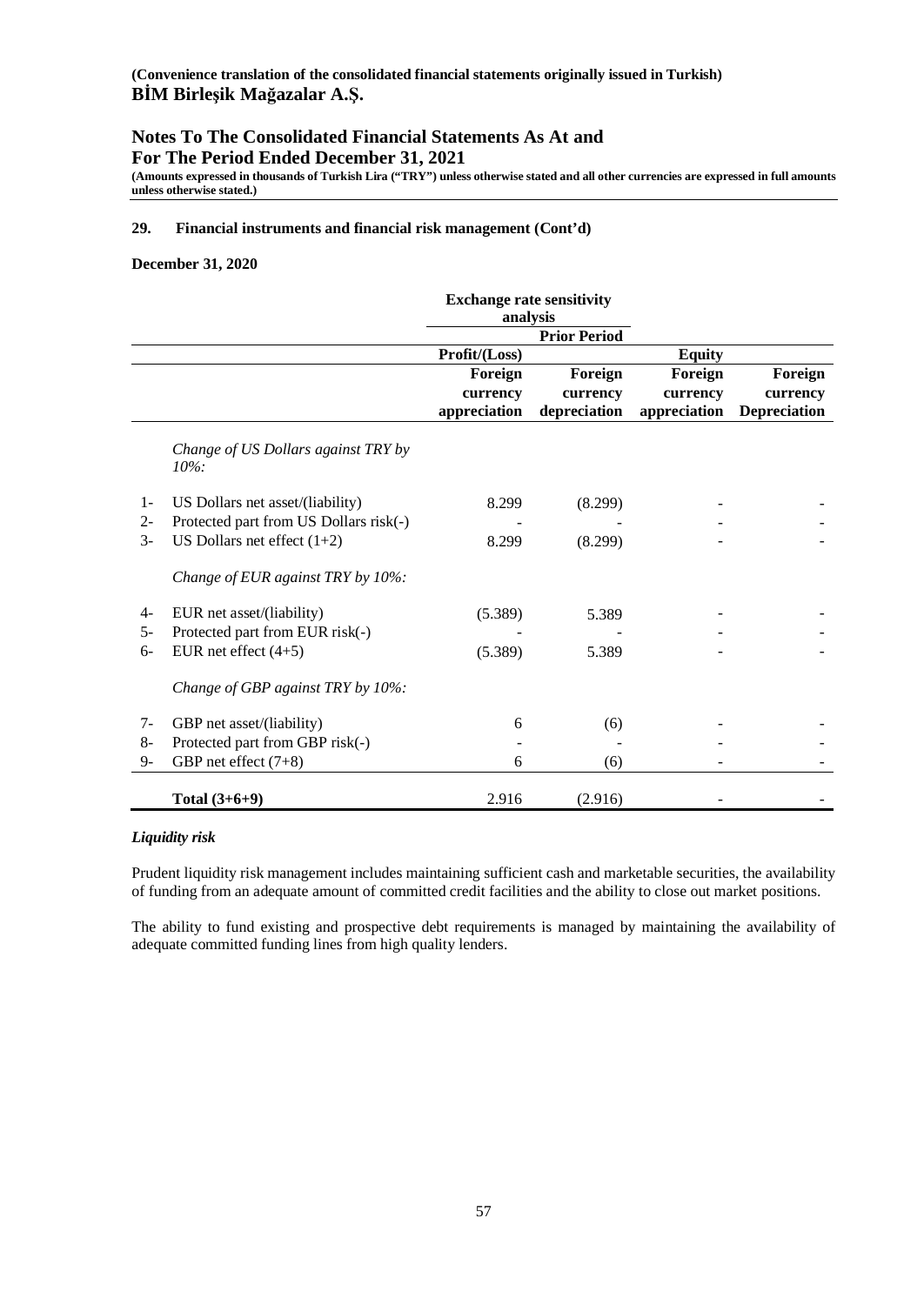**(Convenience translation of the consolidated financial statements originally issued in Turkish)**
**BİM Birleşik Mağazalar A.Ş.**

## Notes To The Consolidated Financial Statements As At and For The Period Ended December 31, 2021

**(Amounts expressed in thousands of Turkish Lira ("TRY") unless otherwise stated and all other currencies are expressed in full amounts unless otherwise stated.)**

### 29. Financial instruments and financial risk management (Cont'd)

**December 31, 2020**

| | | Exchange rate sensitivity analysis | | | |
|---|---|---|---|---|---|
| | | Prior Period | | | |
| | | Profit/(Loss) | | Equity | |
| | | Foreign currency appreciation | Foreign currency depreciation | Foreign currency appreciation | Foreign currency Depreciation |
| | *Change of US Dollars against TRY by 10%:* | | | | |
| 1- | US Dollars net asset/(liability) | 8.299 | (8.299) | - | - |
| 2- | Protected part from US Dollars risk(-) | - | - | - | - |
| 3- | US Dollars net effect (1+2) | 8.299 | (8.299) | - | - |
| | *Change of EUR against TRY by 10%:* | | | | |
| 4- | EUR net asset/(liability) | (5.389) | 5.389 | - | - |
| 5- | Protected part from EUR risk(-) | - | - | - | - |
| 6- | EUR net effect (4+5) | (5.389) | 5.389 | - | - |
| | *Change of GBP against TRY by 10%:* | | | | |
| 7- | GBP net asset/(liability) | 6 | (6) | - | - |
| 8- | Protected part from GBP risk(-) | - | - | - | - |
| 9- | GBP net effect (7+8) | 6 | (6) | - | - |
| | **Total (3+6+9)** | 2.916 | (2.916) | - | - |

***Liquidity risk***

Prudent liquidity risk management includes maintaining sufficient cash and marketable securities, the availability of funding from an adequate amount of committed credit facilities and the ability to close out market positions.

The ability to fund existing and prospective debt requirements is managed by maintaining the availability of adequate committed funding lines from high quality lenders.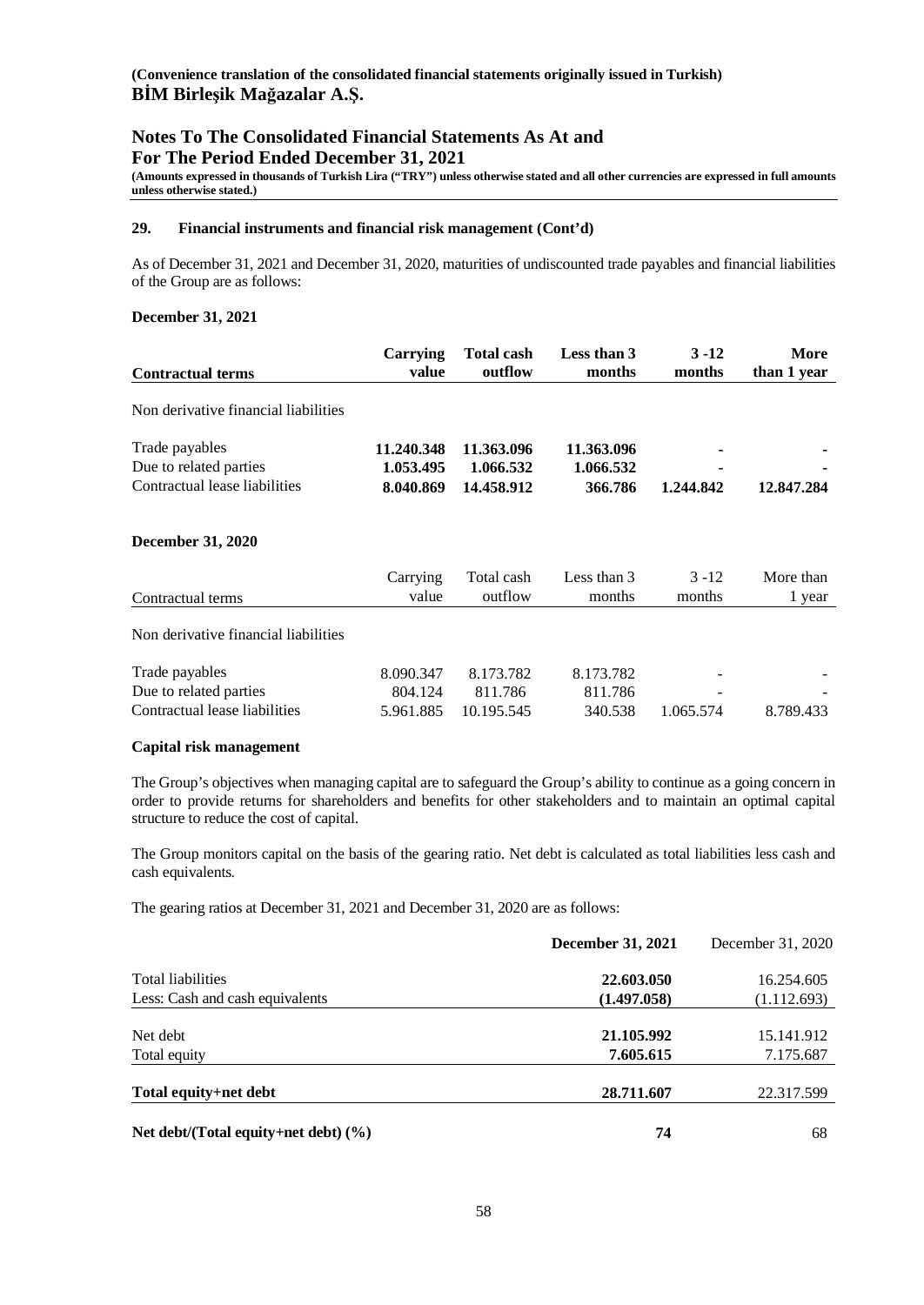**(Convenience translation of the consolidated financial statements originally issued in Turkish)**
**BİM Birleşik Mağazalar A.Ş.**

**Notes To The Consolidated Financial Statements As At and For The Period Ended December 31, 2021**
**(Amounts expressed in thousands of Turkish Lira ("TRY") unless otherwise stated and all other currencies are expressed in full amounts unless otherwise stated.)**

## 29. Financial instruments and financial risk management (Cont'd)

As of December 31, 2021 and December 31, 2020, maturities of undiscounted trade payables and financial liabilities of the Group are as follows:

**December 31, 2021**

| **Contractual terms** | **Carrying value** | **Total cash outflow** | **Less than 3 months** | **3 -12 months** | **More than 1 year** |
|---|---|---|---|---|---|
| Non derivative financial liabilities | | | | | |
| Trade payables | **11.240.348** | **11.363.096** | **11.363.096** | **-** | **-** |
| Due to related parties | **1.053.495** | **1.066.532** | **1.066.532** | **-** | **-** |
| Contractual lease liabilities | **8.040.869** | **14.458.912** | **366.786** | **1.244.842** | **12.847.284** |

**December 31, 2020**

| Contractual terms | Carrying value | Total cash outflow | Less than 3 months | 3 -12 months | More than 1 year |
|---|---|---|---|---|---|
| Non derivative financial liabilities | | | | | |
| Trade payables | 8.090.347 | 8.173.782 | 8.173.782 | - | - |
| Due to related parties | 804.124 | 811.786 | 811.786 | - | - |
| Contractual lease liabilities | 5.961.885 | 10.195.545 | 340.538 | 1.065.574 | 8.789.433 |

**Capital risk management**

The Group's objectives when managing capital are to safeguard the Group's ability to continue as a going concern in order to provide returns for shareholders and benefits for other stakeholders and to maintain an optimal capital structure to reduce the cost of capital.

The Group monitors capital on the basis of the gearing ratio. Net debt is calculated as total liabilities less cash and cash equivalents.

The gearing ratios at December 31, 2021 and December 31, 2020 are as follows:

| | **December 31, 2021** | December 31, 2020 |
|---|---|---|
| Total liabilities | **22.603.050** | 16.254.605 |
| Less: Cash and cash equivalents | **(1.497.058)** | (1.112.693) |
| Net debt | **21.105.992** | 15.141.912 |
| Total equity | **7.605.615** | 7.175.687 |
| **Total equity+net debt** | **28.711.607** | 22.317.599 |
| **Net debt/(Total equity+net debt) (%)** | **74** | 68 |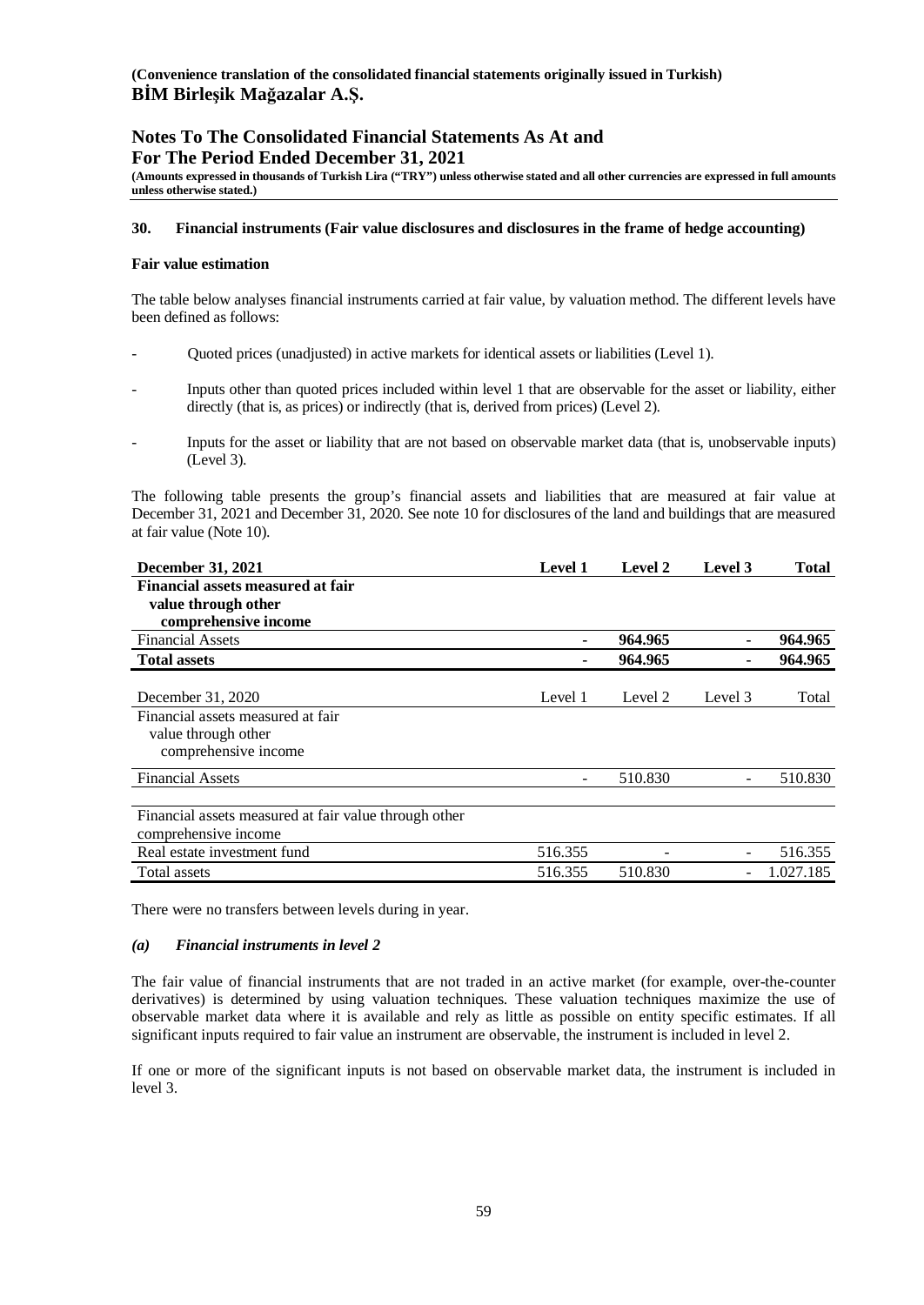**(Convenience translation of the consolidated financial statements originally issued in Turkish)**
**BİM Birleşik Mağazalar A.Ş.**

## Notes To The Consolidated Financial Statements As At and For The Period Ended December 31, 2021

**(Amounts expressed in thousands of Turkish Lira ("TRY") unless otherwise stated and all other currencies are expressed in full amounts unless otherwise stated.)**

### 30. Financial instruments (Fair value disclosures and disclosures in the frame of hedge accounting)

**Fair value estimation**

The table below analyses financial instruments carried at fair value, by valuation method. The different levels have been defined as follows:

- Quoted prices (unadjusted) in active markets for identical assets or liabilities (Level 1).
- Inputs other than quoted prices included within level 1 that are observable for the asset or liability, either directly (that is, as prices) or indirectly (that is, derived from prices) (Level 2).
- Inputs for the asset or liability that are not based on observable market data (that is, unobservable inputs) (Level 3).

The following table presents the group's financial assets and liabilities that are measured at fair value at December 31, 2021 and December 31, 2020. See note 10 for disclosures of the land and buildings that are measured at fair value (Note 10).

| **December 31, 2021** | **Level 1** | **Level 2** | **Level 3** | **Total** |
|---|---|---|---|---|
| **Financial assets measured at fair value through other comprehensive income** | | | | |
| Financial Assets | - | **964.965** | - | **964.965** |
| **Total assets** | - | **964.965** | - | **964.965** |

| December 31, 2020 | Level 1 | Level 2 | Level 3 | Total |
|---|---|---|---|---|
| Financial assets measured at fair value through other comprehensive income | | | | |
| Financial Assets | - | 510.830 | - | 510.830 |
| Financial assets measured at fair value through other comprehensive income | | | | |
| Real estate investment fund | 516.355 | - | - | 516.355 |
| Total assets | 516.355 | 510.830 | - | 1.027.185 |

There were no transfers between levels during in year.

#### *(a) Financial instruments in level 2*

The fair value of financial instruments that are not traded in an active market (for example, over-the-counter derivatives) is determined by using valuation techniques. These valuation techniques maximize the use of observable market data where it is available and rely as little as possible on entity specific estimates. If all significant inputs required to fair value an instrument are observable, the instrument is included in level 2.

If one or more of the significant inputs is not based on observable market data, the instrument is included in level 3.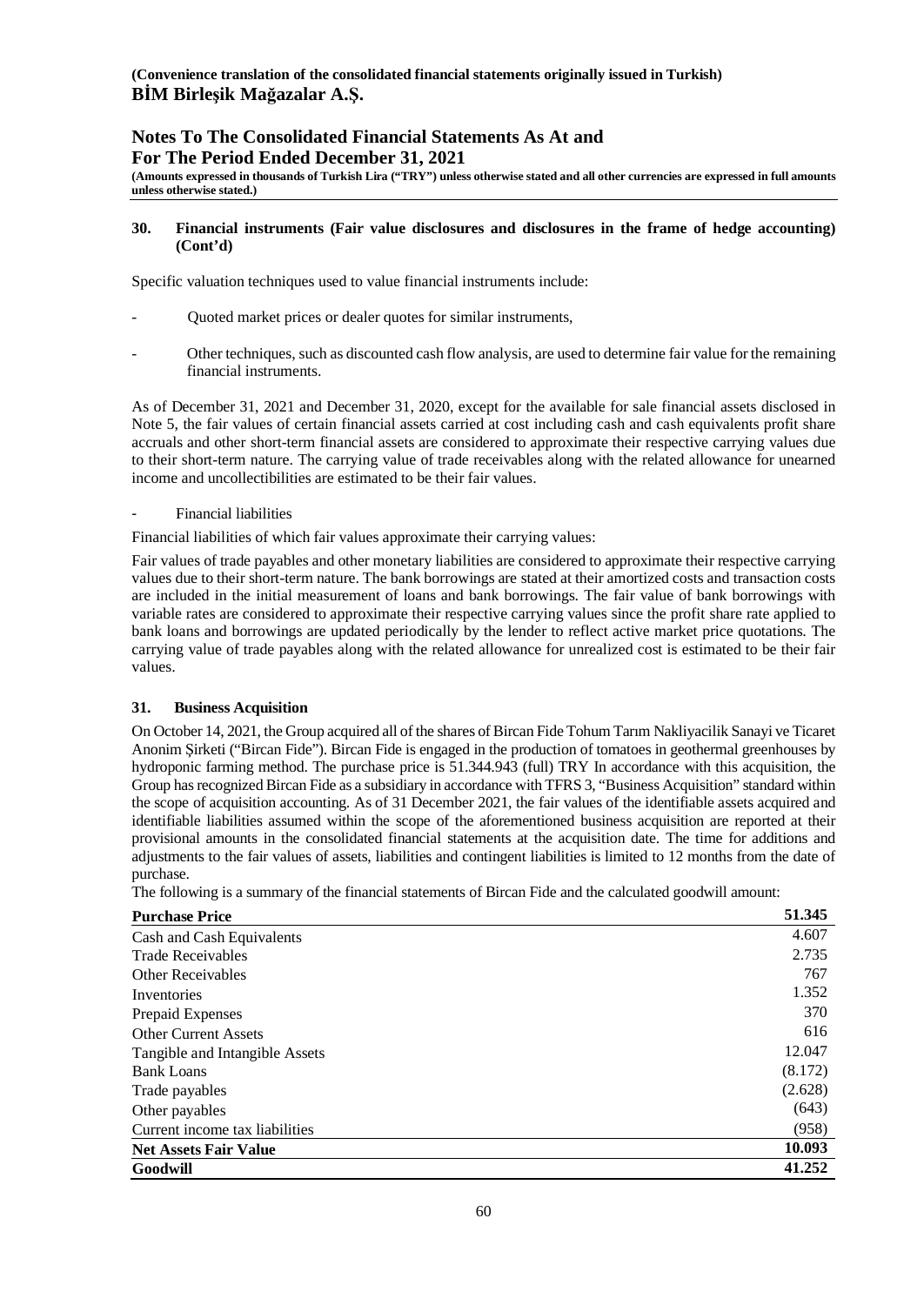**(Convenience translation of the consolidated financial statements originally issued in Turkish)**
**BİM Birleşik Mağazalar A.Ş.**

## Notes To The Consolidated Financial Statements As At and For The Period Ended December 31, 2021

**(Amounts expressed in thousands of Turkish Lira ("TRY") unless otherwise stated and all other currencies are expressed in full amounts unless otherwise stated.)**

### 30. Financial instruments (Fair value disclosures and disclosures in the frame of hedge accounting) (Cont'd)

Specific valuation techniques used to value financial instruments include:

- Quoted market prices or dealer quotes for similar instruments,
- Other techniques, such as discounted cash flow analysis, are used to determine fair value for the remaining financial instruments.

As of December 31, 2021 and December 31, 2020, except for the available for sale financial assets disclosed in Note 5, the fair values of certain financial assets carried at cost including cash and cash equivalents profit share accruals and other short-term financial assets are considered to approximate their respective carrying values due to their short-term nature. The carrying value of trade receivables along with the related allowance for unearned income and uncollectibilities are estimated to be their fair values.

- Financial liabilities

Financial liabilities of which fair values approximate their carrying values:

Fair values of trade payables and other monetary liabilities are considered to approximate their respective carrying values due to their short-term nature. The bank borrowings are stated at their amortized costs and transaction costs are included in the initial measurement of loans and bank borrowings. The fair value of bank borrowings with variable rates are considered to approximate their respective carrying values since the profit share rate applied to bank loans and borrowings are updated periodically by the lender to reflect active market price quotations. The carrying value of trade payables along with the related allowance for unrealized cost is estimated to be their fair values.

### 31. Business Acquisition

On October 14, 2021, the Group acquired all of the shares of Bircan Fide Tohum Tarım Nakliyacilik Sanayi ve Ticaret Anonim Şirketi ("Bircan Fide"). Bircan Fide is engaged in the production of tomatoes in geothermal greenhouses by hydroponic farming method. The purchase price is 51.344.943 (full) TRY In accordance with this acquisition, the Group has recognized Bircan Fide as a subsidiary in accordance with TFRS 3, "Business Acquisition" standard within the scope of acquisition accounting. As of 31 December 2021, the fair values of the identifiable assets acquired and identifiable liabilities assumed within the scope of the aforementioned business acquisition are reported at their provisional amounts in the consolidated financial statements at the acquisition date. The time for additions and adjustments to the fair values of assets, liabilities and contingent liabilities is limited to 12 months from the date of purchase.

The following is a summary of the financial statements of Bircan Fide and the calculated goodwill amount:

| **Purchase Price** | **51.345** |
|---|---|
| Cash and Cash Equivalents | 4.607 |
| Trade Receivables | 2.735 |
| Other Receivables | 767 |
| Inventories | 1.352 |
| Prepaid Expenses | 370 |
| Other Current Assets | 616 |
| Tangible and Intangible Assets | 12.047 |
| Bank Loans | (8.172) |
| Trade payables | (2.628) |
| Other payables | (643) |
| Current income tax liabilities | (958) |
| **Net Assets Fair Value** | **10.093** |
| **Goodwill** | **41.252** |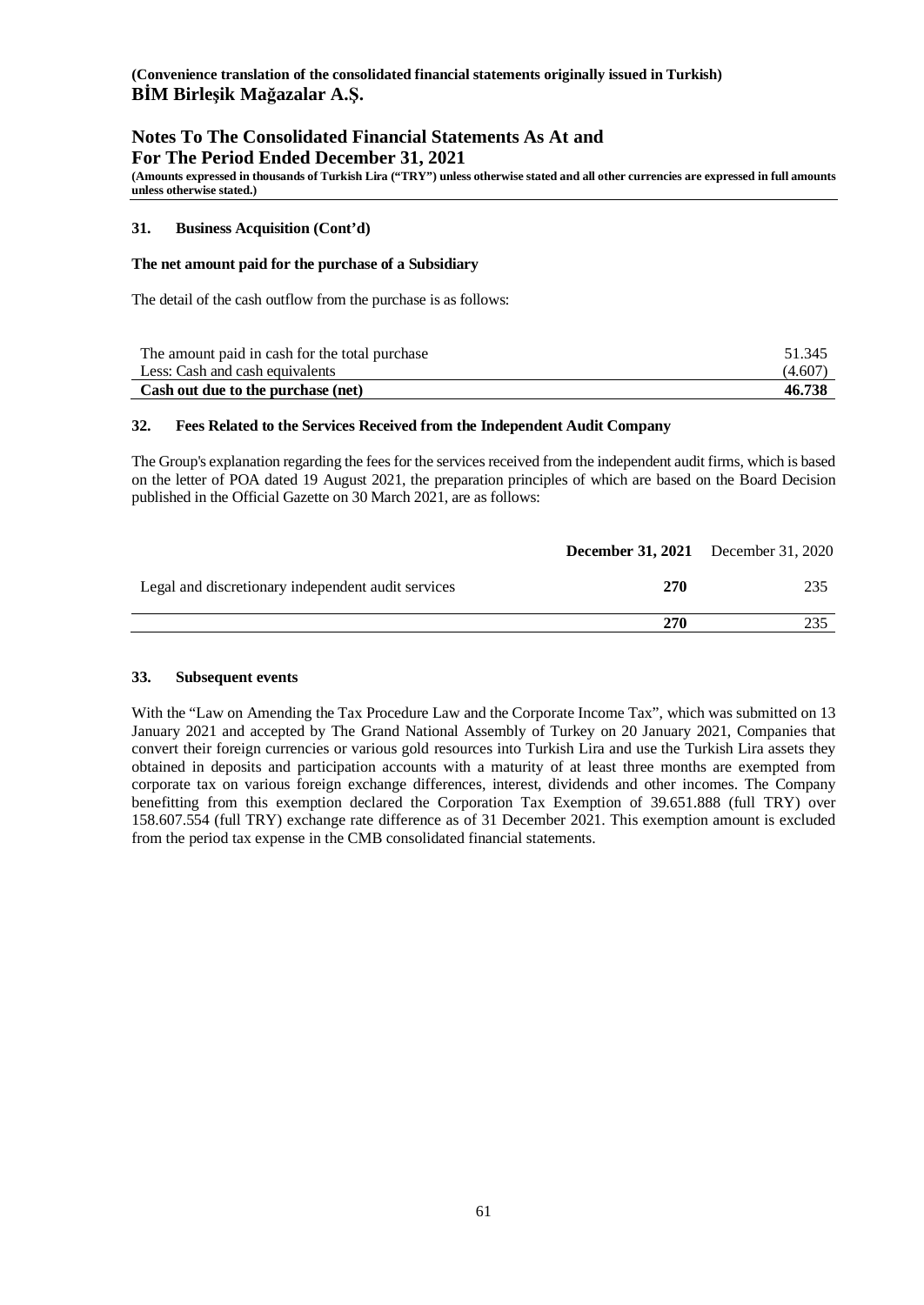**(Convenience translation of the consolidated financial statements originally issued in Turkish)**
**BİM Birleşik Mağazalar A.Ş.**

## Notes To The Consolidated Financial Statements As At and For The Period Ended December 31, 2021

**(Amounts expressed in thousands of Turkish Lira ("TRY") unless otherwise stated and all other currencies are expressed in full amounts unless otherwise stated.)**

### 31. Business Acquisition (Cont'd)

**The net amount paid for the purchase of a Subsidiary**

The detail of the cash outflow from the purchase is as follows:

| | |
|---|---|
| The amount paid in cash for the total purchase | 51.345 |
| Less: Cash and cash equivalents | (4.607) |
| **Cash out due to the purchase (net)** | **46.738** |

### 32. Fees Related to the Services Received from the Independent Audit Company

The Group's explanation regarding the fees for the services received from the independent audit firms, which is based on the letter of POA dated 19 August 2021, the preparation principles of which are based on the Board Decision published in the Official Gazette on 30 March 2021, are as follows:

| | **December 31, 2021** | December 31, 2020 |
|---|---|---|
| Legal and discretionary independent audit services | **270** | 235 |
| | **270** | 235 |

### 33. Subsequent events

With the "Law on Amending the Tax Procedure Law and the Corporate Income Tax", which was submitted on 13 January 2021 and accepted by The Grand National Assembly of Turkey on 20 January 2021, Companies that convert their foreign currencies or various gold resources into Turkish Lira and use the Turkish Lira assets they obtained in deposits and participation accounts with a maturity of at least three months are exempted from corporate tax on various foreign exchange differences, interest, dividends and other incomes. The Company benefitting from this exemption declared the Corporation Tax Exemption of 39.651.888 (full TRY) over 158.607.554 (full TRY) exchange rate difference as of 31 December 2021. This exemption amount is excluded from the period tax expense in the CMB consolidated financial statements.